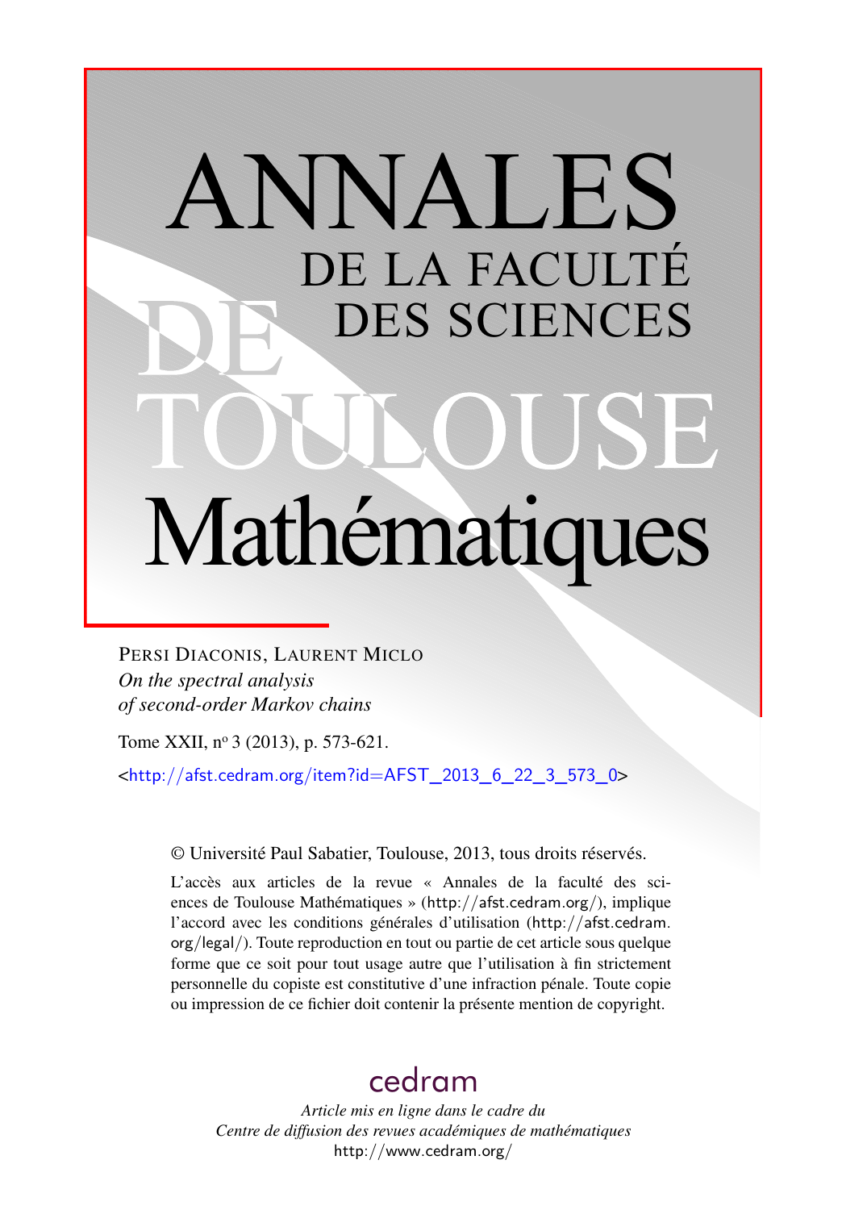# ANNALES DE LA FACULTÉ DES SCIENCES DE TOULOUSE Mathématiques

PERSI DIACONIS, LAURENT MICLO

*On the spectral analysis of second-order Markov chains*

Tome XXII, n° 3 (2013), p. 573-621.

<http://afst.cedram.org/item?id=AFST_2013_6_22_3_573_0>

© Université Paul Sabatier, Toulouse, 2013, tous droits réservés.

L'accès aux articles de la revue « Annales de la faculté des sciences de Toulouse Mathématiques » (http://afst.cedram.org/), implique l'accord avec les conditions générales d'utilisation (http://afst.cedram.org/legal/). Toute reproduction en tout ou partie de cet article sous quelque forme que ce soit pour tout usage autre que l'utilisation à fin strictement personnelle du copiste est constitutive d'une infraction pénale. Toute copie ou impression de ce fichier doit contenir la présente mention de copyright.

cedram

*Article mis en ligne dans le cadre du Centre de diffusion des revues académiques de mathématiques*

http://www.cedram.org/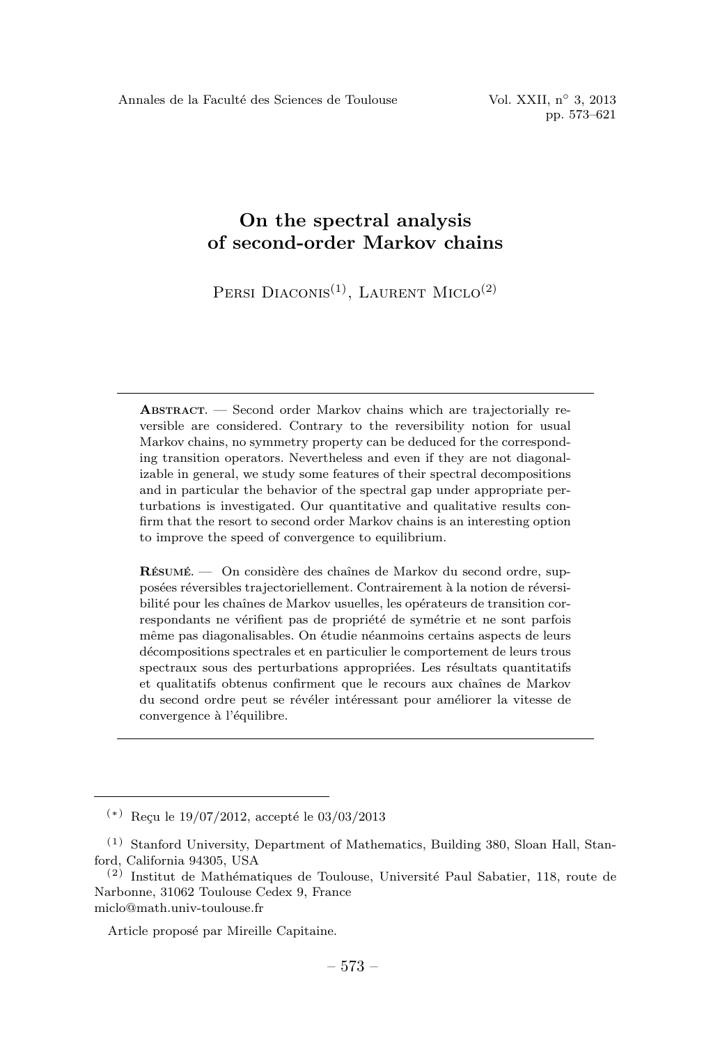# On the spectral analysis of second-order Markov chains

Persi Diaconis[1], Laurent Miclo[2]

---

**Abstract.** — Second order Markov chains which are trajectorially reversible are considered. Contrary to the reversibility notion for usual Markov chains, no symmetry property can be deduced for the corresponding transition operators. Nevertheless and even if they are not diagonalizable in general, we study some features of their spectral decompositions and in particular the behavior of the spectral gap under appropriate perturbations is investigated. Our quantitative and qualitative results confirm that the resort to second order Markov chains is an interesting option to improve the speed of convergence to equilibrium.

**Résumé.** — On considère des chaînes de Markov du second ordre, supposées réversibles trajectoriellement. Contrairement à la notion de réversibilité pour les chaînes de Markov usuelles, les opérateurs de transition correspondants ne vérifient pas de propriété de symétrie et ne sont parfois même pas diagonalisables. On étudie néanmoins certains aspects de leurs décompositions spectrales et en particulier le comportement de leurs trous spectraux sous des perturbations appropriées. Les résultats quantitatifs et qualitatifs obtenus confirment que le recours aux chaînes de Markov du second ordre peut se révéler intéressant pour améliorer la vitesse de convergence à l'équilibre.

---

[*] Reçu le 19/07/2012, accepté le 03/03/2013

[1] Stanford University, Department of Mathematics, Building 380, Sloan Hall, Stanford, California 94305, USA

[2] Institut de Mathématiques de Toulouse, Université Paul Sabatier, 118, route de Narbonne, 31062 Toulouse Cedex 9, France
miclo@math.univ-toulouse.fr

Article proposé par Mireille Capitaine.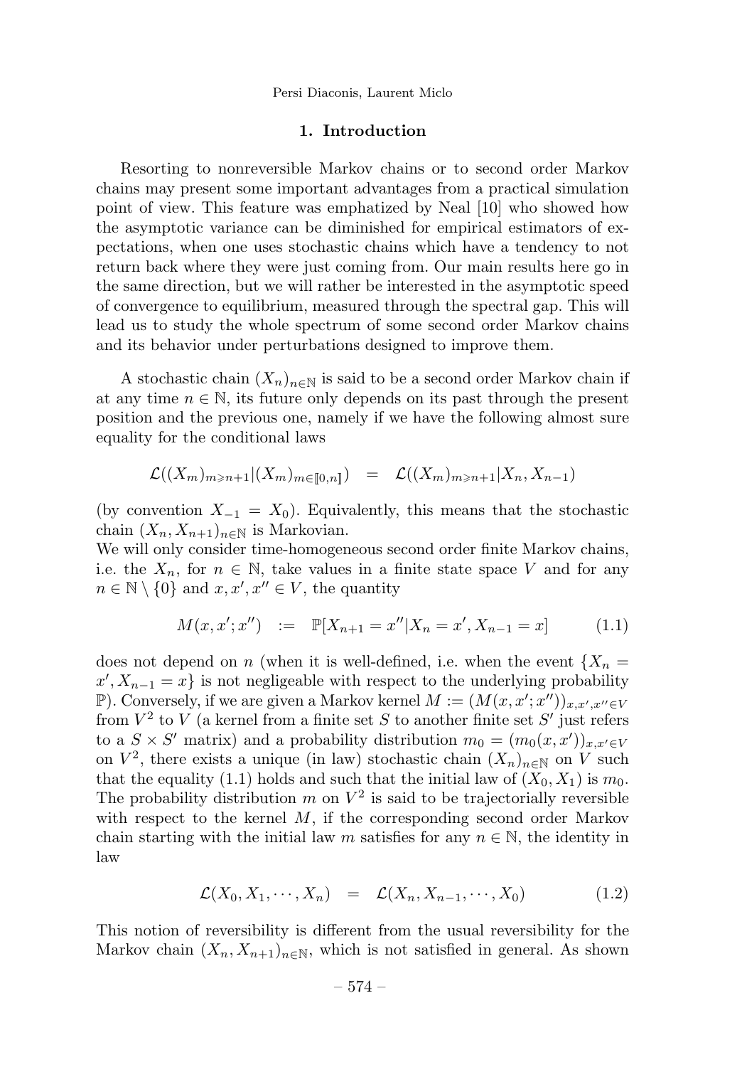## 1. Introduction

Resorting to nonreversible Markov chains or to second order Markov chains may present some important advantages from a practical simulation point of view. This feature was emphatized by Neal [10] who showed how the asymptotic variance can be diminished for empirical estimators of expectations, when one uses stochastic chains which have a tendency to not return back where they were just coming from. Our main results here go in the same direction, but we will rather be interested in the asymptotic speed of convergence to equilibrium, measured through the spectral gap. This will lead us to study the whole spectrum of some second order Markov chains and its behavior under perturbations designed to improve them.

A stochastic chain $(X_n)_{n\in\mathbb{N}}$ is said to be a second order Markov chain if at any time $n \in \mathbb{N}$, its future only depends on its past through the present position and the previous one, namely if we have the following almost sure equality for the conditional laws

$$\mathcal{L}((X_m)_{m\geqslant n+1}|(X_m)_{m\in[\![0,n]\!]}) \quad = \quad \mathcal{L}((X_m)_{m\geqslant n+1}|X_n, X_{n-1})$$

(by convention $X_{-1} = X_0$). Equivalently, this means that the stochastic chain $(X_n, X_{n+1})_{n\in\mathbb{N}}$ is Markovian.
We will only consider time-homogeneous second order finite Markov chains, i.e. the $X_n$, for $n \in \mathbb{N}$, take values in a finite state space $V$ and for any $n \in \mathbb{N} \setminus \{0\}$ and $x, x', x'' \in V$, the quantity

$$M(x, x'; x'') \quad := \quad \mathbb{P}[X_{n+1} = x''|X_n = x', X_{n-1} = x] \tag{1.1}$$

does not depend on $n$ (when it is well-defined, i.e. when the event $\{X_n = x', X_{n-1} = x\}$ is not negligeable with respect to the underlying probability $\mathbb{P}$). Conversely, if we are given a Markov kernel $M := (M(x, x'; x''))_{x,x',x''\in V}$ from $V^2$ to $V$ (a kernel from a finite set $S$ to another finite set $S'$ just refers to a $S \times S'$ matrix) and a probability distribution $m_0 = (m_0(x, x'))_{x,x'\in V}$ on $V^2$, there exists a unique (in law) stochastic chain $(X_n)_{n\in\mathbb{N}}$ on $V$ such that the equality (1.1) holds and such that the initial law of $(X_0, X_1)$ is $m_0$. The probability distribution $m$ on $V^2$ is said to be trajectorially reversible with respect to the kernel $M$, if the corresponding second order Markov chain starting with the initial law $m$ satisfies for any $n \in \mathbb{N}$, the identity in law

$$\mathcal{L}(X_0, X_1, \cdots, X_n) \quad = \quad \mathcal{L}(X_n, X_{n-1}, \cdots, X_0) \tag{1.2}$$

This notion of reversibility is different from the usual reversibility for the Markov chain $(X_n, X_{n+1})_{n\in\mathbb{N}}$, which is not satisfied in general. As shown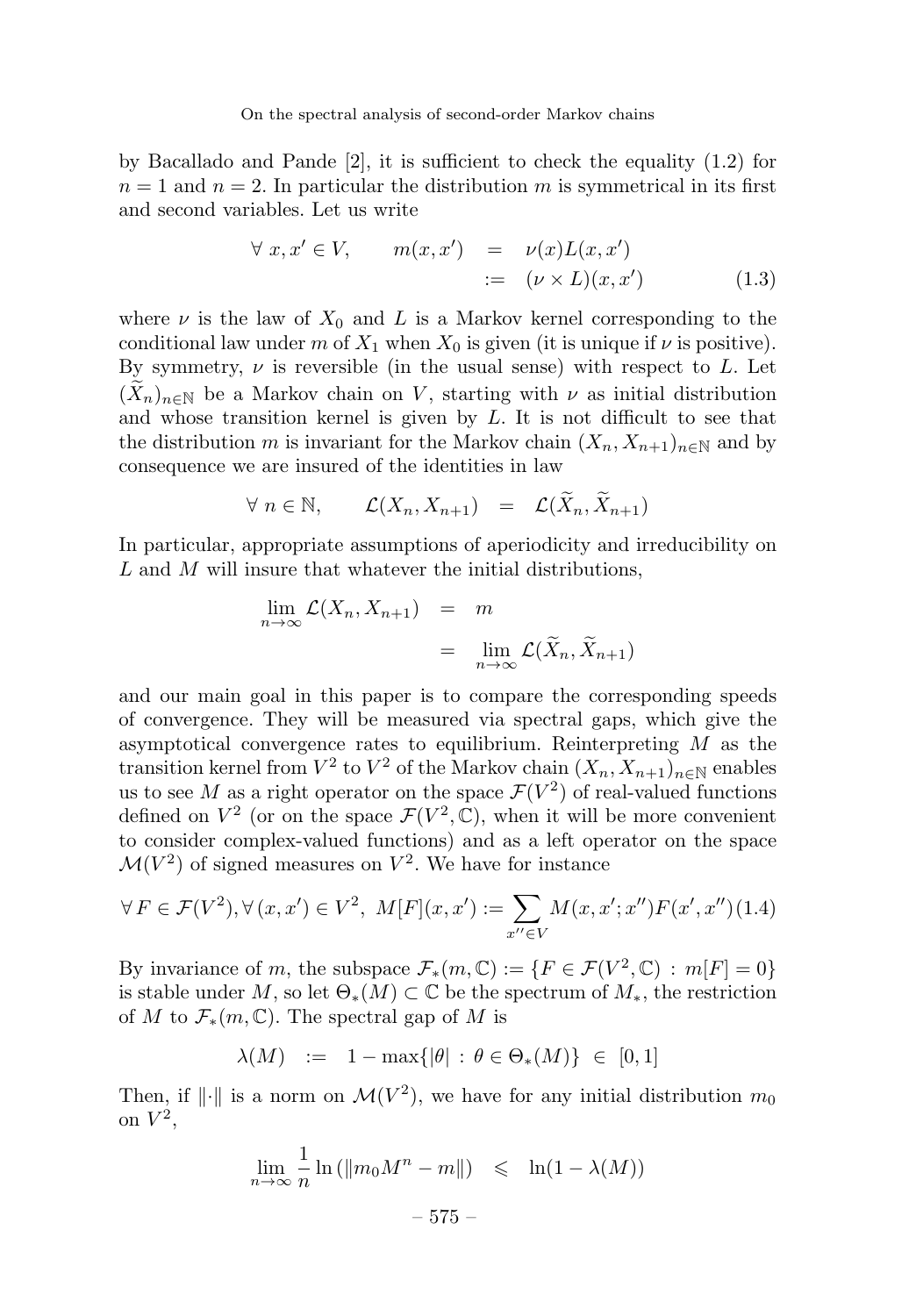by Bacallado and Pande [2], it is sufficient to check the equality (1.2) for $n = 1$ and $n = 2$. In particular the distribution $m$ is symmetrical in its first and second variables. Let us write

$$\forall\, x, x' \in V, \qquad m(x, x') \;=\; \nu(x)L(x, x') \;:=\; (\nu \times L)(x, x') \tag{1.3}$$

where $\nu$ is the law of $X_0$ and $L$ is a Markov kernel corresponding to the conditional law under $m$ of $X_1$ when $X_0$ is given (it is unique if $\nu$ is positive). By symmetry, $\nu$ is reversible (in the usual sense) with respect to $L$. Let $(\widetilde{X}_n)_{n\in\mathbb{N}}$ be a Markov chain on $V$, starting with $\nu$ as initial distribution and whose transition kernel is given by $L$. It is not difficult to see that the distribution $m$ is invariant for the Markov chain $(X_n, X_{n+1})_{n\in\mathbb{N}}$ and by consequence we are insured of the identities in law

$$\forall\, n \in \mathbb{N}, \qquad \mathcal{L}(X_n, X_{n+1}) \;=\; \mathcal{L}(\widetilde{X}_n, \widetilde{X}_{n+1})$$

In particular, appropriate assumptions of aperiodicity and irreducibility on $L$ and $M$ will insure that whatever the initial distributions,

$$\begin{aligned} \lim_{n\to\infty} \mathcal{L}(X_n, X_{n+1}) &= m \\ &= \lim_{n\to\infty} \mathcal{L}(\widetilde{X}_n, \widetilde{X}_{n+1}) \end{aligned}$$

and our main goal in this paper is to compare the corresponding speeds of convergence. They will be measured via spectral gaps, which give the asymptotical convergence rates to equilibrium. Reinterpreting $M$ as the transition kernel from $V^2$ to $V^2$ of the Markov chain $(X_n, X_{n+1})_{n\in\mathbb{N}}$ enables us to see $M$ as a right operator on the space $\mathcal{F}(V^2)$ of real-valued functions defined on $V^2$ (or on the space $\mathcal{F}(V^2, \mathbb{C})$, when it will be more convenient to consider complex-valued functions) and as a left operator on the space $\mathcal{M}(V^2)$ of signed measures on $V^2$. We have for instance

$$\forall\, F \in \mathcal{F}(V^2), \forall\, (x, x') \in V^2,\; M[F](x, x') := \sum_{x''\in V} M(x, x'; x'')F(x', x'') \tag{1.4}$$

By invariance of $m$, the subspace $\mathcal{F}_*(m, \mathbb{C}) := \{F \in \mathcal{F}(V^2, \mathbb{C}) \,:\, m[F] = 0\}$ is stable under $M$, so let $\Theta_*(M) \subset \mathbb{C}$ be the spectrum of $M_*$, the restriction of $M$ to $\mathcal{F}_*(m, \mathbb{C})$. The spectral gap of $M$ is

$$\lambda(M) \;:=\; 1 - \max\{|\theta| \,:\, \theta \in \Theta_*(M)\} \;\in\; [0, 1]$$

Then, if $\|\cdot\|$ is a norm on $\mathcal{M}(V^2)$, we have for any initial distribution $m_0$ on $V^2$,

$$\lim_{n\to\infty} \frac{1}{n} \ln\left(\|m_0 M^n - m\|\right) \;\leqslant\; \ln(1 - \lambda(M))$$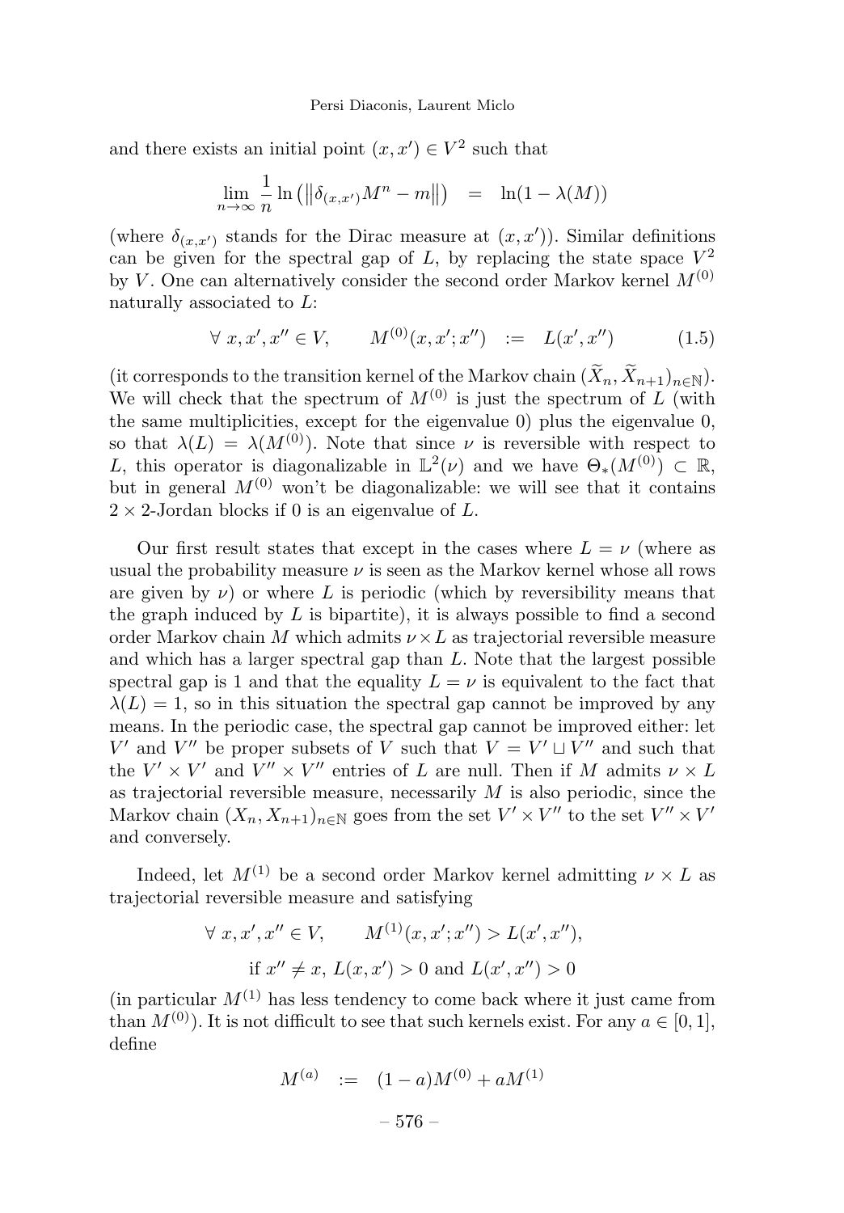and there exists an initial point $(x, x') \in V^2$ such that

$$\lim_{n\to\infty} \frac{1}{n} \ln\left(\left\|\delta_{(x,x')} M^n - m\right\|\right) \quad = \quad \ln(1 - \lambda(M))$$

(where $\delta_{(x,x')}$ stands for the Dirac measure at $(x, x')$). Similar definitions can be given for the spectral gap of $L$, by replacing the state space $V^2$ by $V$. One can alternatively consider the second order Markov kernel $M^{(0)}$ naturally associated to $L$:

$$\forall\ x, x', x'' \in V, \qquad M^{(0)}(x, x'; x'') \quad := \quad L(x', x'') \tag{1.5}$$

(it corresponds to the transition kernel of the Markov chain $(\widetilde{X}_n, \widetilde{X}_{n+1})_{n\in\mathbb{N}}$). We will check that the spectrum of $M^{(0)}$ is just the spectrum of $L$ (with the same multiplicities, except for the eigenvalue 0) plus the eigenvalue 0, so that $\lambda(L) = \lambda(M^{(0)})$. Note that since $\nu$ is reversible with respect to $L$, this operator is diagonalizable in $\mathbb{L}^2(\nu)$ and we have $\Theta_*(M^{(0)}) \subset \mathbb{R}$, but in general $M^{(0)}$ won't be diagonalizable: we will see that it contains $2 \times 2$-Jordan blocks if 0 is an eigenvalue of $L$.

Our first result states that except in the cases where $L = \nu$ (where as usual the probability measure $\nu$ is seen as the Markov kernel whose all rows are given by $\nu$) or where $L$ is periodic (which by reversibility means that the graph induced by $L$ is bipartite), it is always possible to find a second order Markov chain $M$ which admits $\nu \times L$ as trajectorial reversible measure and which has a larger spectral gap than $L$. Note that the largest possible spectral gap is 1 and that the equality $L = \nu$ is equivalent to the fact that $\lambda(L) = 1$, so in this situation the spectral gap cannot be improved by any means. In the periodic case, the spectral gap cannot be improved either: let $V'$ and $V''$ be proper subsets of $V$ such that $V = V' \sqcup V''$ and such that the $V' \times V'$ and $V'' \times V''$ entries of $L$ are null. Then if $M$ admits $\nu \times L$ as trajectorial reversible measure, necessarily $M$ is also periodic, since the Markov chain $(X_n, X_{n+1})_{n\in\mathbb{N}}$ goes from the set $V' \times V''$ to the set $V'' \times V'$ and conversely.

Indeed, let $M^{(1)}$ be a second order Markov kernel admitting $\nu \times L$ as trajectorial reversible measure and satisfying

$$\forall\ x, x', x'' \in V, \qquad M^{(1)}(x, x'; x'') > L(x', x''),$$
$$\text{if } x'' \neq x,\ L(x, x') > 0 \text{ and } L(x', x'') > 0$$

(in particular $M^{(1)}$ has less tendency to come back where it just came from than $M^{(0)}$). It is not difficult to see that such kernels exist. For any $a \in [0, 1]$, define

$$M^{(a)} \quad := \quad (1 - a)M^{(0)} + aM^{(1)}$$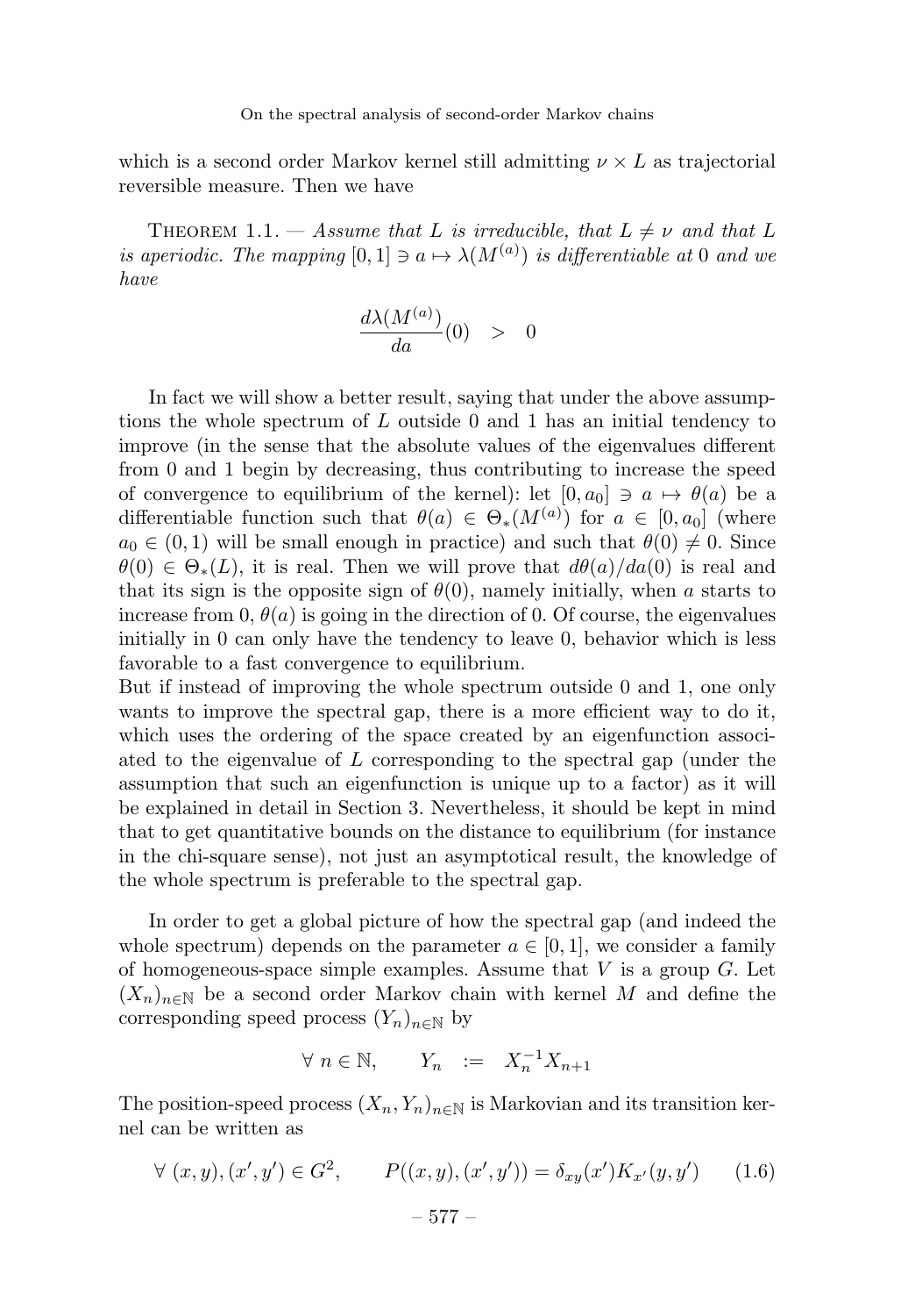which is a second order Markov kernel still admitting $\nu \times L$ as trajectorial reversible measure. Then we have

THEOREM 1.1. — *Assume that $L$ is irreducible, that $L \neq \nu$ and that $L$ is aperiodic. The mapping $[0,1] \ni a \mapsto \lambda(M^{(a)})$ is differentiable at 0 and we have*

$$\frac{d\lambda(M^{(a)})}{da}(0) \quad > \quad 0$$

In fact we will show a better result, saying that under the above assumptions the whole spectrum of $L$ outside 0 and 1 has an initial tendency to improve (in the sense that the absolute values of the eigenvalues different from 0 and 1 begin by decreasing, thus contributing to increase the speed of convergence to equilibrium of the kernel): let $[0, a_0] \ni a \mapsto \theta(a)$ be a differentiable function such that $\theta(a) \in \Theta_*(M^{(a)})$ for $a \in [0, a_0]$ (where $a_0 \in (0,1)$ will be small enough in practice) and such that $\theta(0) \neq 0$. Since $\theta(0) \in \Theta_*(L)$, it is real. Then we will prove that $d\theta(a)/da(0)$ is real and that its sign is the opposite sign of $\theta(0)$, namely initially, when $a$ starts to increase from 0, $\theta(a)$ is going in the direction of 0. Of course, the eigenvalues initially in 0 can only have the tendency to leave 0, behavior which is less favorable to a fast convergence to equilibrium.
But if instead of improving the whole spectrum outside 0 and 1, one only wants to improve the spectral gap, there is a more efficient way to do it, which uses the ordering of the space created by an eigenfunction associated to the eigenvalue of $L$ corresponding to the spectral gap (under the assumption that such an eigenfunction is unique up to a factor) as it will be explained in detail in Section 3. Nevertheless, it should be kept in mind that to get quantitative bounds on the distance to equilibrium (for instance in the chi-square sense), not just an asymptotical result, the knowledge of the whole spectrum is preferable to the spectral gap.

In order to get a global picture of how the spectral gap (and indeed the whole spectrum) depends on the parameter $a \in [0,1]$, we consider a family of homogeneous-space simple examples. Assume that $V$ is a group $G$. Let $(X_n)_{n\in\mathbb{N}}$ be a second order Markov chain with kernel $M$ and define the corresponding speed process $(Y_n)_{n\in\mathbb{N}}$ by

$$\forall\ n \in \mathbb{N}, \qquad Y_n \quad := \quad X_n^{-1} X_{n+1}$$

The position-speed process $(X_n, Y_n)_{n\in\mathbb{N}}$ is Markovian and its transition kernel can be written as

$$\forall\ (x,y),(x',y') \in G^2, \qquad P((x,y),(x',y')) = \delta_{xy}(x') K_{x'}(y,y') \qquad (1.6)$$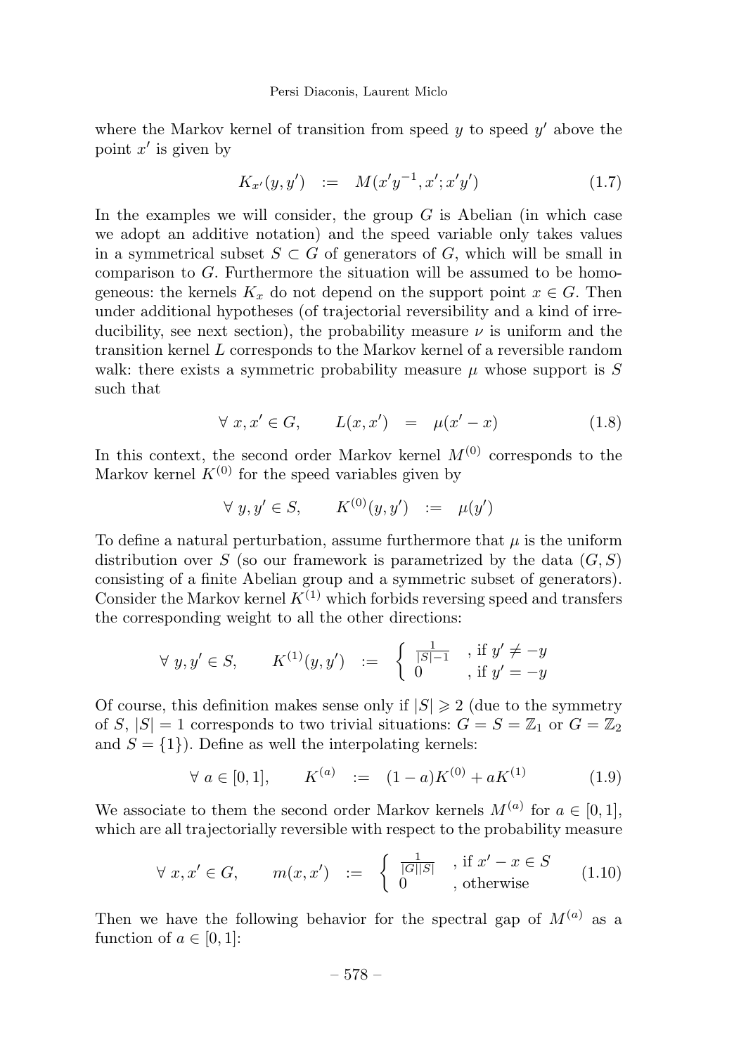where the Markov kernel of transition from speed $y$ to speed $y'$ above the point $x'$ is given by

$$K_{x'}(y, y') \quad := \quad M(x'y^{-1}, x'; x'y') \tag{1.7}$$

In the examples we will consider, the group $G$ is Abelian (in which case we adopt an additive notation) and the speed variable only takes values in a symmetrical subset $S \subset G$ of generators of $G$, which will be small in comparison to $G$. Furthermore the situation will be assumed to be homogeneous: the kernels $K_x$ do not depend on the support point $x \in G$. Then under additional hypotheses (of trajectorial reversibility and a kind of irreducibility, see next section), the probability measure $\nu$ is uniform and the transition kernel $L$ corresponds to the Markov kernel of a reversible random walk: there exists a symmetric probability measure $\mu$ whose support is $S$ such that

$$\forall\ x, x' \in G, \qquad L(x, x') \quad = \quad \mu(x' - x) \tag{1.8}$$

In this context, the second order Markov kernel $M^{(0)}$ corresponds to the Markov kernel $K^{(0)}$ for the speed variables given by

$$\forall\ y, y' \in S, \qquad K^{(0)}(y, y') \quad := \quad \mu(y')$$

To define a natural perturbation, assume furthermore that $\mu$ is the uniform distribution over $S$ (so our framework is parametrized by the data $(G, S)$ consisting of a finite Abelian group and a symmetric subset of generators). Consider the Markov kernel $K^{(1)}$ which forbids reversing speed and transfers the corresponding weight to all the other directions:

$$\forall\ y, y' \in S, \qquad K^{(1)}(y, y') \quad := \quad \begin{cases} \frac{1}{|S|-1} & \text{, if } y' \neq -y \\ 0 & \text{, if } y' = -y \end{cases}$$

Of course, this definition makes sense only if $|S| \geqslant 2$ (due to the symmetry of $S$, $|S| = 1$ corresponds to two trivial situations: $G = S = \mathbb{Z}_1$ or $G = \mathbb{Z}_2$ and $S = \{1\}$). Define as well the interpolating kernels:

$$\forall\ a \in [0, 1], \qquad K^{(a)} \quad := \quad (1 - a)K^{(0)} + aK^{(1)} \tag{1.9}$$

We associate to them the second order Markov kernels $M^{(a)}$ for $a \in [0, 1]$, which are all trajectorially reversible with respect to the probability measure

$$\forall\ x, x' \in G, \qquad m(x, x') \quad := \quad \begin{cases} \frac{1}{|G||S|} & \text{, if } x' - x \in S \\ 0 & \text{, otherwise} \end{cases} \tag{1.10}$$

Then we have the following behavior for the spectral gap of $M^{(a)}$ as a function of $a \in [0, 1]$: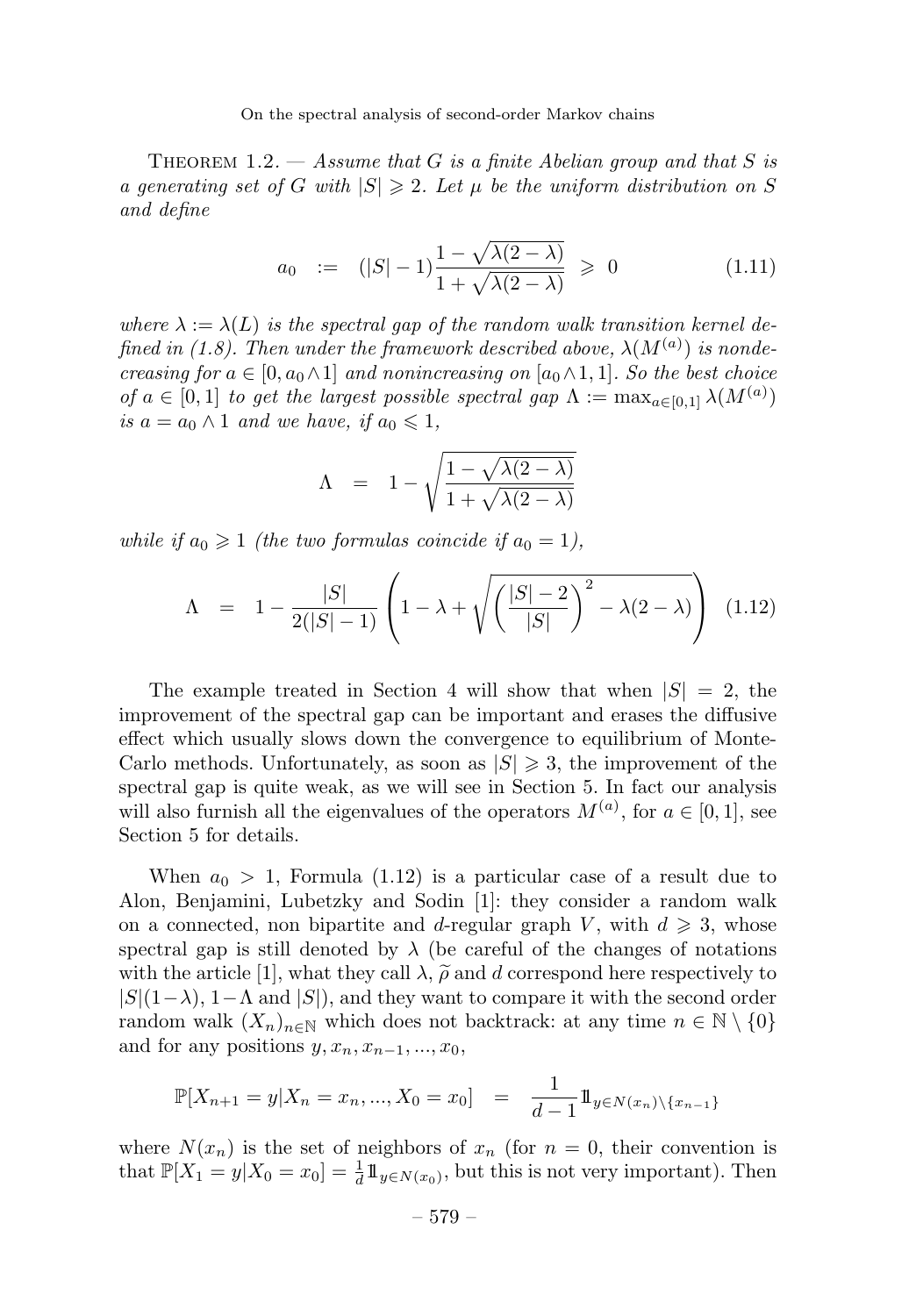**Theorem 1.2.** — *Assume that $G$ is a finite Abelian group and that $S$ is a generating set of $G$ with $|S| \geqslant 2$. Let $\mu$ be the uniform distribution on $S$ and define*

$$a_0 \quad := \quad (|S|-1)\frac{1-\sqrt{\lambda(2-\lambda)}}{1+\sqrt{\lambda(2-\lambda)}} \;\geqslant\; 0 \tag{1.11}$$

*where $\lambda := \lambda(L)$ is the spectral gap of the random walk transition kernel defined in (1.8). Then under the framework described above, $\lambda(M^{(a)})$ is nondecreasing for $a \in [0, a_0 \wedge 1]$ and nonincreasing on $[a_0 \wedge 1, 1]$. So the best choice of $a \in [0,1]$ to get the largest possible spectral gap $\Lambda := \max_{a\in[0,1]} \lambda(M^{(a)})$ is $a = a_0 \wedge 1$ and we have, if $a_0 \leqslant 1$,*

$$\Lambda \quad = \quad 1-\sqrt{\frac{1-\sqrt{\lambda(2-\lambda)}}{1+\sqrt{\lambda(2-\lambda)}}}$$

*while if $a_0 \geqslant 1$ (the two formulas coincide if $a_0 = 1$),*

$$\Lambda \quad = \quad 1-\frac{|S|}{2(|S|-1)}\left(1-\lambda+\sqrt{\left(\frac{|S|-2}{|S|}\right)^2-\lambda(2-\lambda)}\right) \tag{1.12}$$

The example treated in Section 4 will show that when $|S| = 2$, the improvement of the spectral gap can be important and erases the diffusive effect which usually slows down the convergence to equilibrium of Monte-Carlo methods. Unfortunately, as soon as $|S| \geqslant 3$, the improvement of the spectral gap is quite weak, as we will see in Section 5. In fact our analysis will also furnish all the eigenvalues of the operators $M^{(a)}$, for $a \in [0,1]$, see Section 5 for details.

When $a_0 > 1$, Formula (1.12) is a particular case of a result due to Alon, Benjamini, Lubetzky and Sodin [1]: they consider a random walk on a connected, non bipartite and $d$-regular graph $V$, with $d \geqslant 3$, whose spectral gap is still denoted by $\lambda$ (be careful of the changes of notations with the article [1], what they call $\lambda$, $\widetilde{\rho}$ and $d$ correspond here respectively to $|S|(1-\lambda)$, $1-\Lambda$ and $|S|$), and they want to compare it with the second order random walk $(X_n)_{n\in\mathbb{N}}$ which does not backtrack: at any time $n \in \mathbb{N}\setminus\{0\}$ and for any positions $y, x_n, x_{n-1}, ..., x_0$,

$$\mathbb{P}[X_{n+1} = y | X_n = x_n, ..., X_0 = x_0] \quad = \quad \frac{1}{d-1}\mathbb{1}_{y\in N(x_n)\setminus\{x_{n-1}\}}$$

where $N(x_n)$ is the set of neighbors of $x_n$ (for $n = 0$, their convention is that $\mathbb{P}[X_1 = y|X_0 = x_0] = \frac{1}{d}\mathbb{1}_{y\in N(x_0)}$, but this is not very important). Then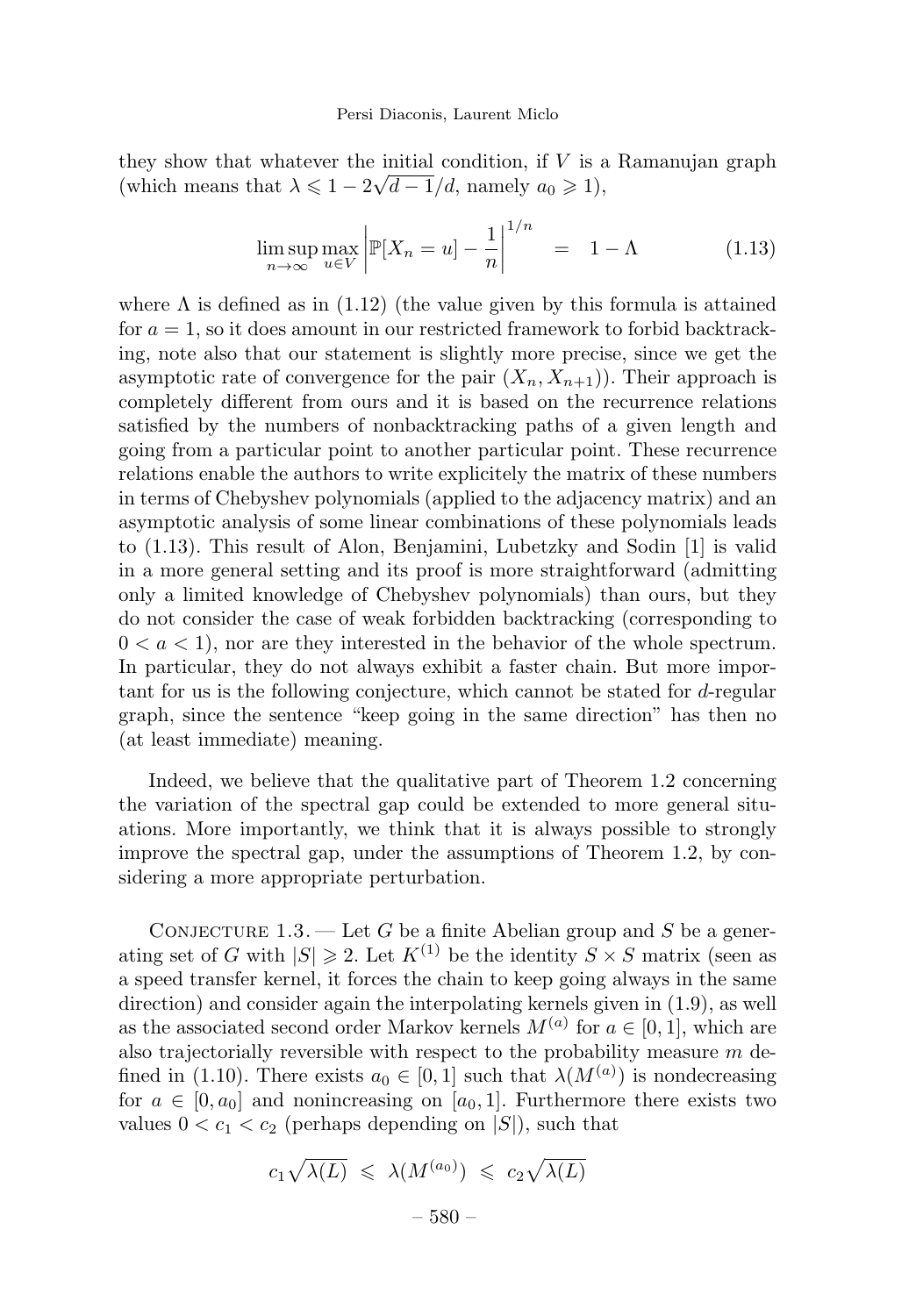they show that whatever the initial condition, if $V$ is a Ramanujan graph (which means that $\lambda \leqslant 1 - 2\sqrt{d-1}/d$, namely $a_0 \geqslant 1$),

$$\limsup_{n\to\infty} \max_{u\in V} \left|\mathbb{P}[X_n = u] - \frac{1}{n}\right|^{1/n} \quad = \quad 1 - \Lambda \tag{1.13}$$

where $\Lambda$ is defined as in (1.12) (the value given by this formula is attained for $a = 1$, so it does amount in our restricted framework to forbid backtracking, note also that our statement is slightly more precise, since we get the asymptotic rate of convergence for the pair $(X_n, X_{n+1})$). Their approach is completely different from ours and it is based on the recurrence relations satisfied by the numbers of nonbacktracking paths of a given length and going from a particular point to another particular point. These recurrence relations enable the authors to write explicitely the matrix of these numbers in terms of Chebyshev polynomials (applied to the adjacency matrix) and an asymptotic analysis of some linear combinations of these polynomials leads to (1.13). This result of Alon, Benjamini, Lubetzky and Sodin [1] is valid in a more general setting and its proof is more straightforward (admitting only a limited knowledge of Chebyshev polynomials) than ours, but they do not consider the case of weak forbidden backtracking (corresponding to $0 < a < 1$), nor are they interested in the behavior of the whole spectrum. In particular, they do not always exhibit a faster chain. But more important for us is the following conjecture, which cannot be stated for $d$-regular graph, since the sentence "keep going in the same direction" has then no (at least immediate) meaning.

Indeed, we believe that the qualitative part of Theorem 1.2 concerning the variation of the spectral gap could be extended to more general situations. More importantly, we think that it is always possible to strongly improve the spectral gap, under the assumptions of Theorem 1.2, by considering a more appropriate perturbation.

Conjecture 1.3. — Let $G$ be a finite Abelian group and $S$ be a generating set of $G$ with $|S| \geqslant 2$. Let $K^{(1)}$ be the identity $S \times S$ matrix (seen as a speed transfer kernel, it forces the chain to keep going always in the same direction) and consider again the interpolating kernels given in (1.9), as well as the associated second order Markov kernels $M^{(a)}$ for $a \in [0, 1]$, which are also trajectorially reversible with respect to the probability measure $m$ defined in (1.10). There exists $a_0 \in [0, 1]$ such that $\lambda(M^{(a)})$ is nondecreasing for $a \in [0, a_0]$ and nonincreasing on $[a_0, 1]$. Furthermore there exists two values $0 < c_1 < c_2$ (perhaps depending on $|S|$), such that

$$c_1\sqrt{\lambda(L)} \;\leqslant\; \lambda(M^{(a_0)}) \;\leqslant\; c_2\sqrt{\lambda(L)}$$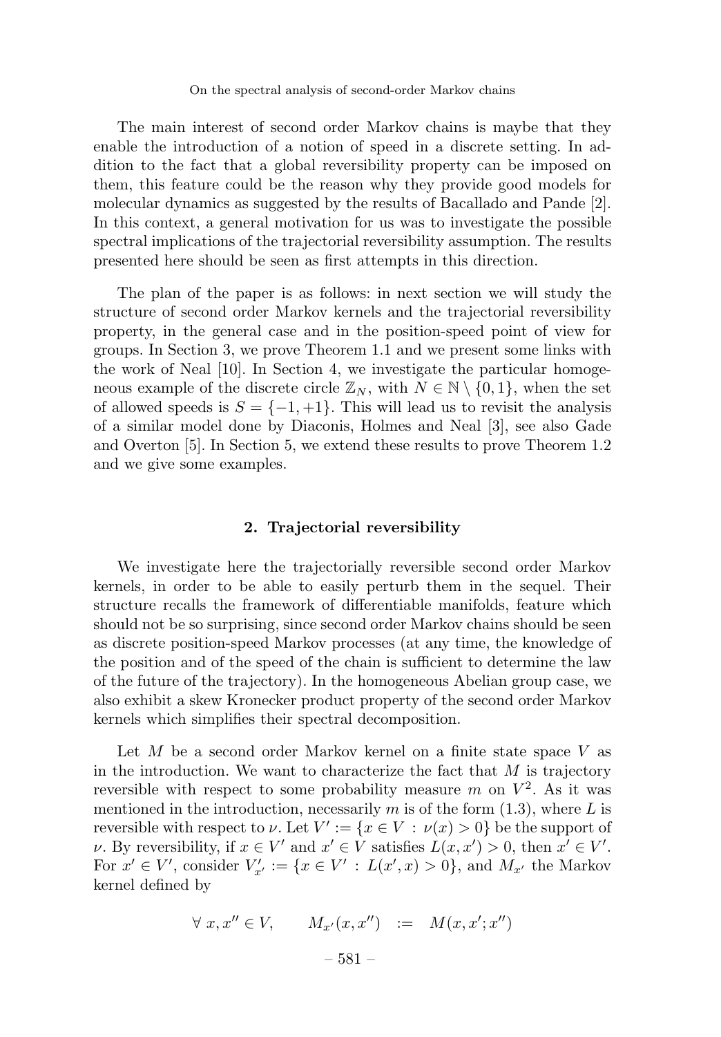The main interest of second order Markov chains is maybe that they enable the introduction of a notion of speed in a discrete setting. In addition to the fact that a global reversibility property can be imposed on them, this feature could be the reason why they provide good models for molecular dynamics as suggested by the results of Bacallado and Pande [2]. In this context, a general motivation for us was to investigate the possible spectral implications of the trajectorial reversibility assumption. The results presented here should be seen as first attempts in this direction.

The plan of the paper is as follows: in next section we will study the structure of second order Markov kernels and the trajectorial reversibility property, in the general case and in the position-speed point of view for groups. In Section 3, we prove Theorem 1.1 and we present some links with the work of Neal [10]. In Section 4, we investigate the particular homogeneous example of the discrete circle $\mathbb{Z}_N$, with $N \in \mathbb{N} \setminus \{0,1\}$, when the set of allowed speeds is $S = \{-1,+1\}$. This will lead us to revisit the analysis of a similar model done by Diaconis, Holmes and Neal [3], see also Gade and Overton [5]. In Section 5, we extend these results to prove Theorem 1.2 and we give some examples.

## 2. Trajectorial reversibility

We investigate here the trajectorially reversible second order Markov kernels, in order to be able to easily perturb them in the sequel. Their structure recalls the framework of differentiable manifolds, feature which should not be so surprising, since second order Markov chains should be seen as discrete position-speed Markov processes (at any time, the knowledge of the position and of the speed of the chain is sufficient to determine the law of the future of the trajectory). In the homogeneous Abelian group case, we also exhibit a skew Kronecker product property of the second order Markov kernels which simplifies their spectral decomposition.

Let $M$ be a second order Markov kernel on a finite state space $V$ as in the introduction. We want to characterize the fact that $M$ is trajectory reversible with respect to some probability measure $m$ on $V^2$. As it was mentioned in the introduction, necessarily $m$ is of the form (1.3), where $L$ is reversible with respect to $\nu$. Let $V' := \{x \in V \,:\, \nu(x) > 0\}$ be the support of $\nu$. By reversibility, if $x \in V'$ and $x' \in V$ satisfies $L(x,x') > 0$, then $x' \in V'$. For $x' \in V'$, consider $V'_{x'} := \{x \in V' \,:\, L(x',x) > 0\}$, and $M_{x'}$ the Markov kernel defined by

$$\forall\ x, x'' \in V, \qquad M_{x'}(x,x'') \;\; := \;\; M(x,x';x'')$$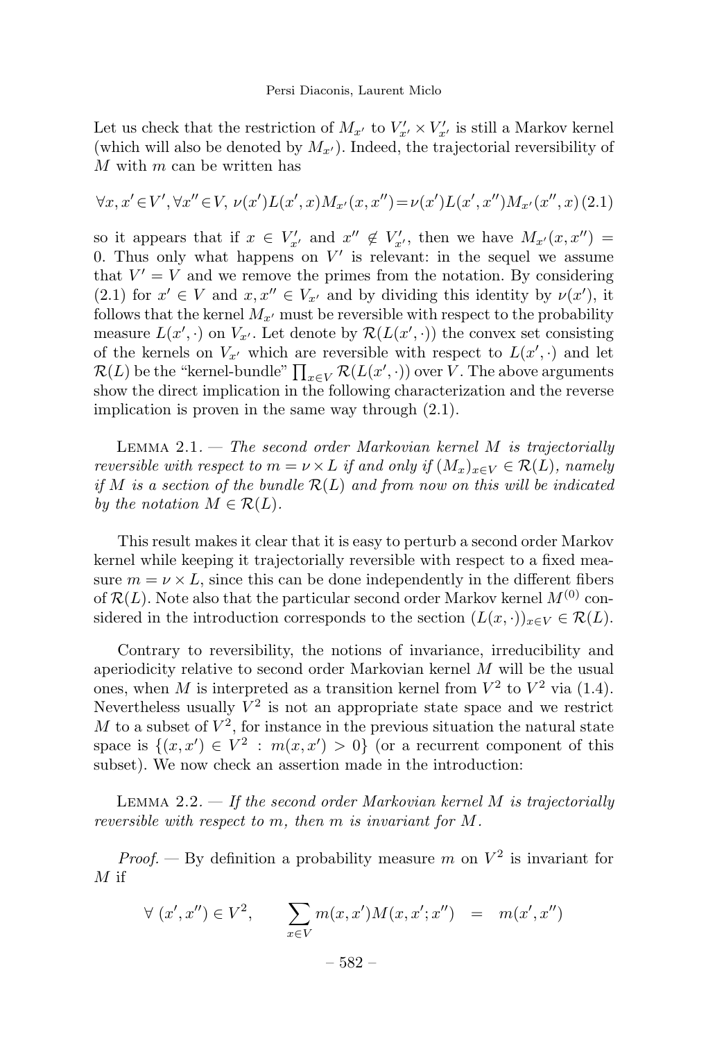Let us check that the restriction of $M_{x'}$ to $V'_{x'} \times V'_{x'}$ is still a Markov kernel (which will also be denoted by $M_{x'}$). Indeed, the trajectorial reversibility of $M$ with $m$ can be written has

$$\forall x, x' \in V', \forall x'' \in V,\ \nu(x')L(x', x)M_{x'}(x, x'') = \nu(x')L(x', x'')M_{x'}(x'', x) \quad (2.1)$$

so it appears that if $x \in V'_{x'}$ and $x'' \notin V'_{x'}$, then we have $M_{x'}(x, x'') = 0$. Thus only what happens on $V'$ is relevant: in the sequel we assume that $V' = V$ and we remove the primes from the notation. By considering (2.1) for $x' \in V$ and $x, x'' \in V_{x'}$ and by dividing this identity by $\nu(x')$, it follows that the kernel $M_{x'}$ must be reversible with respect to the probability measure $L(x', \cdot)$ on $V_{x'}$. Let denote by $\mathcal{R}(L(x', \cdot))$ the convex set consisting of the kernels on $V_{x'}$ which are reversible with respect to $L(x', \cdot)$ and let $\mathcal{R}(L)$ be the "kernel-bundle" $\prod_{x \in V} \mathcal{R}(L(x', \cdot))$ over $V$. The above arguments show the direct implication in the following characterization and the reverse implication is proven in the same way through (2.1).

Lemma 2.1. — *The second order Markovian kernel $M$ is trajectorially reversible with respect to $m = \nu \times L$ if and only if $(M_x)_{x \in V} \in \mathcal{R}(L)$, namely if $M$ is a section of the bundle $\mathcal{R}(L)$ and from now on this will be indicated by the notation $M \in \mathcal{R}(L)$.*

This result makes it clear that it is easy to perturb a second order Markov kernel while keeping it trajectorially reversible with respect to a fixed measure $m = \nu \times L$, since this can be done independently in the different fibers of $\mathcal{R}(L)$. Note also that the particular second order Markov kernel $M^{(0)}$ considered in the introduction corresponds to the section $(L(x, \cdot))_{x \in V} \in \mathcal{R}(L)$.

Contrary to reversibility, the notions of invariance, irreducibility and aperiodicity relative to second order Markovian kernel $M$ will be the usual ones, when $M$ is interpreted as a transition kernel from $V^2$ to $V^2$ via (1.4). Nevertheless usually $V^2$ is not an appropriate state space and we restrict $M$ to a subset of $V^2$, for instance in the previous situation the natural state space is $\{(x, x') \in V^2 : m(x, x') > 0\}$ (or a recurrent component of this subset). We now check an assertion made in the introduction:

Lemma 2.2. — *If the second order Markovian kernel $M$ is trajectorially reversible with respect to $m$, then $m$ is invariant for $M$.*

*Proof.* — By definition a probability measure $m$ on $V^2$ is invariant for $M$ if

$$\forall\ (x', x'') \in V^2, \qquad \sum_{x \in V} m(x, x')M(x, x'; x'') \ = \ m(x', x'')$$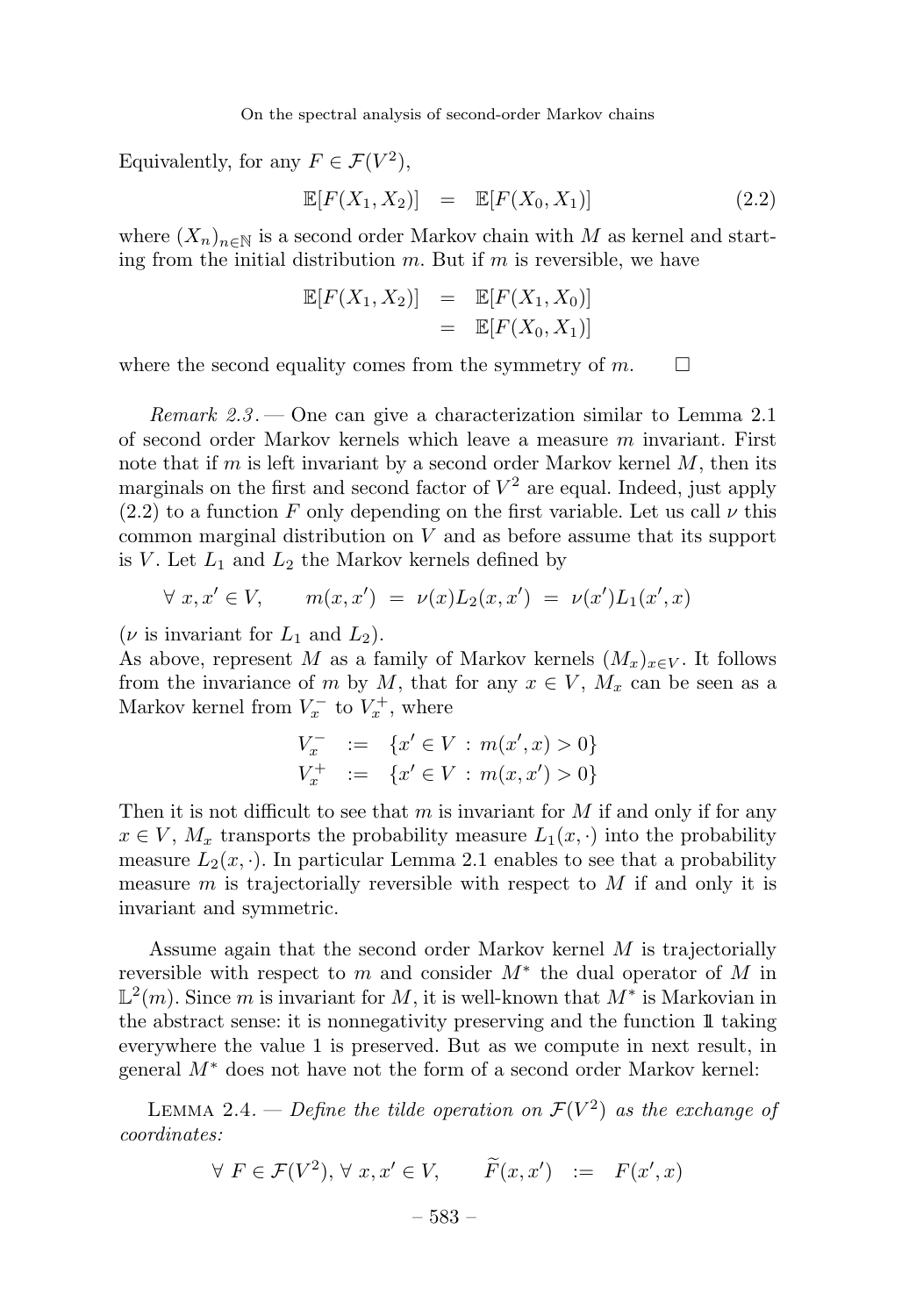Equivalently, for any $F \in \mathcal{F}(V^2)$,

$$\mathbb{E}[F(X_1, X_2)] \quad = \quad \mathbb{E}[F(X_0, X_1)] \tag{2.2}$$

where $(X_n)_{n\in\mathbb{N}}$ is a second order Markov chain with $M$ as kernel and starting from the initial distribution $m$. But if $m$ is reversible, we have

$$\begin{aligned} \mathbb{E}[F(X_1, X_2)] &= \mathbb{E}[F(X_1, X_0)] \\ &= \mathbb{E}[F(X_0, X_1)] \end{aligned}$$

where the second equality comes from the symmetry of $m$. $\square$

*Remark 2.3.* — One can give a characterization similar to Lemma 2.1 of second order Markov kernels which leave a measure $m$ invariant. First note that if $m$ is left invariant by a second order Markov kernel $M$, then its marginals on the first and second factor of $V^2$ are equal. Indeed, just apply (2.2) to a function $F$ only depending on the first variable. Let us call $\nu$ this common marginal distribution on $V$ and as before assume that its support is $V$. Let $L_1$ and $L_2$ the Markov kernels defined by

$$\forall\ x, x' \in V, \qquad m(x, x') \ = \ \nu(x) L_2(x, x') \ = \ \nu(x') L_1(x', x)$$

($\nu$ is invariant for $L_1$ and $L_2$).
As above, represent $M$ as a family of Markov kernels $(M_x)_{x\in V}$. It follows from the invariance of $m$ by $M$, that for any $x \in V$, $M_x$ can be seen as a Markov kernel from $V_x^-$ to $V_x^+$, where

$$\begin{aligned} V_x^- &:= \{x' \in V \,:\, m(x', x) > 0\} \\ V_x^+ &:= \{x' \in V \,:\, m(x, x') > 0\} \end{aligned}$$

Then it is not difficult to see that $m$ is invariant for $M$ if and only if for any $x \in V$, $M_x$ transports the probability measure $L_1(x, \cdot)$ into the probability measure $L_2(x, \cdot)$. In particular Lemma 2.1 enables to see that a probability measure $m$ is trajectorially reversible with respect to $M$ if and only it is invariant and symmetric.

Assume again that the second order Markov kernel $M$ is trajectorially reversible with respect to $m$ and consider $M^*$ the dual operator of $M$ in $\mathbb{L}^2(m)$. Since $m$ is invariant for $M$, it is well-known that $M^*$ is Markovian in the abstract sense: it is nonnegativity preserving and the function $\mathbb{1}$ taking everywhere the value 1 is preserved. But as we compute in next result, in general $M^*$ does not have not the form of a second order Markov kernel:

LEMMA 2.4. — *Define the tilde operation on $\mathcal{F}(V^2)$ as the exchange of coordinates:*

$$\forall\ F \in \mathcal{F}(V^2),\ \forall\ x, x' \in V, \qquad \widetilde{F}(x, x') \quad := \quad F(x', x)$$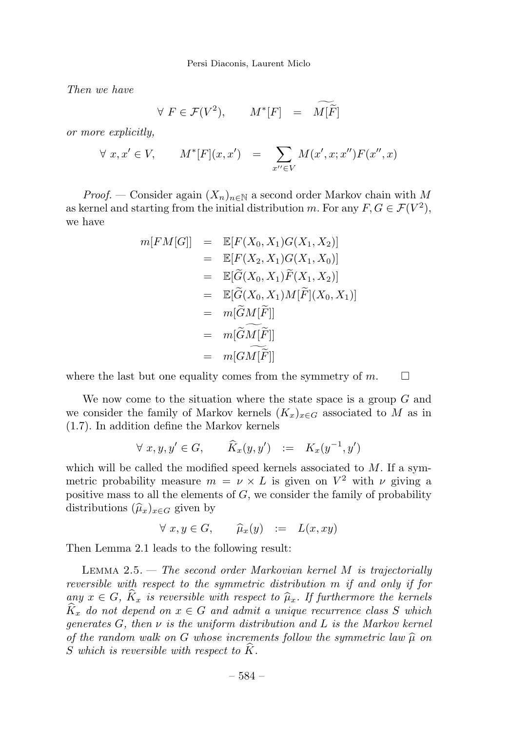*Then we have*

$$\forall\ F \in \mathcal{F}(V^2), \qquad M^*[F] \quad = \quad \widetilde{M[\widetilde{F}]}$$

*or more explicitly,*

$$\forall\ x, x' \in V, \qquad M^*[F](x, x') \quad = \quad \sum_{x'' \in V} M(x', x; x'') F(x'', x)$$

*Proof.* — Consider again $(X_n)_{n \in \mathbb{N}}$ a second order Markov chain with $M$ as kernel and starting from the initial distribution $m$. For any $F, G \in \mathcal{F}(V^2)$, we have

$$\begin{aligned}
m[FM[G]] &= \mathbb{E}[F(X_0, X_1)G(X_1, X_2)] \\
&= \mathbb{E}[F(X_2, X_1)G(X_1, X_0)] \\
&= \mathbb{E}[\widetilde{G}(X_0, X_1)\widetilde{F}(X_1, X_2)] \\
&= \mathbb{E}[\widetilde{G}(X_0, X_1)M[\widetilde{F}](X_0, X_1)] \\
&= m[\widetilde{G}M[\widetilde{F}]] \\
&= m[\widetilde{\widetilde{G}M[\widetilde{F}]}] \\
&= m[G\widetilde{M[\widetilde{F}]}]
\end{aligned}$$

where the last but one equality comes from the symmetry of $m$. $\square$

We now come to the situation where the state space is a group $G$ and we consider the family of Markov kernels $(K_x)_{x \in G}$ associated to $M$ as in (1.7). In addition define the Markov kernels

$$\forall\ x, y, y' \in G, \qquad \widehat{K}_x(y, y') \quad := \quad K_x(y^{-1}, y')$$

which will be called the modified speed kernels associated to $M$. If a symmetric probability measure $m = \nu \times L$ is given on $V^2$ with $\nu$ giving a positive mass to all the elements of $G$, we consider the family of probability distributions $(\widehat{\mu}_x)_{x \in G}$ given by

$$\forall\ x, y \in G, \qquad \widehat{\mu}_x(y) \quad := \quad L(x, xy)$$

Then Lemma 2.1 leads to the following result:

Lemma 2.5. — *The second order Markovian kernel $M$ is trajectorially reversible with respect to the symmetric distribution $m$ if and only if for any $x \in G$, $\widehat{K}_x$ is reversible with respect to $\widehat{\mu}_x$. If furthermore the kernels $\widehat{K}_x$ do not depend on $x \in G$ and admit a unique recurrence class $S$ which generates $G$, then $\nu$ is the uniform distribution and $L$ is the Markov kernel of the random walk on $G$ whose increments follow the symmetric law $\widehat{\mu}$ on $S$ which is reversible with respect to $\widehat{K}$.*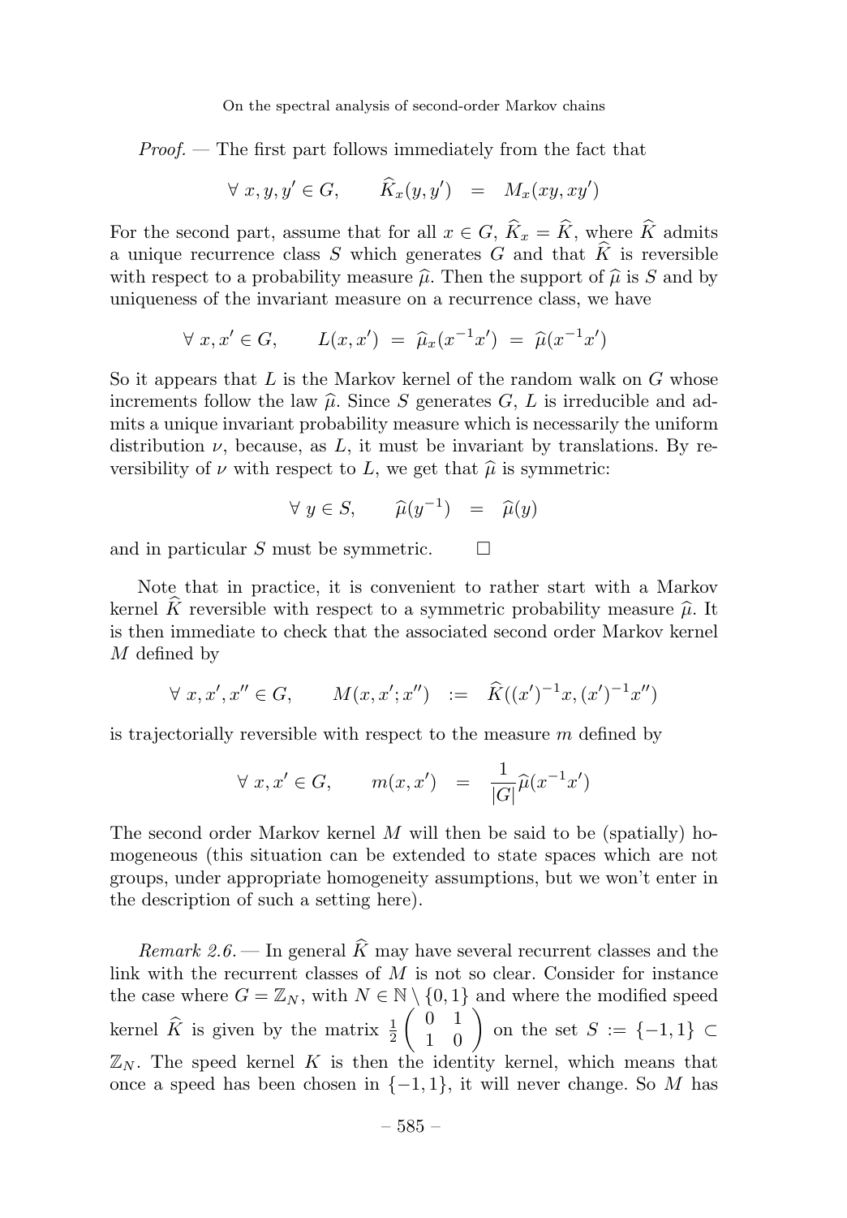*Proof.* — The first part follows immediately from the fact that

$$\forall\, x, y, y' \in G, \qquad \widehat{K}_x(y, y') \;=\; M_x(xy, xy')$$

For the second part, assume that for all $x \in G$, $\widehat{K}_x = \widehat{K}$, where $\widehat{K}$ admits a unique recurrence class $S$ which generates $G$ and that $\widehat{K}$ is reversible with respect to a probability measure $\widehat{\mu}$. Then the support of $\widehat{\mu}$ is $S$ and by uniqueness of the invariant measure on a recurrence class, we have

$$\forall\, x, x' \in G, \qquad L(x, x') \;=\; \widehat{\mu}_x(x^{-1}x') \;=\; \widehat{\mu}(x^{-1}x')$$

So it appears that $L$ is the Markov kernel of the random walk on $G$ whose increments follow the law $\widehat{\mu}$. Since $S$ generates $G$, $L$ is irreducible and admits a unique invariant probability measure which is necessarily the uniform distribution $\nu$, because, as $L$, it must be invariant by translations. By reversibility of $\nu$ with respect to $L$, we get that $\widehat{\mu}$ is symmetric:

$$\forall\, y \in S, \qquad \widehat{\mu}(y^{-1}) \;=\; \widehat{\mu}(y)$$

and in particular $S$ must be symmetric. $\square$

Note that in practice, it is convenient to rather start with a Markov kernel $\widehat{K}$ reversible with respect to a symmetric probability measure $\widehat{\mu}$. It is then immediate to check that the associated second order Markov kernel $M$ defined by

$$\forall\, x, x', x'' \in G, \qquad M(x, x'; x'') \;:=\; \widehat{K}((x')^{-1}x, (x')^{-1}x'')$$

is trajectorially reversible with respect to the measure $m$ defined by

$$\forall\, x, x' \in G, \qquad m(x, x') \;=\; \frac{1}{|G|}\widehat{\mu}(x^{-1}x')$$

The second order Markov kernel $M$ will then be said to be (spatially) homogeneous (this situation can be extended to state spaces which are not groups, under appropriate homogeneity assumptions, but we won't enter in the description of such a setting here).

*Remark 2.6.* — In general $\widehat{K}$ may have several recurrent classes and the link with the recurrent classes of $M$ is not so clear. Consider for instance the case where $G = \mathbb{Z}_N$, with $N \in \mathbb{N} \setminus \{0, 1\}$ and where the modified speed kernel $\widehat{K}$ is given by the matrix $\frac{1}{2}\begin{pmatrix} 0 & 1 \\ 1 & 0 \end{pmatrix}$ on the set $S := \{-1, 1\} \subset \mathbb{Z}_N$. The speed kernel $K$ is then the identity kernel, which means that once a speed has been chosen in $\{-1, 1\}$, it will never change. So $M$ has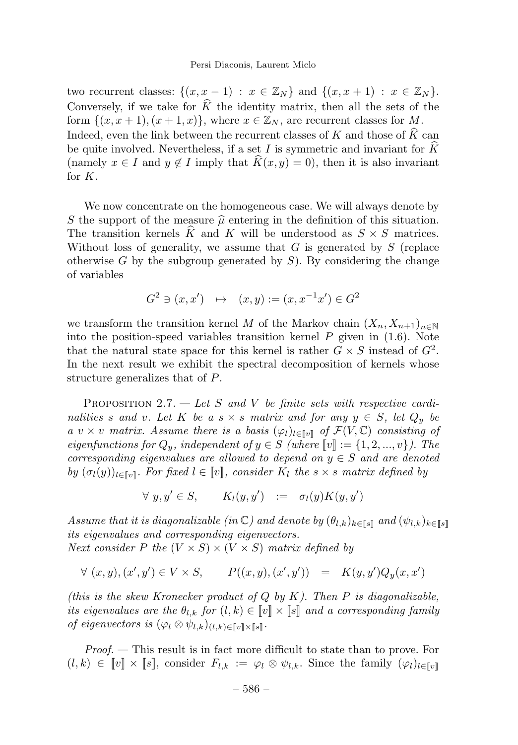two recurrent classes: $\{(x, x-1) : x \in \mathbb{Z}_N\}$ and $\{(x, x+1) : x \in \mathbb{Z}_N\}$. Conversely, if we take for $\widehat{K}$ the identity matrix, then all the sets of the form $\{(x, x+1), (x+1, x)\}$, where $x \in \mathbb{Z}_N$, are recurrent classes for $M$. Indeed, even the link between the recurrent classes of $K$ and those of $\widehat{K}$ can be quite involved. Nevertheless, if a set $I$ is symmetric and invariant for $\widehat{K}$ (namely $x \in I$ and $y \notin I$ imply that $\widehat{K}(x,y) = 0$), then it is also invariant for $K$.

We now concentrate on the homogeneous case. We will always denote by $S$ the support of the measure $\widehat{\mu}$ entering in the definition of this situation. The transition kernels $\widehat{K}$ and $K$ will be understood as $S \times S$ matrices. Without loss of generality, we assume that $G$ is generated by $S$ (replace otherwise $G$ by the subgroup generated by $S$). By considering the change of variables

$$G^2 \ni (x, x') \quad \mapsto \quad (x, y) := (x, x^{-1}x') \in G^2$$

we transform the transition kernel $M$ of the Markov chain $(X_n, X_{n+1})_{n \in \mathbb{N}}$ into the position-speed variables transition kernel $P$ given in (1.6). Note that the natural state space for this kernel is rather $G \times S$ instead of $G^2$. In the next result we exhibit the spectral decomposition of kernels whose structure generalizes that of $P$.

Proposition 2.7. — *Let $S$ and $V$ be finite sets with respective cardinalities $s$ and $v$. Let $K$ be a $s \times s$ matrix and for any $y \in S$, let $Q_y$ be a $v \times v$ matrix. Assume there is a basis $(\varphi_l)_{l \in [\![v]\!]}$ of $\mathcal{F}(V, \mathbb{C})$ consisting of eigenfunctions for $Q_y$, independent of $y \in S$ (where $[\![v]\!] := \{1, 2, ..., v\}$). The corresponding eigenvalues are allowed to depend on $y \in S$ and are denoted by $(\sigma_l(y))_{l \in [\![v]\!]}$. For fixed $l \in [\![v]\!]$, consider $K_l$ the $s \times s$ matrix defined by*

$$\forall\ y, y' \in S, \qquad K_l(y, y') \quad := \quad \sigma_l(y) K(y, y')$$

*Assume that it is diagonalizable (in $\mathbb{C}$) and denote by $(\theta_{l,k})_{k \in [\![s]\!]}$ and $(\psi_{l,k})_{k \in [\![s]\!]}$ its eigenvalues and corresponding eigenvectors.*
*Next consider $P$ the $(V \times S) \times (V \times S)$ matrix defined by*

$$\forall\ (x, y), (x', y') \in V \times S, \qquad P((x, y), (x', y')) \quad = \quad K(y, y') Q_y(x, x')$$

*(this is the skew Kronecker product of $Q$ by $K$). Then $P$ is diagonalizable, its eigenvalues are the $\theta_{l,k}$ for $(l, k) \in [\![v]\!] \times [\![s]\!]$ and a corresponding family of eigenvectors is $(\varphi_l \otimes \psi_{l,k})_{(l,k) \in [\![v]\!] \times [\![s]\!]}$.*

*Proof.* — This result is in fact more difficult to state than to prove. For $(l, k) \in [\![v]\!] \times [\![s]\!]$, consider $F_{l,k} := \varphi_l \otimes \psi_{l,k}$. Since the family $(\varphi_l)_{l \in [\![v]\!]}$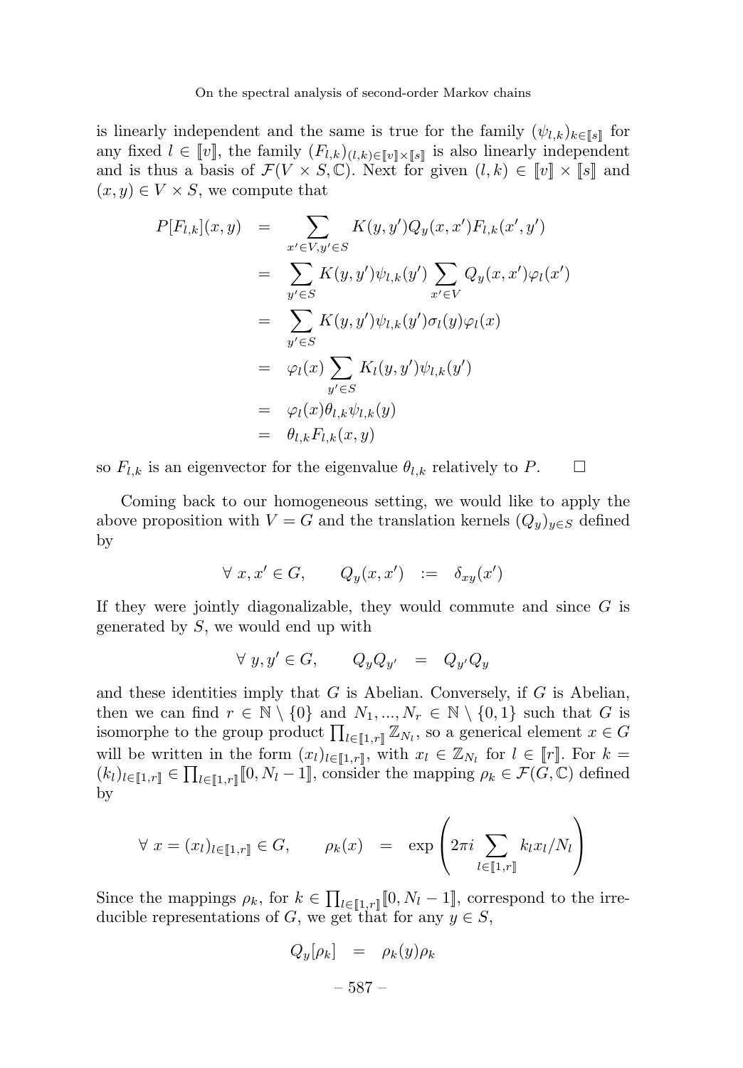is linearly independent and the same is true for the family $(\psi_{l,k})_{k\in[\![s]\!]}$ for any fixed $l \in [\![v]\!]$, the family $(F_{l,k})_{(l,k)\in[\![v]\!]\times[\![s]\!]}$ is also linearly independent and is thus a basis of $\mathcal{F}(V \times S, \mathbb{C})$. Next for given $(l, k) \in [\![v]\!] \times [\![s]\!]$ and $(x, y) \in V \times S$, we compute that

$$
\begin{aligned}
P[F_{l,k}](x,y) &= \sum_{x'\in V, y'\in S} K(y,y')Q_y(x,x')F_{l,k}(x',y') \\
&= \sum_{y'\in S} K(y,y')\psi_{l,k}(y') \sum_{x'\in V} Q_y(x,x')\varphi_l(x') \\
&= \sum_{y'\in S} K(y,y')\psi_{l,k}(y')\sigma_l(y)\varphi_l(x) \\
&= \varphi_l(x) \sum_{y'\in S} K_l(y,y')\psi_{l,k}(y') \\
&= \varphi_l(x)\theta_{l,k}\psi_{l,k}(y) \\
&= \theta_{l,k}F_{l,k}(x,y)
\end{aligned}
$$

so $F_{l,k}$ is an eigenvector for the eigenvalue $\theta_{l,k}$ relatively to $P$. $\square$

Coming back to our homogeneous setting, we would like to apply the above proposition with $V = G$ and the translation kernels $(Q_y)_{y\in S}$ defined by

$$
\forall\ x, x' \in G, \qquad Q_y(x,x') \ := \ \delta_{xy}(x')
$$

If they were jointly diagonalizable, they would commute and since $G$ is generated by $S$, we would end up with

$$
\forall\ y, y' \in G, \qquad Q_y Q_{y'} \ = \ Q_{y'} Q_y
$$

and these identities imply that $G$ is Abelian. Conversely, if $G$ is Abelian, then we can find $r \in \mathbb{N} \setminus \{0\}$ and $N_1, ..., N_r \in \mathbb{N} \setminus \{0, 1\}$ such that $G$ is isomorphe to the group product $\prod_{l\in[\![1,r]\!]} \mathbb{Z}_{N_l}$, so a generical element $x \in G$ will be written in the form $(x_l)_{l\in[\![1,r]\!]}$, with $x_l \in \mathbb{Z}_{N_l}$ for $l \in [\![r]\!]$. For $k = (k_l)_{l\in[\![1,r]\!]} \in \prod_{l\in[\![1,r]\!]}[\![0, N_l - 1]\!]$, consider the mapping $\rho_k \in \mathcal{F}(G, \mathbb{C})$ defined by

$$
\forall\ x = (x_l)_{l\in[\![1,r]\!]} \in G, \qquad \rho_k(x) \ = \ \exp\left(2\pi i \sum_{l\in[\![1,r]\!]} k_l x_l / N_l\right)
$$

Since the mappings $\rho_k$, for $k \in \prod_{l\in[\![1,r]\!]}[\![0, N_l - 1]\!]$, correspond to the irreducible representations of $G$, we get that for any $y \in S$,

$$
Q_y[\rho_k] \ = \ \rho_k(y)\rho_k
$$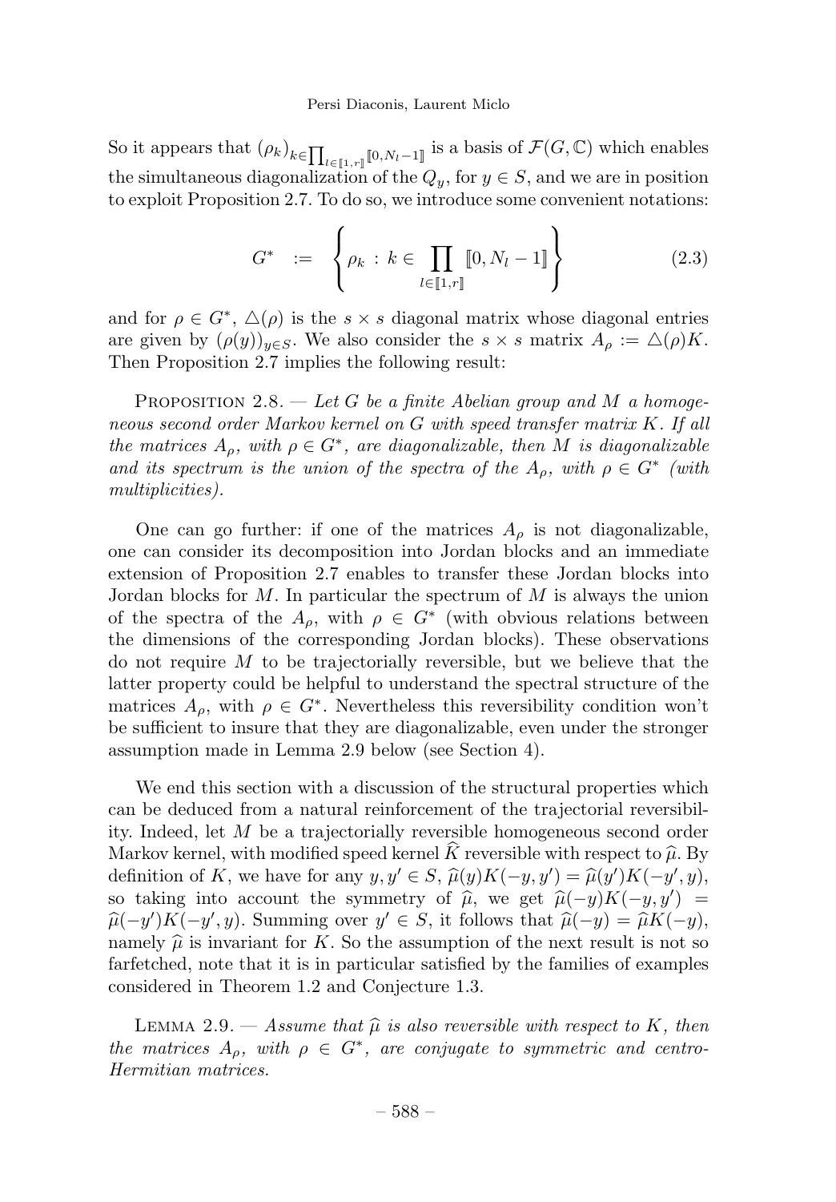So it appears that $(\rho_k)_{k\in\prod_{l\in[\![1,r]\!]}[\![0,N_l-1]\!]}$ is a basis of $\mathcal{F}(G,\mathbb{C})$ which enables the simultaneous diagonalization of the $Q_y$, for $y \in S$, and we are in position to exploit Proposition 2.7. To do so, we introduce some convenient notations:

$$G^* \quad := \quad \left\{ \rho_k \,:\, k \in \prod_{l\in[\![1,r]\!]} [\![0, N_l - 1]\!] \right\} \tag{2.3}$$

and for $\rho \in G^*$, $\triangle(\rho)$ is the $s \times s$ diagonal matrix whose diagonal entries are given by $(\rho(y))_{y\in S}$. We also consider the $s \times s$ matrix $A_\rho := \triangle(\rho)K$. Then Proposition 2.7 implies the following result:

Proposition 2.8. — *Let $G$ be a finite Abelian group and $M$ a homogeneous second order Markov kernel on $G$ with speed transfer matrix $K$. If all the matrices $A_\rho$, with $\rho \in G^*$, are diagonalizable, then $M$ is diagonalizable and its spectrum is the union of the spectra of the $A_\rho$, with $\rho \in G^*$ (with multiplicities).*

One can go further: if one of the matrices $A_\rho$ is not diagonalizable, one can consider its decomposition into Jordan blocks and an immediate extension of Proposition 2.7 enables to transfer these Jordan blocks into Jordan blocks for $M$. In particular the spectrum of $M$ is always the union of the spectra of the $A_\rho$, with $\rho \in G^*$ (with obvious relations between the dimensions of the corresponding Jordan blocks). These observations do not require $M$ to be trajectorially reversible, but we believe that the latter property could be helpful to understand the spectral structure of the matrices $A_\rho$, with $\rho \in G^*$. Nevertheless this reversibility condition won't be sufficient to insure that they are diagonalizable, even under the stronger assumption made in Lemma 2.9 below (see Section 4).

We end this section with a discussion of the structural properties which can be deduced from a natural reinforcement of the trajectorial reversibility. Indeed, let $M$ be a trajectorially reversible homogeneous second order Markov kernel, with modified speed kernel $\widehat{K}$ reversible with respect to $\widehat{\mu}$. By definition of $K$, we have for any $y, y' \in S$, $\widehat{\mu}(y)K(-y, y') = \widehat{\mu}(y')K(-y', y)$, so taking into account the symmetry of $\widehat{\mu}$, we get $\widehat{\mu}(-y)K(-y, y') = \widehat{\mu}(-y')K(-y', y)$. Summing over $y' \in S$, it follows that $\widehat{\mu}(-y) = \widehat{\mu}K(-y)$, namely $\widehat{\mu}$ is invariant for $K$. So the assumption of the next result is not so farfetched, note that it is in particular satisfied by the families of examples considered in Theorem 1.2 and Conjecture 1.3.

Lemma 2.9. — *Assume that $\widehat{\mu}$ is also reversible with respect to $K$, then the matrices $A_\rho$, with $\rho \in G^*$, are conjugate to symmetric and centro-Hermitian matrices.*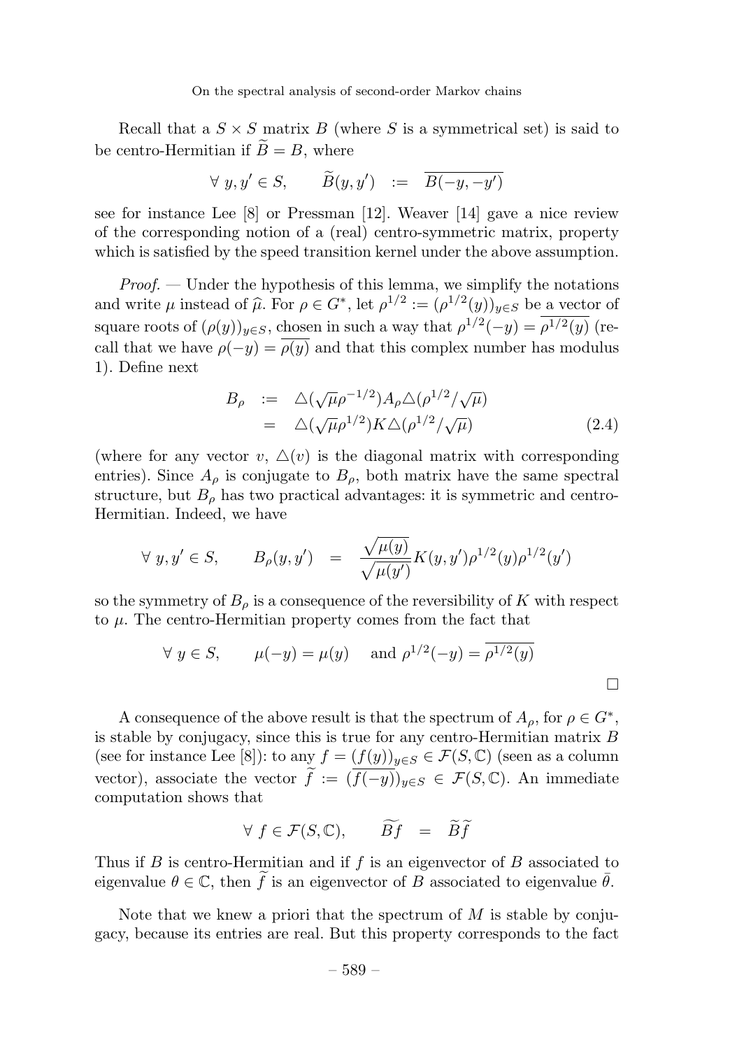Recall that a $S \times S$ matrix $B$ (where $S$ is a symmetrical set) is said to be centro-Hermitian if $\widetilde{B} = B$, where

$$\forall\ y, y' \in S, \qquad \widetilde{B}(y, y') \ := \ \overline{B(-y, -y')}$$

see for instance Lee [8] or Pressman [12]. Weaver [14] gave a nice review of the corresponding notion of a (real) centro-symmetric matrix, property which is satisfied by the speed transition kernel under the above assumption.

*Proof.* — Under the hypothesis of this lemma, we simplify the notations and write $\mu$ instead of $\widehat{\mu}$. For $\rho \in G^*$, let $\rho^{1/2} := (\rho^{1/2}(y))_{y \in S}$ be a vector of square roots of $(\rho(y))_{y \in S}$, chosen in such a way that $\rho^{1/2}(-y) = \overline{\rho^{1/2}(y)}$ (recall that we have $\rho(-y) = \overline{\rho(y)}$ and that this complex number has modulus 1). Define next

$$\begin{aligned} B_\rho &:= \triangle(\sqrt{\mu}\rho^{-1/2}) A_\rho \triangle(\rho^{1/2}/\sqrt{\mu}) \\ &= \triangle(\sqrt{\mu}\rho^{1/2}) K \triangle(\rho^{1/2}/\sqrt{\mu}) \end{aligned} \tag{2.4}$$

(where for any vector $v$, $\triangle(v)$ is the diagonal matrix with corresponding entries). Since $A_\rho$ is conjugate to $B_\rho$, both matrix have the same spectral structure, but $B_\rho$ has two practical advantages: it is symmetric and centro-Hermitian. Indeed, we have

$$\forall\ y, y' \in S, \qquad B_\rho(y, y') \ = \ \frac{\sqrt{\mu(y)}}{\sqrt{\mu(y')}} K(y, y') \rho^{1/2}(y) \rho^{1/2}(y')$$

so the symmetry of $B_\rho$ is a consequence of the reversibility of $K$ with respect to $\mu$. The centro-Hermitian property comes from the fact that

$$\forall\ y \in S, \qquad \mu(-y) = \mu(y) \quad \text{ and } \rho^{1/2}(-y) = \overline{\rho^{1/2}(y)}$$

□

A consequence of the above result is that the spectrum of $A_\rho$, for $\rho \in G^*$, is stable by conjugacy, since this is true for any centro-Hermitian matrix $B$ (see for instance Lee [8]): to any $f = (f(y))_{y \in S} \in \mathcal{F}(S, \mathbb{C})$ (seen as a column vector), associate the vector $\widetilde{f} := (\overline{f(-y)})_{y \in S} \in \mathcal{F}(S, \mathbb{C})$. An immediate computation shows that

$$\forall\ f \in \mathcal{F}(S, \mathbb{C}), \qquad \widetilde{Bf} \ = \ \widetilde{B}\widetilde{f}$$

Thus if $B$ is centro-Hermitian and if $f$ is an eigenvector of $B$ associated to eigenvalue $\theta \in \mathbb{C}$, then $\widetilde{f}$ is an eigenvector of $B$ associated to eigenvalue $\bar{\theta}$.

Note that we knew a priori that the spectrum of $M$ is stable by conjugacy, because its entries are real. But this property corresponds to the fact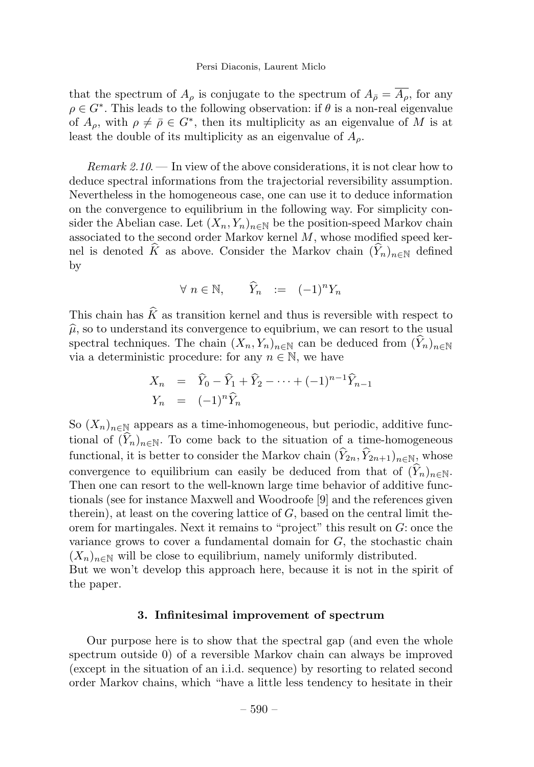that the spectrum of $A_\rho$ is conjugate to the spectrum of $A_{\bar{\rho}} = \overline{A_\rho}$, for any $\rho \in G^*$. This leads to the following observation: if $\theta$ is a non-real eigenvalue of $A_\rho$, with $\rho \neq \bar{\rho} \in G^*$, then its multiplicity as an eigenvalue of $M$ is at least the double of its multiplicity as an eigenvalue of $A_\rho$.

*Remark 2.10.* — In view of the above considerations, it is not clear how to deduce spectral informations from the trajectorial reversibility assumption. Nevertheless in the homogeneous case, one can use it to deduce information on the convergence to equilibrium in the following way. For simplicity consider the Abelian case. Let $(X_n, Y_n)_{n\in\mathbb{N}}$ be the position-speed Markov chain associated to the second order Markov kernel $M$, whose modified speed kernel is denoted $\widehat{K}$ as above. Consider the Markov chain $(\widehat{Y}_n)_{n\in\mathbb{N}}$ defined by

$$\forall\ n \in \mathbb{N}, \qquad \widehat{Y}_n \quad := \quad (-1)^n Y_n$$

This chain has $\widehat{K}$ as transition kernel and thus is reversible with respect to $\widehat{\mu}$, so to understand its convergence to equibrium, we can resort to the usual spectral techniques. The chain $(X_n, Y_n)_{n\in\mathbb{N}}$ can be deduced from $(\widehat{Y}_n)_{n\in\mathbb{N}}$ via a deterministic procedure: for any $n \in \mathbb{N}$, we have

$$\begin{aligned}
X_n &= \widehat{Y}_0 - \widehat{Y}_1 + \widehat{Y}_2 - \cdots + (-1)^{n-1}\widehat{Y}_{n-1} \\
Y_n &= (-1)^n \widehat{Y}_n
\end{aligned}$$

So $(X_n)_{n\in\mathbb{N}}$ appears as a time-inhomogeneous, but periodic, additive functional of $(\widehat{Y}_n)_{n\in\mathbb{N}}$. To come back to the situation of a time-homogeneous functional, it is better to consider the Markov chain $(\widehat{Y}_{2n}, \widehat{Y}_{2n+1})_{n\in\mathbb{N}}$, whose convergence to equilibrium can easily be deduced from that of $(\widehat{Y}_n)_{n\in\mathbb{N}}$. Then one can resort to the well-known large time behavior of additive functionals (see for instance Maxwell and Woodroofe [9] and the references given therein), at least on the covering lattice of $G$, based on the central limit theorem for martingales. Next it remains to "project" this result on $G$: once the variance grows to cover a fundamental domain for $G$, the stochastic chain $(X_n)_{n\in\mathbb{N}}$ will be close to equilibrium, namely uniformly distributed.
But we won't develop this approach here, because it is not in the spirit of the paper.

### 3. Infinitesimal improvement of spectrum

Our purpose here is to show that the spectral gap (and even the whole spectrum outside 0) of a reversible Markov chain can always be improved (except in the situation of an i.i.d. sequence) by resorting to related second order Markov chains, which "have a little less tendency to hesitate in their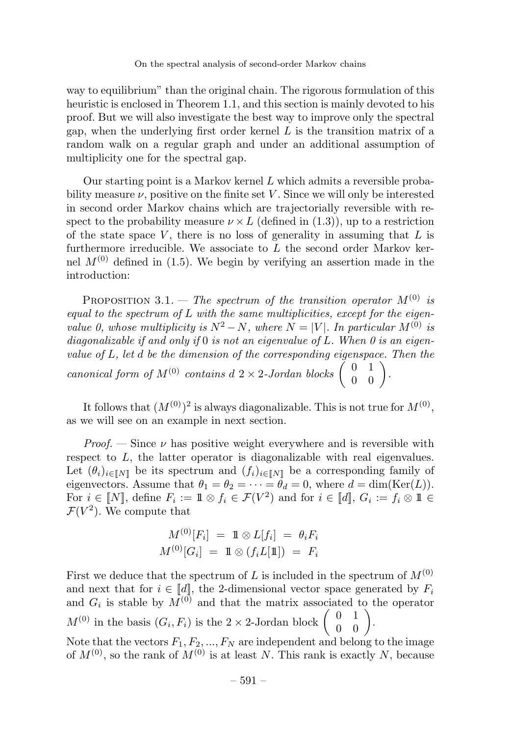way to equilibrium" than the original chain. The rigorous formulation of this heuristic is enclosed in Theorem 1.1, and this section is mainly devoted to his proof. But we will also investigate the best way to improve only the spectral gap, when the underlying first order kernel $L$ is the transition matrix of a random walk on a regular graph and under an additional assumption of multiplicity one for the spectral gap.

Our starting point is a Markov kernel $L$ which admits a reversible probability measure $\nu$, positive on the finite set $V$. Since we will only be interested in second order Markov chains which are trajectorially reversible with respect to the probability measure $\nu \times L$ (defined in (1.3)), up to a restriction of the state space $V$, there is no loss of generality in assuming that $L$ is furthermore irreducible. We associate to $L$ the second order Markov kernel $M^{(0)}$ defined in (1.5). We begin by verifying an assertion made in the introduction:

Proposition 3.1. — *The spectrum of the transition operator $M^{(0)}$ is equal to the spectrum of $L$ with the same multiplicities, except for the eigenvalue 0, whose multiplicity is $N^2 - N$, where $N = |V|$. In particular $M^{(0)}$ is diagonalizable if and only if* 0 *is not an eigenvalue of $L$. When 0 is an eigenvalue of $L$, let $d$ be the dimension of the corresponding eigenspace. Then the canonical form of $M^{(0)}$ contains $d$ $2 \times 2$-Jordan blocks $\begin{pmatrix} 0 & 1 \\ 0 & 0 \end{pmatrix}$.*

It follows that $(M^{(0)})^2$ is always diagonalizable. This is not true for $M^{(0)}$, as we will see on an example in next section.

*Proof.* — Since $\nu$ has positive weight everywhere and is reversible with respect to $L$, the latter operator is diagonalizable with real eigenvalues. Let $(\theta_i)_{i \in [\![N]\!]}$ be its spectrum and $(f_i)_{i \in [\![N]\!]}$ be a corresponding family of eigenvectors. Assume that $\theta_1 = \theta_2 = \cdots = \theta_d = 0$, where $d = \dim(\mathrm{Ker}(L))$. For $i \in [\![N]\!]$, define $F_i := \mathbb{1} \otimes f_i \in \mathcal{F}(V^2)$ and for $i \in [\![d]\!]$, $G_i := f_i \otimes \mathbb{1} \in \mathcal{F}(V^2)$. We compute that

$$
\begin{aligned}
M^{(0)}[F_i] &= \mathbb{1} \otimes L[f_i] = \theta_i F_i \\
M^{(0)}[G_i] &= \mathbb{1} \otimes (f_i L[\mathbb{1}]) = F_i
\end{aligned}
$$

First we deduce that the spectrum of $L$ is included in the spectrum of $M^{(0)}$ and next that for $i \in [\![d]\!]$, the 2-dimensional vector space generated by $F_i$ and $G_i$ is stable by $M^{(0)}$ and that the matrix associated to the operator $M^{(0)}$ in the basis $(G_i, F_i)$ is the $2 \times 2$-Jordan block $\begin{pmatrix} 0 & 1 \\ 0 & 0 \end{pmatrix}$.

Note that the vectors $F_1, F_2, ..., F_N$ are independent and belong to the image of $M^{(0)}$, so the rank of $M^{(0)}$ is at least $N$. This rank is exactly $N$, because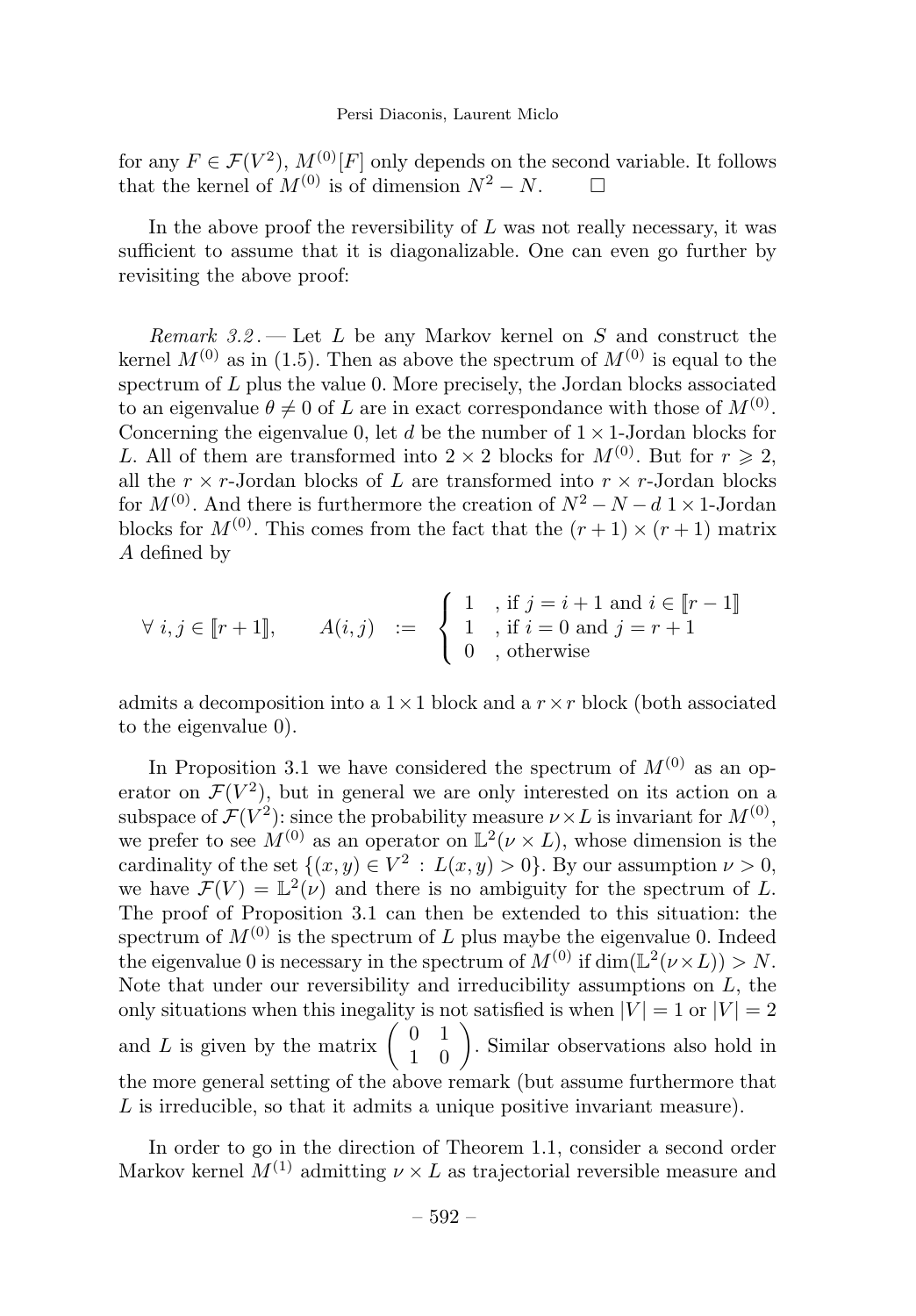for any $F \in \mathcal{F}(V^2)$, $M^{(0)}[F]$ only depends on the second variable. It follows that the kernel of $M^{(0)}$ is of dimension $N^2 - N$. $\square$

In the above proof the reversibility of $L$ was not really necessary, it was sufficient to assume that it is diagonalizable. One can even go further by revisiting the above proof:

*Remark 3.2.* — Let $L$ be any Markov kernel on $S$ and construct the kernel $M^{(0)}$ as in (1.5). Then as above the spectrum of $M^{(0)}$ is equal to the spectrum of $L$ plus the value 0. More precisely, the Jordan blocks associated to an eigenvalue $\theta \neq 0$ of $L$ are in exact correspondance with those of $M^{(0)}$. Concerning the eigenvalue 0, let $d$ be the number of $1 \times 1$-Jordan blocks for $L$. All of them are transformed into $2 \times 2$ blocks for $M^{(0)}$. But for $r \geqslant 2$, all the $r \times r$-Jordan blocks of $L$ are transformed into $r \times r$-Jordan blocks for $M^{(0)}$. And there is furthermore the creation of $N^2 - N - d$ $1 \times 1$-Jordan blocks for $M^{(0)}$. This comes from the fact that the $(r+1) \times (r+1)$ matrix $A$ defined by

$$\forall\, i, j \in [\![r+1]\!], \qquad A(i,j) \;:=\; \begin{cases} 1 & \text{, if } j = i+1 \text{ and } i \in [\![r-1]\!] \\ 1 & \text{, if } i = 0 \text{ and } j = r+1 \\ 0 & \text{, otherwise} \end{cases}$$

admits a decomposition into a $1 \times 1$ block and a $r \times r$ block (both associated to the eigenvalue 0).

In Proposition 3.1 we have considered the spectrum of $M^{(0)}$ as an operator on $\mathcal{F}(V^2)$, but in general we are only interested on its action on a subspace of $\mathcal{F}(V^2)$: since the probability measure $\nu \times L$ is invariant for $M^{(0)}$, we prefer to see $M^{(0)}$ as an operator on $\mathbb{L}^2(\nu \times L)$, whose dimension is the cardinality of the set $\{(x,y) \in V^2 \,:\, L(x,y) > 0\}$. By our assumption $\nu > 0$, we have $\mathcal{F}(V) = \mathbb{L}^2(\nu)$ and there is no ambiguity for the spectrum of $L$. The proof of Proposition 3.1 can then be extended to this situation: the spectrum of $M^{(0)}$ is the spectrum of $L$ plus maybe the eigenvalue 0. Indeed the eigenvalue 0 is necessary in the spectrum of $M^{(0)}$ if $\dim(\mathbb{L}^2(\nu \times L)) > N$. Note that under our reversibility and irreducibility assumptions on $L$, the only situations when this inegality is not satisfied is when $|V| = 1$ or $|V| = 2$ and $L$ is given by the matrix $\begin{pmatrix} 0 & 1 \\ 1 & 0 \end{pmatrix}$. Similar observations also hold in the more general setting of the above remark (but assume furthermore that $L$ is irreducible, so that it admits a unique positive invariant measure).

In order to go in the direction of Theorem 1.1, consider a second order Markov kernel $M^{(1)}$ admitting $\nu \times L$ as trajectorial reversible measure and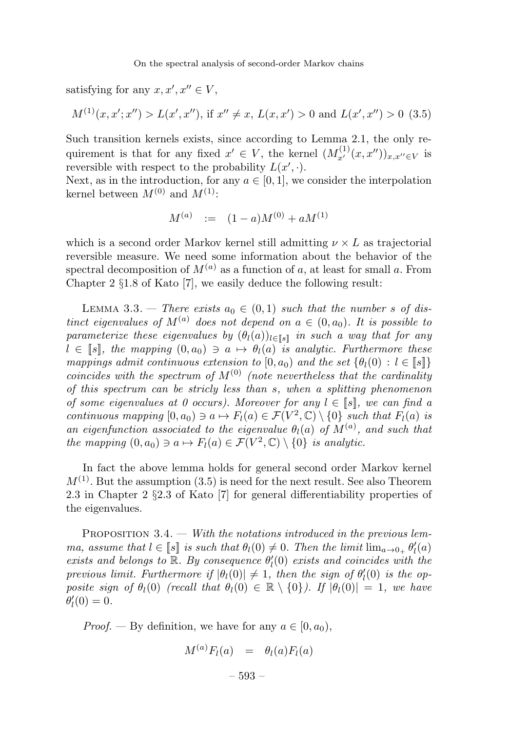satisfying for any $x, x', x'' \in V$,

$$M^{(1)}(x,x';x'') > L(x',x''), \text{ if } x'' \neq x,\ L(x,x') > 0 \text{ and } L(x',x'') > 0 \quad (3.5)$$

Such transition kernels exists, since according to Lemma 2.1, the only requirement is that for any fixed $x' \in V$, the kernel $(M^{(1)}_{x'}(x,x''))_{x,x'' \in V}$ is reversible with respect to the probability $L(x', \cdot)$.

Next, as in the introduction, for any $a \in [0,1]$, we consider the interpolation kernel between $M^{(0)}$ and $M^{(1)}$:

$$M^{(a)} \quad := \quad (1-a)M^{(0)} + aM^{(1)}$$

which is a second order Markov kernel still admitting $\nu \times L$ as trajectorial reversible measure. We need some information about the behavior of the spectral decomposition of $M^{(a)}$ as a function of $a$, at least for small $a$. From Chapter 2 §1.8 of Kato [7], we easily deduce the following result:

Lemma 3.3. — *There exists $a_0 \in (0,1)$ such that the number $s$ of distinct eigenvalues of $M^{(a)}$ does not depend on $a \in (0, a_0)$. It is possible to parameterize these eigenvalues by $(\theta_l(a))_{l \in [\![s]\!]}$ in such a way that for any $l \in [\![s]\!]$, the mapping $(0,a_0) \ni a \mapsto \theta_l(a)$ is analytic. Furthermore these mappings admit continuous extension to $[0,a_0)$ and the set $\{\theta_l(0) : l \in [\![s]\!]\}$ coincides with the spectrum of $M^{(0)}$ (note nevertheless that the cardinality of this spectrum can be stricly less than $s$, when a splitting phenomenon of some eigenvalues at 0 occurs). Moreover for any $l \in [\![s]\!]$, we can find a continuous mapping $[0,a_0) \ni a \mapsto F_l(a) \in \mathcal{F}(V^2, \mathbb{C}) \setminus \{0\}$ such that $F_l(a)$ is an eigenfunction associated to the eigenvalue $\theta_l(a)$ of $M^{(a)}$, and such that the mapping $(0,a_0) \ni a \mapsto F_l(a) \in \mathcal{F}(V^2, \mathbb{C}) \setminus \{0\}$ is analytic.*

In fact the above lemma holds for general second order Markov kernel $M^{(1)}$. But the assumption (3.5) is need for the next result. See also Theorem 2.3 in Chapter 2 §2.3 of Kato [7] for general differentiability properties of the eigenvalues.

Proposition 3.4. — *With the notations introduced in the previous lemma, assume that $l \in [\![s]\!]$ is such that $\theta_l(0) \neq 0$. Then the limit $\lim_{a \to 0_+} \theta_l'(a)$ exists and belongs to $\mathbb{R}$. By consequence $\theta_l'(0)$ exists and coincides with the previous limit. Furthermore if $|\theta_l(0)| \neq 1$, then the sign of $\theta_l'(0)$ is the opposite sign of $\theta_l(0)$ (recall that $\theta_l(0) \in \mathbb{R} \setminus \{0\}$). If $|\theta_l(0)| = 1$, we have $\theta_l'(0) = 0$.*

*Proof.* — By definition, we have for any $a \in [0,a_0)$,

$$M^{(a)} F_l(a) \quad = \quad \theta_l(a) F_l(a)$$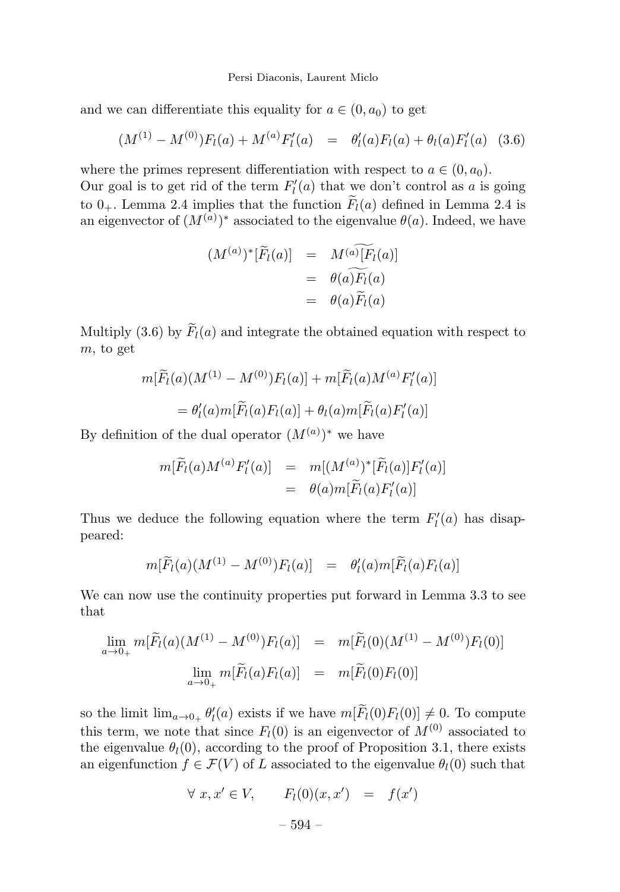and we can differentiate this equality for $a \in (0, a_0)$ to get

$$(M^{(1)} - M^{(0)})F_l(a) + M^{(a)}F_l'(a) \quad = \quad \theta_l'(a)F_l(a) + \theta_l(a)F_l'(a) \quad (3.6)$$

where the primes represent differentiation with respect to $a \in (0, a_0)$.
Our goal is to get rid of the term $F_l'(a)$ that we don't control as $a$ is going to $0_+$. Lemma 2.4 implies that the function $\widetilde{F}_l(a)$ defined in Lemma 2.4 is an eigenvector of $(M^{(a)})^*$ associated to the eigenvalue $\theta(a)$. Indeed, we have

$$\begin{aligned}
(M^{(a)})^*[\widetilde{F}_l(a)] &= \widetilde{M^{(a)}[F_l(a)]} \\
&= \widetilde{\theta(a)F_l(a)} \\
&= \theta(a)\widetilde{F}_l(a)
\end{aligned}$$

Multiply (3.6) by $\widetilde{F}_l(a)$ and integrate the obtained equation with respect to $m$, to get

$$m[\widetilde{F}_l(a)(M^{(1)} - M^{(0)})F_l(a)] + m[\widetilde{F}_l(a)M^{(a)}F_l'(a)]$$

$$= \theta_l'(a)m[\widetilde{F}_l(a)F_l(a)] + \theta_l(a)m[\widetilde{F}_l(a)F_l'(a)]$$

By definition of the dual operator $(M^{(a)})^*$ we have

$$\begin{aligned}
m[\widetilde{F}_l(a)M^{(a)}F_l'(a)] &= m[(M^{(a)})^*[\widetilde{F}_l(a)]F_l'(a)] \\
&= \theta(a)m[\widetilde{F}_l(a)F_l'(a)]
\end{aligned}$$

Thus we deduce the following equation where the term $F_l'(a)$ has disappeared:

$$m[\widetilde{F}_l(a)(M^{(1)} - M^{(0)})F_l(a)] \quad = \quad \theta_l'(a)m[\widetilde{F}_l(a)F_l(a)]$$

We can now use the continuity properties put forward in Lemma 3.3 to see that

$$\begin{aligned}
\lim_{a\to 0_+} m[\widetilde{F}_l(a)(M^{(1)} - M^{(0)})F_l(a)] &= m[\widetilde{F}_l(0)(M^{(1)} - M^{(0)})F_l(0)] \\
\lim_{a\to 0_+} m[\widetilde{F}_l(a)F_l(a)] &= m[\widetilde{F}_l(0)F_l(0)]
\end{aligned}$$

so the limit $\lim_{a\to 0_+} \theta_l'(a)$ exists if we have $m[\widetilde{F}_l(0)F_l(0)] \neq 0$. To compute this term, we note that since $F_l(0)$ is an eigenvector of $M^{(0)}$ associated to the eigenvalue $\theta_l(0)$, according to the proof of Proposition 3.1, there exists an eigenfunction $f \in \mathcal{F}(V)$ of $L$ associated to the eigenvalue $\theta_l(0)$ such that

$$\forall\ x, x' \in V, \qquad F_l(0)(x, x') \quad = \quad f(x')$$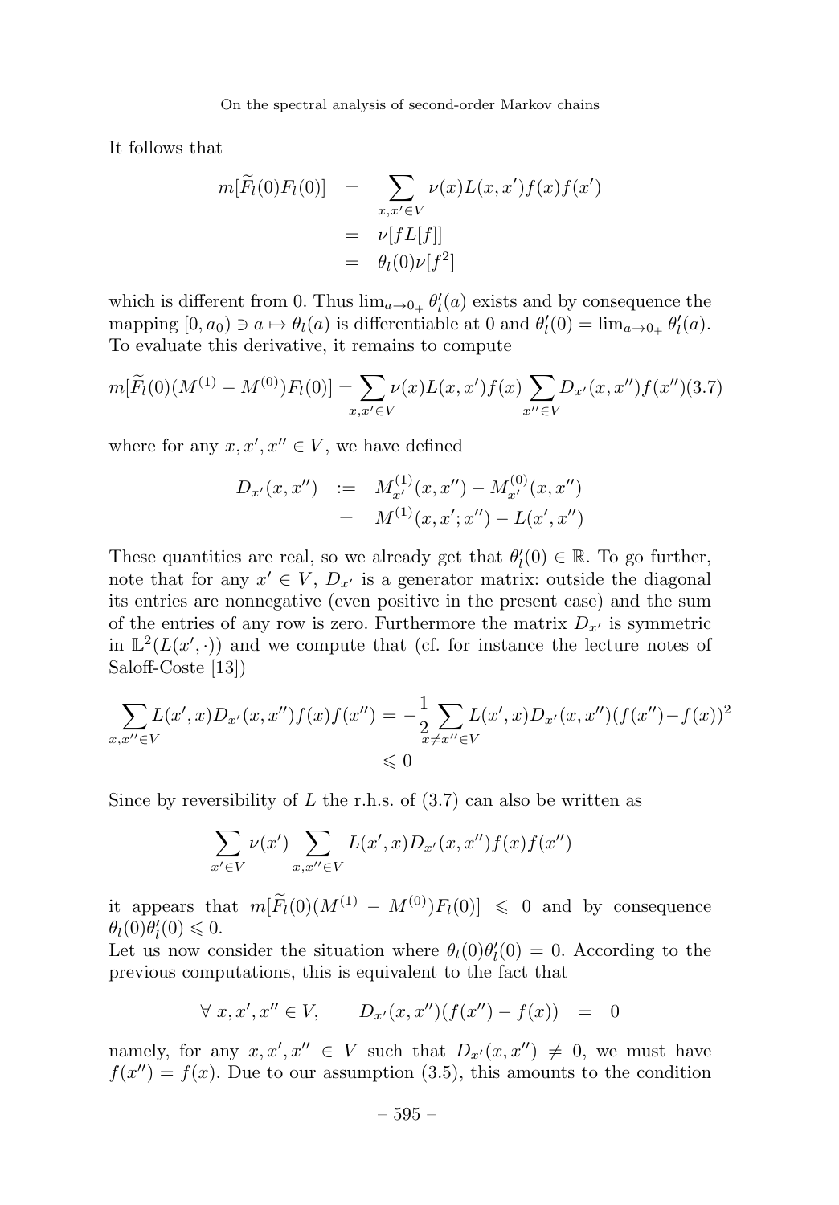It follows that

$$\begin{aligned} m[\widetilde{F}_l(0)F_l(0)] &= \sum_{x,x'\in V} \nu(x)L(x,x')f(x)f(x') \\ &= \nu[fL[f]] \\ &= \theta_l(0)\nu[f^2] \end{aligned}$$

which is different from 0. Thus $\lim_{a\to 0_+} \theta_l'(a)$ exists and by consequence the mapping $[0,a_0)\ni a\mapsto \theta_l(a)$ is differentiable at 0 and $\theta_l'(0)=\lim_{a\to 0_+}\theta_l'(a)$. To evaluate this derivative, it remains to compute

$$m[\widetilde{F}_l(0)(M^{(1)}-M^{(0)})F_l(0)] = \sum_{x,x'\in V}\nu(x)L(x,x')f(x)\sum_{x''\in V}D_{x'}(x,x'')f(x'') \quad (3.7)$$

where for any $x,x',x''\in V$, we have defined

$$\begin{aligned} D_{x'}(x,x'') &:= M_{x'}^{(1)}(x,x'') - M_{x'}^{(0)}(x,x'') \\ &= M^{(1)}(x,x';x'') - L(x',x'') \end{aligned}$$

These quantities are real, so we already get that $\theta_l'(0)\in\mathbb{R}$. To go further, note that for any $x'\in V$, $D_{x'}$ is a generator matrix: outside the diagonal its entries are nonnegative (even positive in the present case) and the sum of the entries of any row is zero. Furthermore the matrix $D_{x'}$ is symmetric in $\mathbb{L}^2(L(x',\cdot))$ and we compute that (cf. for instance the lecture notes of Saloff-Coste [13])

$$\begin{aligned} \sum_{x,x''\in V} L(x',x)D_{x'}(x,x'')f(x)f(x'') &= -\frac{1}{2}\sum_{x\neq x''\in V} L(x',x)D_{x'}(x,x'')(f(x'')-f(x))^2 \\ &\leqslant 0 \end{aligned}$$

Since by reversibility of $L$ the r.h.s. of (3.7) can also be written as

$$\sum_{x'\in V}\nu(x')\sum_{x,x''\in V}L(x',x)D_{x'}(x,x'')f(x)f(x'')$$

it appears that $m[\widetilde{F}_l(0)(M^{(1)}-M^{(0)})F_l(0)] \leqslant 0$ and by consequence $\theta_l(0)\theta_l'(0)\leqslant 0$.

Let us now consider the situation where $\theta_l(0)\theta_l'(0)=0$. According to the previous computations, this is equivalent to the fact that

$$\forall\ x,x',x''\in V, \qquad D_{x'}(x,x'')(f(x'')-f(x)) = 0$$

namely, for any $x,x',x''\in V$ such that $D_{x'}(x,x'')\neq 0$, we must have $f(x'')=f(x)$. Due to our assumption (3.5), this amounts to the condition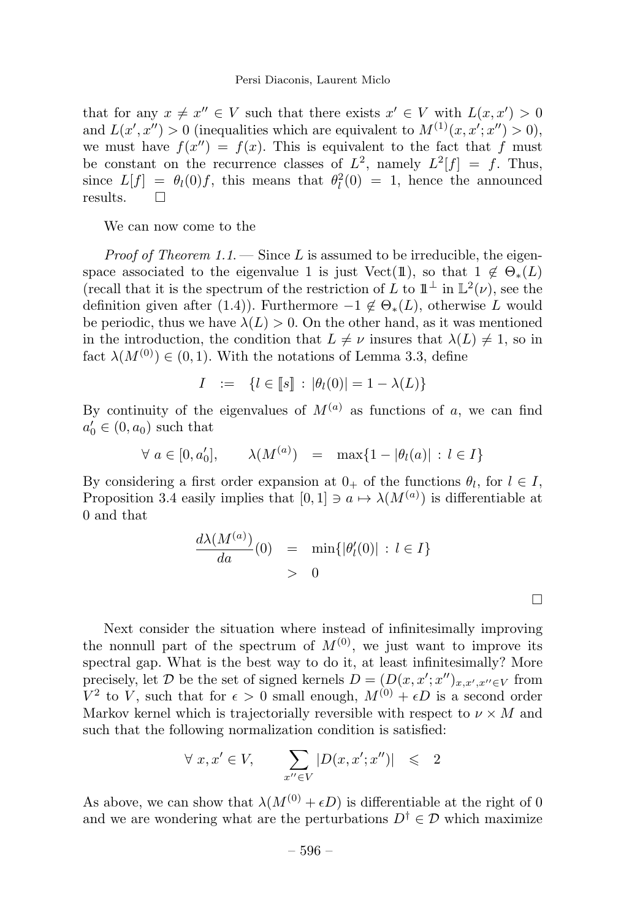that for any $x \neq x'' \in V$ such that there exists $x' \in V$ with $L(x,x') > 0$ and $L(x',x'') > 0$ (inequalities which are equivalent to $M^{(1)}(x,x';x'') > 0$), we must have $f(x'') = f(x)$. This is equivalent to the fact that $f$ must be constant on the recurrence classes of $L^2$, namely $L^2[f] = f$. Thus, since $L[f] = \theta_l(0)f$, this means that $\theta_l^2(0) = 1$, hence the announced results. $\square$

We can now come to the

*Proof of Theorem 1.1.* — Since $L$ is assumed to be irreducible, the eigenspace associated to the eigenvalue 1 is just $\text{Vect}(\mathbb{1})$, so that $1 \notin \Theta_*(L)$ (recall that it is the spectrum of the restriction of $L$ to $\mathbb{1}^\perp$ in $\mathbb{L}^2(\nu)$, see the definition given after (1.4)). Furthermore $-1 \notin \Theta_*(L)$, otherwise $L$ would be periodic, thus we have $\lambda(L) > 0$. On the other hand, as it was mentioned in the introduction, the condition that $L \neq \nu$ insures that $\lambda(L) \neq 1$, so in fact $\lambda(M^{(0)}) \in (0,1)$. With the notations of Lemma 3.3, define

$$I \quad := \quad \{l \in [\![s]\!] \,:\, |\theta_l(0)| = 1 - \lambda(L)\}$$

By continuity of the eigenvalues of $M^{(a)}$ as functions of $a$, we can find $a_0' \in (0, a_0)$ such that

$$\forall\ a \in [0, a_0'], \qquad \lambda(M^{(a)}) \quad = \quad \max\{1 - |\theta_l(a)| \,:\, l \in I\}$$

By considering a first order expansion at $0_+$ of the functions $\theta_l$, for $l \in I$, Proposition 3.4 easily implies that $[0,1] \ni a \mapsto \lambda(M^{(a)})$ is differentiable at 0 and that

$$\begin{aligned} \frac{d\lambda(M^{(a)})}{da}(0) \quad &= \quad \min\{|\theta_l'(0)| \,:\, l \in I\} \\ &> \quad 0 \end{aligned}$$

$\square$

Next consider the situation where instead of infinitesimally improving the nonnull part of the spectrum of $M^{(0)}$, we just want to improve its spectral gap. What is the best way to do it, at least infinitesimally? More precisely, let $\mathcal{D}$ be the set of signed kernels $D = (D(x,x';x''))_{x,x',x'' \in V}$ from $V^2$ to $V$, such that for $\epsilon > 0$ small enough, $M^{(0)} + \epsilon D$ is a second order Markov kernel which is trajectorially reversible with respect to $\nu \times M$ and such that the following normalization condition is satisfied:

$$\forall\ x, x' \in V, \qquad \sum_{x'' \in V} |D(x,x';x'')| \quad \leqslant \quad 2$$

As above, we can show that $\lambda(M^{(0)} + \epsilon D)$ is differentiable at the right of 0 and we are wondering what are the perturbations $D^\dagger \in \mathcal{D}$ which maximize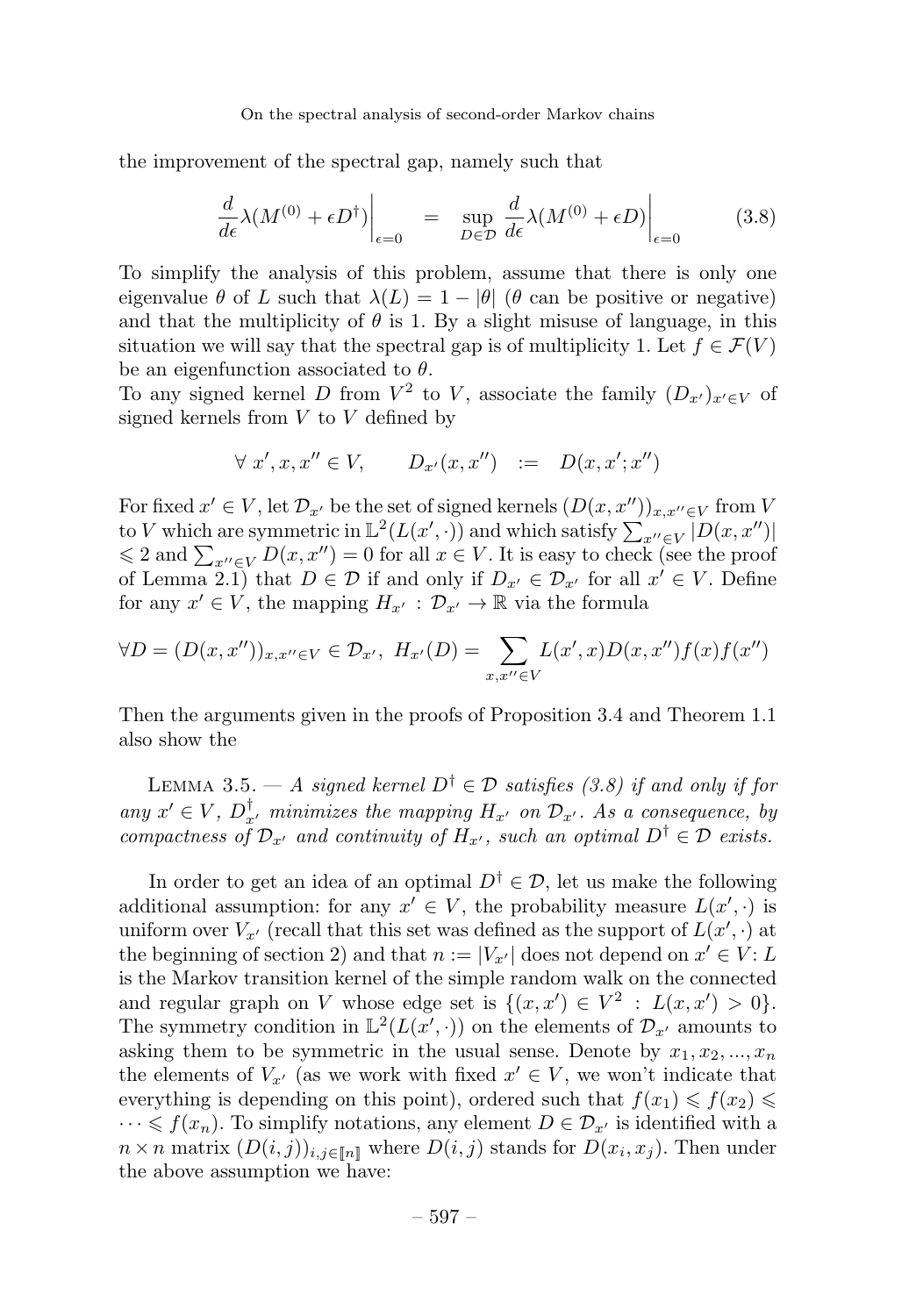the improvement of the spectral gap, namely such that

$$\left.\frac{d}{d\epsilon}\lambda(M^{(0)}+\epsilon D^{\dagger})\right|_{\epsilon=0} = \sup_{D\in\mathcal{D}} \left.\frac{d}{d\epsilon}\lambda(M^{(0)}+\epsilon D)\right|_{\epsilon=0} \tag{3.8}$$

To simplify the analysis of this problem, assume that there is only one eigenvalue $\theta$ of $L$ such that $\lambda(L) = 1 - |\theta|$ ($\theta$ can be positive or negative) and that the multiplicity of $\theta$ is 1. By a slight misuse of language, in this situation we will say that the spectral gap is of multiplicity 1. Let $f \in \mathcal{F}(V)$ be an eigenfunction associated to $\theta$.

To any signed kernel $D$ from $V^2$ to $V$, associate the family $(D_{x'})_{x'\in V}$ of signed kernels from $V$ to $V$ defined by

$$\forall\ x', x, x'' \in V, \qquad D_{x'}(x, x'') \ := \ D(x, x'; x'')$$

For fixed $x' \in V$, let $\mathcal{D}_{x'}$ be the set of signed kernels $(D(x, x''))_{x,x''\in V}$ from $V$ to $V$ which are symmetric in $\mathbb{L}^2(L(x', \cdot))$ and which satisfy $\sum_{x''\in V} |D(x, x'')| \leqslant 2$ and $\sum_{x''\in V} D(x, x'') = 0$ for all $x \in V$. It is easy to check (see the proof of Lemma 2.1) that $D \in \mathcal{D}$ if and only if $D_{x'} \in \mathcal{D}_{x'}$ for all $x' \in V$. Define for any $x' \in V$, the mapping $H_{x'} : \mathcal{D}_{x'} \to \mathbb{R}$ via the formula

$$\forall D = (D(x, x''))_{x,x''\in V} \in \mathcal{D}_{x'},\ H_{x'}(D) = \sum_{x,x''\in V} L(x', x)D(x, x'')f(x)f(x'')$$

Then the arguments given in the proofs of Proposition 3.4 and Theorem 1.1 also show the

Lemma 3.5. — *A signed kernel $D^{\dagger} \in \mathcal{D}$ satisfies (3.8) if and only if for any $x' \in V$, $D^{\dagger}_{x'}$ minimizes the mapping $H_{x'}$ on $\mathcal{D}_{x'}$. As a consequence, by compactness of $\mathcal{D}_{x'}$ and continuity of $H_{x'}$, such an optimal $D^{\dagger} \in \mathcal{D}$ exists.*

In order to get an idea of an optimal $D^{\dagger} \in \mathcal{D}$, let us make the following additional assumption: for any $x' \in V$, the probability measure $L(x', \cdot)$ is uniform over $V_{x'}$ (recall that this set was defined as the support of $L(x', \cdot)$ at the beginning of section 2) and that $n := |V_{x'}|$ does not depend on $x' \in V$: $L$ is the Markov transition kernel of the simple random walk on the connected and regular graph on $V$ whose edge set is $\{(x, x') \in V^2 : L(x, x') > 0\}$. The symmetry condition in $\mathbb{L}^2(L(x', \cdot))$ on the elements of $\mathcal{D}_{x'}$ amounts to asking them to be symmetric in the usual sense. Denote by $x_1, x_2, ..., x_n$ the elements of $V_{x'}$ (as we work with fixed $x' \in V$, we won't indicate that everything is depending on this point), ordered such that $f(x_1) \leqslant f(x_2) \leqslant \cdots \leqslant f(x_n)$. To simplify notations, any element $D \in \mathcal{D}_{x'}$ is identified with a $n \times n$ matrix $(D(i, j))_{i,j\in[\![n]\!]}$ where $D(i, j)$ stands for $D(x_i, x_j)$. Then under the above assumption we have: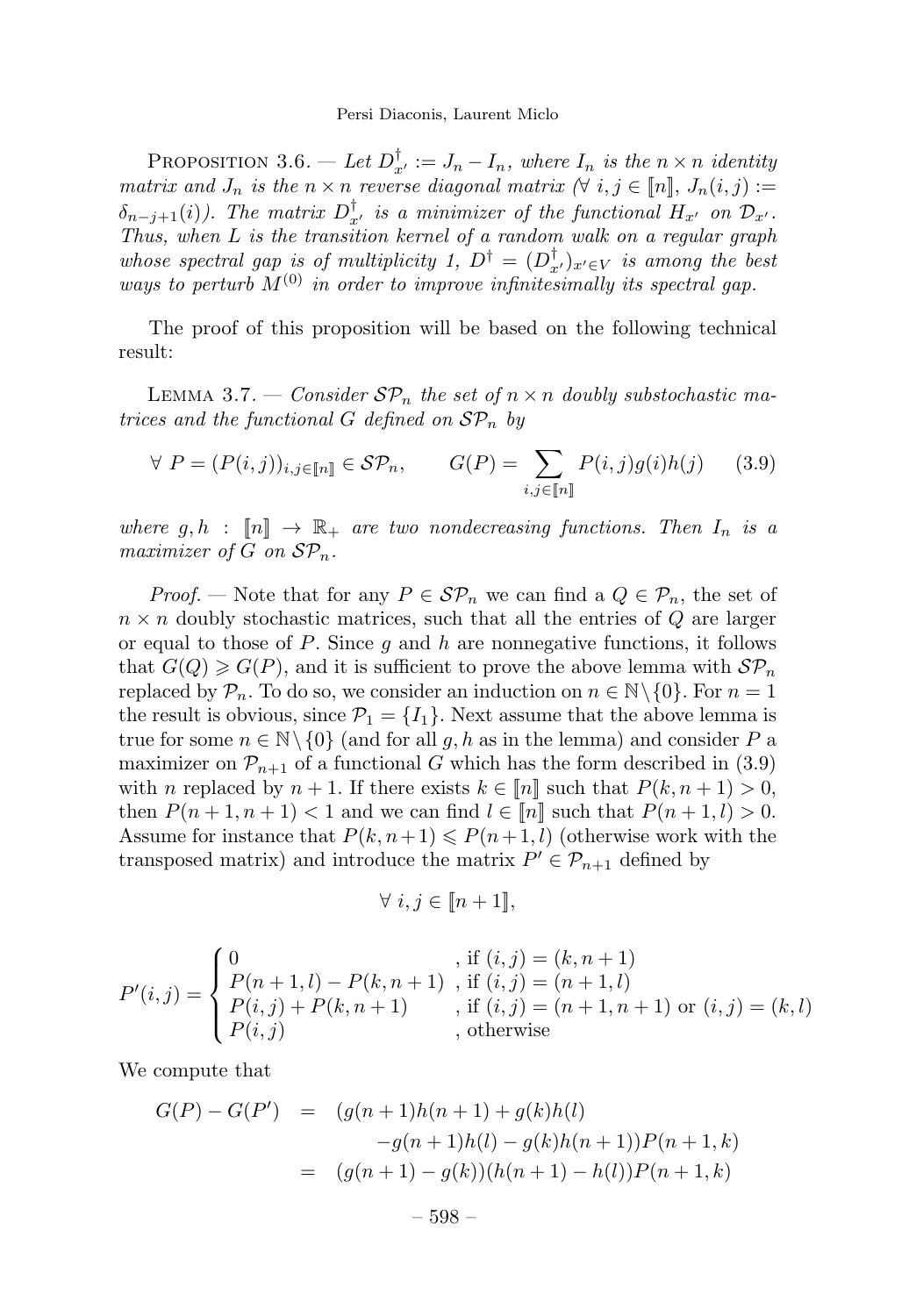PROPOSITION 3.6. — *Let $D^{\dagger}_{x'} := J_n - I_n$, where $I_n$ is the $n \times n$ identity matrix and $J_n$ is the $n \times n$ reverse diagonal matrix ($\forall\ i,j \in [\![n]\!]$, $J_n(i,j) := \delta_{n-j+1}(i)$). The matrix $D^{\dagger}_{x'}$ is a minimizer of the functional $H_{x'}$ on $\mathcal{D}_{x'}$. Thus, when $L$ is the transition kernel of a random walk on a regular graph whose spectral gap is of multiplicity 1, $D^{\dagger} = (D^{\dagger}_{x'})_{x' \in V}$ is among the best ways to perturb $M^{(0)}$ in order to improve infinitesimally its spectral gap.*

The proof of this proposition will be based on the following technical result:

LEMMA 3.7. — *Consider $\mathcal{SP}_n$ the set of $n \times n$ doubly substochastic matrices and the functional $G$ defined on $\mathcal{SP}_n$ by*

$$\forall\ P = (P(i,j))_{i,j \in [\![n]\!]} \in \mathcal{SP}_n, \qquad G(P) = \sum_{i,j \in [\![n]\!]} P(i,j) g(i) h(j) \tag{3.9}$$

*where $g, h : [\![n]\!] \to \mathbb{R}_+$ are two nondecreasing functions. Then $I_n$ is a maximizer of $G$ on $\mathcal{SP}_n$.*

*Proof.* — Note that for any $P \in \mathcal{SP}_n$ we can find a $Q \in \mathcal{P}_n$, the set of $n \times n$ doubly stochastic matrices, such that all the entries of $Q$ are larger or equal to those of $P$. Since $g$ and $h$ are nonnegative functions, it follows that $G(Q) \geqslant G(P)$, and it is sufficient to prove the above lemma with $\mathcal{SP}_n$ replaced by $\mathcal{P}_n$. To do so, we consider an induction on $n \in \mathbb{N} \setminus \{0\}$. For $n = 1$ the result is obvious, since $\mathcal{P}_1 = \{I_1\}$. Next assume that the above lemma is true for some $n \in \mathbb{N} \setminus \{0\}$ (and for all $g, h$ as in the lemma) and consider $P$ a maximizer on $\mathcal{P}_{n+1}$ of a functional $G$ which has the form described in (3.9) with $n$ replaced by $n+1$. If there exists $k \in [\![n]\!]$ such that $P(k, n+1) > 0$, then $P(n+1, n+1) < 1$ and we can find $l \in [\![n]\!]$ such that $P(n+1, l) > 0$. Assume for instance that $P(k, n+1) \leqslant P(n+1, l)$ (otherwise work with the transposed matrix) and introduce the matrix $P' \in \mathcal{P}_{n+1}$ defined by

$$\forall\ i, j \in [\![n+1]\!],$$

$$P'(i,j) = \begin{cases} 0 & \text{, if } (i,j) = (k, n+1) \\ P(n+1, l) - P(k, n+1) & \text{, if } (i,j) = (n+1, l) \\ P(i,j) + P(k, n+1) & \text{, if } (i,j) = (n+1, n+1) \text{ or } (i,j) = (k,l) \\ P(i,j) & \text{, otherwise} \end{cases}$$

We compute that

$$\begin{aligned} G(P) - G(P') &= (g(n+1)h(n+1) + g(k)h(l) \\ &\qquad - g(n+1)h(l) - g(k)h(n+1))P(n+1,k) \\ &= (g(n+1) - g(k))(h(n+1) - h(l))P(n+1,k) \end{aligned}$$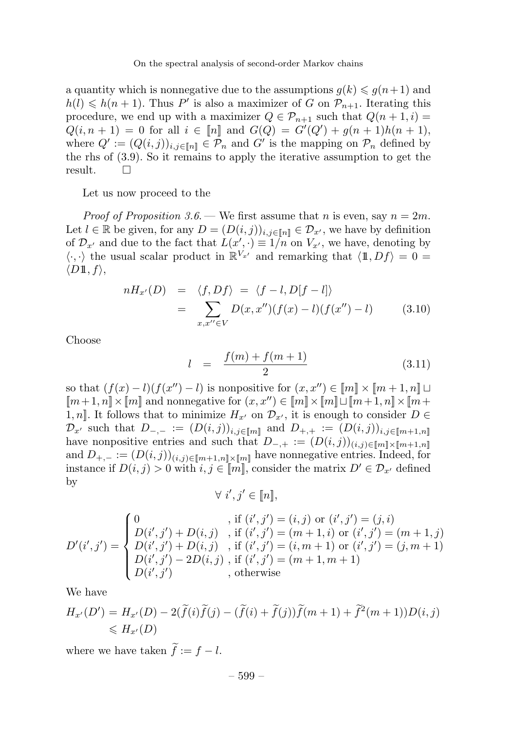a quantity which is nonnegative due to the assumptions $g(k) \leqslant g(n+1)$ and $h(l) \leqslant h(n+1)$. Thus $P'$ is also a maximizer of $G$ on $\mathcal{P}_{n+1}$. Iterating this procedure, we end up with a maximizer $Q \in \mathcal{P}_{n+1}$ such that $Q(n+1,i) = Q(i,n+1) = 0$ for all $i \in [\![n]\!]$ and $G(Q) = G'(Q') + g(n+1)h(n+1)$, where $Q' := (Q(i,j))_{i,j\in[\![n]\!]} \in \mathcal{P}_n$ and $G'$ is the mapping on $\mathcal{P}_n$ defined by the rhs of (3.9). So it remains to apply the iterative assumption to get the result. $\square$

Let us now proceed to the

*Proof of Proposition 3.6.* — We first assume that $n$ is even, say $n = 2m$. Let $l \in \mathbb{R}$ be given, for any $D = (D(i,j))_{i,j\in[\![n]\!]} \in \mathcal{D}_{x'}$, we have by definition of $\mathcal{D}_{x'}$ and due to the fact that $L(x',\cdot) \equiv 1/n$ on $V_{x'}$, we have, denoting by $\langle \cdot,\cdot \rangle$ the usual scalar product in $\mathbb{R}^{V_{x'}}$ and remarking that $\langle \mathbb{1}, Df\rangle = 0 = \langle D\mathbb{1}, f\rangle$,

$$
\begin{aligned}
nH_{x'}(D) &= \langle f, Df\rangle \;=\; \langle f-l, D[f-l]\rangle \\
&= \sum_{x,x''\in V} D(x,x'')(f(x)-l)(f(x'')-l) \qquad (3.10)
\end{aligned}
$$

Choose

$$
l \;=\; \frac{f(m)+f(m+1)}{2} \qquad (3.11)
$$

so that $(f(x)-l)(f(x'')-l)$ is nonpositive for $(x,x'') \in [\![m]\!]\times[\![m+1,n]\!] \sqcup [\![m+1,n]\!]\times[\![m]\!]$ and nonnegative for $(x,x'') \in [\![m]\!]\times[\![m]\!] \sqcup [\![m+1,n]\!]\times[\![m+1,n]\!]$. It follows that to minimize $H_{x'}$ on $\mathcal{D}_{x'}$, it is enough to consider $D \in \mathcal{D}_{x'}$ such that $D_{-,-} := (D(i,j))_{i,j\in[\![m]\!]}$ and $D_{+,+} := (D(i,j))_{i,j\in[\![m+1,n]\!]}$ have nonpositive entries and such that $D_{-,+} := (D(i,j))_{(i,j)\in[\![m]\!]\times[\![m+1,n]\!]}$ and $D_{+,-} := (D(i,j))_{(i,j)\in[\![m+1,n]\!]\times[\![m]\!]}$ have nonnegative entries. Indeed, for instance if $D(i,j) > 0$ with $i,j \in [\![m]\!]$, consider the matrix $D' \in \mathcal{D}_{x'}$ defined by

$$
\forall\ i',j' \in [\![n]\!],
$$

$$
D'(i',j') = \begin{cases}
0 & \text{, if } (i',j') = (i,j) \text{ or } (i',j') = (j,i) \\
D(i',j') + D(i,j) & \text{, if } (i',j') = (m+1,i) \text{ or } (i',j') = (m+1,j) \\
D(i',j') + D(i,j) & \text{, if } (i',j') = (i,m+1) \text{ or } (i',j') = (j,m+1) \\
D(i',j') - 2D(i,j) & \text{, if } (i',j') = (m+1,m+1) \\
D(i',j') & \text{, otherwise}
\end{cases}
$$

We have

$$
\begin{aligned}
H_{x'}(D') &= H_{x'}(D) - 2(\widetilde{f}(i)\widetilde{f}(j) - (\widetilde{f}(i)+\widetilde{f}(j))\widetilde{f}(m+1) + \widetilde{f}^2(m+1))D(i,j) \\
&\leqslant H_{x'}(D)
\end{aligned}
$$

where we have taken $\widetilde{f} := f - l$.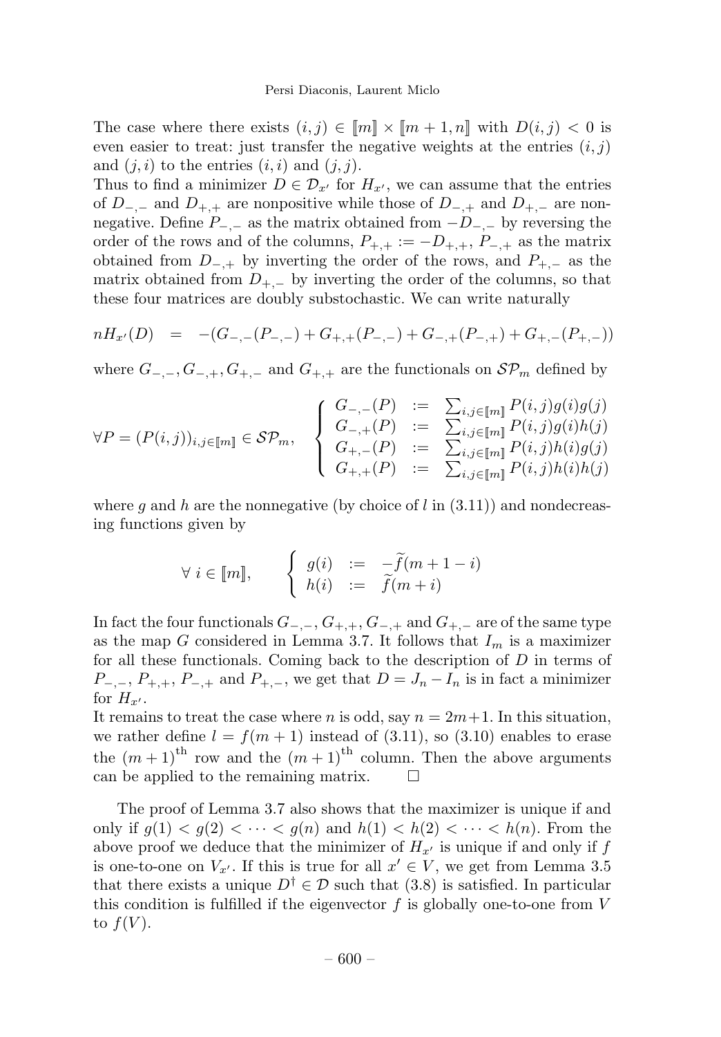The case where there exists $(i, j) \in [\![m]\!] \times [\![m+1, n]\!]$ with $D(i, j) < 0$ is even easier to treat: just transfer the negative weights at the entries $(i, j)$ and $(j, i)$ to the entries $(i, i)$ and $(j, j)$.

Thus to find a minimizer $D \in \mathcal{D}_{x'}$ for $H_{x'}$, we can assume that the entries of $D_{-,-}$ and $D_{+,+}$ are nonpositive while those of $D_{-,+}$ and $D_{+,-}$ are nonnegative. Define $P_{-,-}$ as the matrix obtained from $-D_{-,-}$ by reversing the order of the rows and of the columns, $P_{+,+} := -D_{+,+}$, $P_{-,+}$ as the matrix obtained from $D_{-,+}$ by inverting the order of the rows, and $P_{+,-}$ as the matrix obtained from $D_{+,-}$ by inverting the order of the columns, so that these four matrices are doubly substochastic. We can write naturally

$$nH_{x'}(D) \quad = \quad -(G_{-,-}(P_{-,-}) + G_{+,+}(P_{-,-}) + G_{-,+}(P_{-,+}) + G_{+,-}(P_{+,-}))$$

where $G_{-,-}, G_{-,+}, G_{+,-}$ and $G_{+,+}$ are the functionals on $\mathcal{SP}_m$ defined by

$$\forall P = (P(i,j))_{i,j \in [\![m]\!]} \in \mathcal{SP}_m, \quad \left\{ \begin{array}{lcl} G_{-,-}(P) & := & \sum_{i,j \in [\![m]\!]} P(i,j) g(i) g(j) \\ G_{-,+}(P) & := & \sum_{i,j \in [\![m]\!]} P(i,j) g(i) h(j) \\ G_{+,-}(P) & := & \sum_{i,j \in [\![m]\!]} P(i,j) h(i) g(j) \\ G_{+,+}(P) & := & \sum_{i,j \in [\![m]\!]} P(i,j) h(i) h(j) \end{array} \right.$$

where $g$ and $h$ are the nonnegative (by choice of $l$ in (3.11)) and nondecreasing functions given by

$$\forall\ i \in [\![m]\!], \qquad \left\{ \begin{array}{lcl} g(i) & := & -\widetilde{f}(m+1-i) \\ h(i) & := & \widetilde{f}(m+i) \end{array} \right.$$

In fact the four functionals $G_{-,-}$, $G_{+,+}$, $G_{-,+}$ and $G_{+,-}$ are of the same type as the map $G$ considered in Lemma 3.7. It follows that $I_m$ is a maximizer for all these functionals. Coming back to the description of $D$ in terms of $P_{-,-}$, $P_{+,+}$, $P_{-,+}$ and $P_{+,-}$, we get that $D = J_n - I_n$ is in fact a minimizer for $H_{x'}$.

It remains to treat the case where $n$ is odd, say $n = 2m+1$. In this situation, we rather define $l = f(m+1)$ instead of (3.11), so (3.10) enables to erase the $(m+1)^{\text{th}}$ row and the $(m+1)^{\text{th}}$ column. Then the above arguments can be applied to the remaining matrix. $\square$

The proof of Lemma 3.7 also shows that the maximizer is unique if and only if $g(1) < g(2) < \cdots < g(n)$ and $h(1) < h(2) < \cdots < h(n)$. From the above proof we deduce that the minimizer of $H_{x'}$ is unique if and only if $f$ is one-to-one on $V_{x'}$. If this is true for all $x' \in V$, we get from Lemma 3.5 that there exists a unique $D^\dagger \in \mathcal{D}$ such that (3.8) is satisfied. In particular this condition is fulfilled if the eigenvector $f$ is globally one-to-one from $V$ to $f(V)$.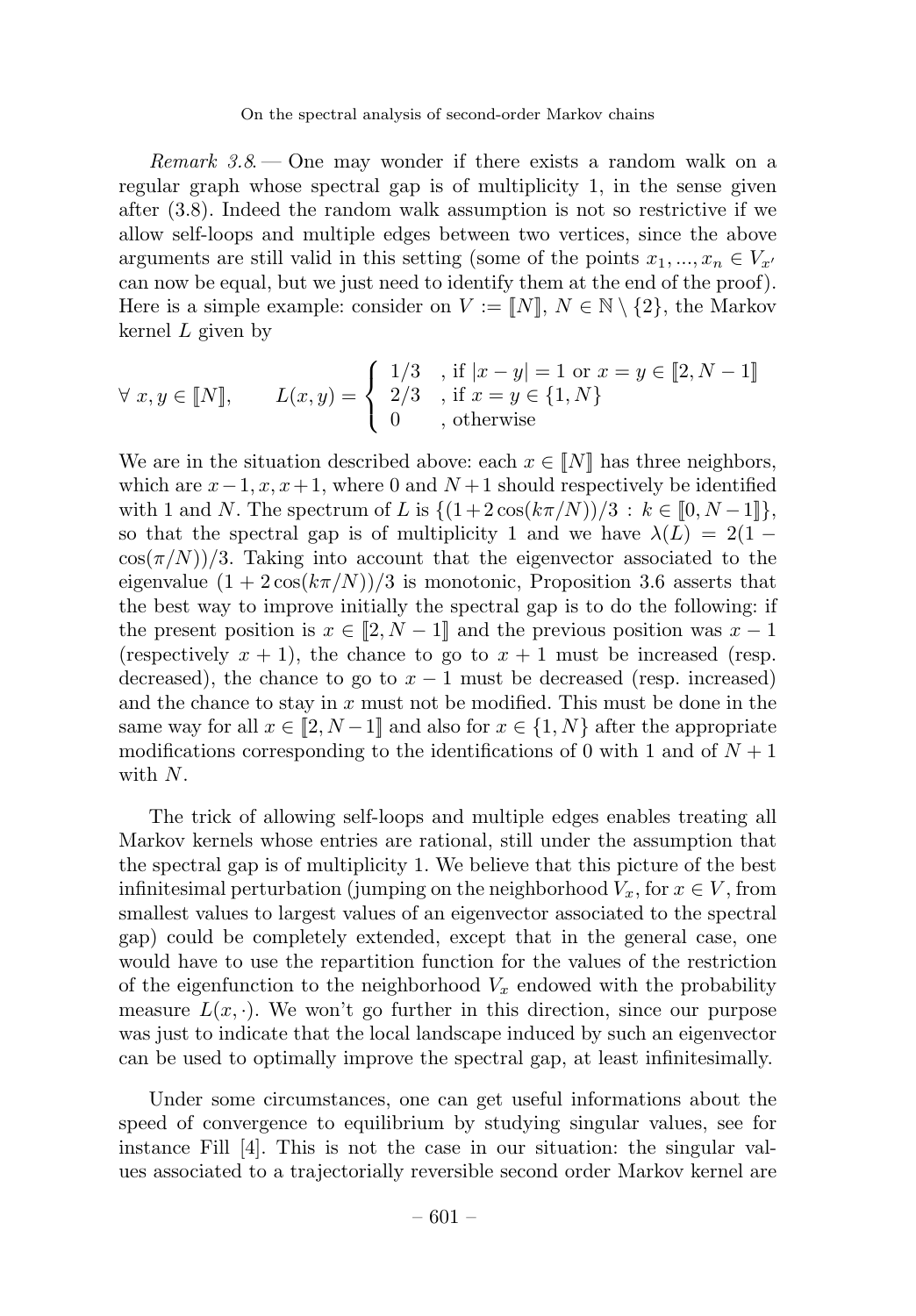*Remark 3.8.* — One may wonder if there exists a random walk on a regular graph whose spectral gap is of multiplicity 1, in the sense given after (3.8). Indeed the random walk assumption is not so restrictive if we allow self-loops and multiple edges between two vertices, since the above arguments are still valid in this setting (some of the points $x_1, ..., x_n \in V_{x'}$ can now be equal, but we just need to identify them at the end of the proof). Here is a simple example: consider on $V := [\![N]\!]$, $N \in \mathbb{N} \setminus \{2\}$, the Markov kernel $L$ given by

$$\forall\ x, y \in [\![N]\!], \qquad L(x,y) = \begin{cases} 1/3 & \text{, if } |x-y| = 1 \text{ or } x = y \in [\![2, N-1]\!] \\ 2/3 & \text{, if } x = y \in \{1, N\} \\ 0 & \text{, otherwise} \end{cases}$$

We are in the situation described above: each $x \in [\![N]\!]$ has three neighbors, which are $x-1, x, x+1$, where 0 and $N+1$ should respectively be identified with 1 and $N$. The spectrum of $L$ is $\{(1+2\cos(k\pi/N))/3 \,:\, k \in [\![0, N-1]\!]\}$, so that the spectral gap is of multiplicity 1 and we have $\lambda(L) = 2(1 - \cos(\pi/N))/3$. Taking into account that the eigenvector associated to the eigenvalue $(1+2\cos(k\pi/N))/3$ is monotonic, Proposition 3.6 asserts that the best way to improve initially the spectral gap is to do the following: if the present position is $x \in [\![2, N-1]\!]$ and the previous position was $x-1$ (respectively $x+1$), the chance to go to $x+1$ must be increased (resp. decreased), the chance to go to $x-1$ must be decreased (resp. increased) and the chance to stay in $x$ must not be modified. This must be done in the same way for all $x \in [\![2, N-1]\!]$ and also for $x \in \{1, N\}$ after the appropriate modifications corresponding to the identifications of 0 with 1 and of $N+1$ with $N$.

The trick of allowing self-loops and multiple edges enables treating all Markov kernels whose entries are rational, still under the assumption that the spectral gap is of multiplicity 1. We believe that this picture of the best infinitesimal perturbation (jumping on the neighborhood $V_x$, for $x \in V$, from smallest values to largest values of an eigenvector associated to the spectral gap) could be completely extended, except that in the general case, one would have to use the repartition function for the values of the restriction of the eigenfunction to the neighborhood $V_x$ endowed with the probability measure $L(x, \cdot)$. We won't go further in this direction, since our purpose was just to indicate that the local landscape induced by such an eigenvector can be used to optimally improve the spectral gap, at least infinitesimally.

Under some circumstances, one can get useful informations about the speed of convergence to equilibrium by studying singular values, see for instance Fill [4]. This is not the case in our situation: the singular values associated to a trajectorially reversible second order Markov kernel are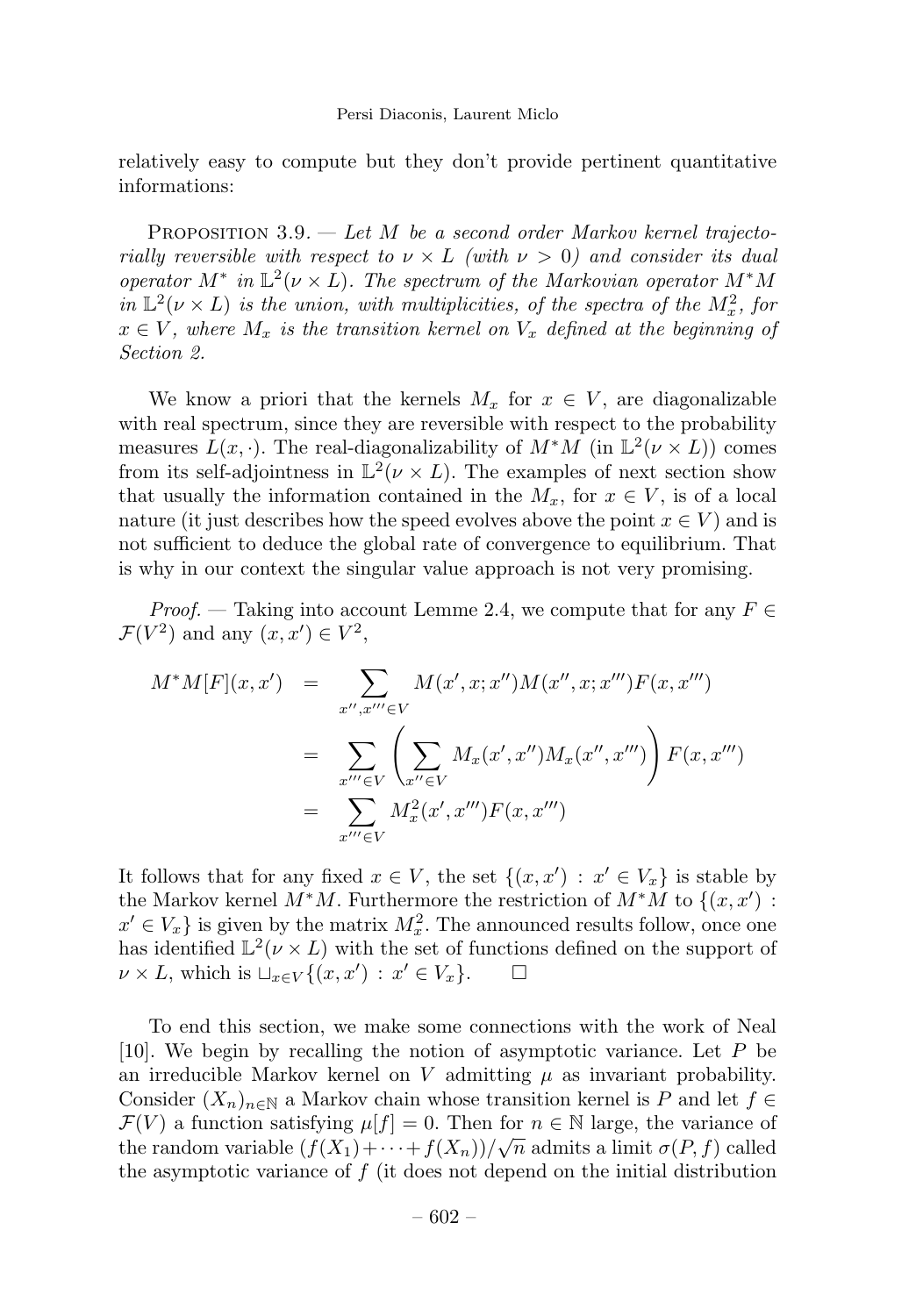relatively easy to compute but they don't provide pertinent quantitative informations:

Proposition 3.9. — *Let $M$ be a second order Markov kernel trajectorially reversible with respect to $\nu \times L$ (with $\nu > 0$) and consider its dual operator $M^*$ in $\mathbb{L}^2(\nu \times L)$. The spectrum of the Markovian operator $M^*M$ in $\mathbb{L}^2(\nu \times L)$ is the union, with multiplicities, of the spectra of the $M_x^2$, for $x \in V$, where $M_x$ is the transition kernel on $V_x$ defined at the beginning of Section 2.*

We know a priori that the kernels $M_x$ for $x \in V$, are diagonalizable with real spectrum, since they are reversible with respect to the probability measures $L(x,\cdot)$. The real-diagonalizability of $M^*M$ (in $\mathbb{L}^2(\nu \times L)$) comes from its self-adjointness in $\mathbb{L}^2(\nu \times L)$. The examples of next section show that usually the information contained in the $M_x$, for $x \in V$, is of a local nature (it just describes how the speed evolves above the point $x \in V$) and is not sufficient to deduce the global rate of convergence to equilibrium. That is why in our context the singular value approach is not very promising.

*Proof.* — Taking into account Lemme 2.4, we compute that for any $F \in \mathcal{F}(V^2)$ and any $(x, x') \in V^2$,

$$\begin{aligned}
M^*M[F](x,x') &= \sum_{x'',x''' \in V} M(x',x;x'')M(x'',x;x''')F(x,x''') \\
&= \sum_{x''' \in V} \left( \sum_{x'' \in V} M_x(x',x'')M_x(x'',x''') \right) F(x,x''') \\
&= \sum_{x''' \in V} M_x^2(x',x''')F(x,x''')
\end{aligned}$$

It follows that for any fixed $x \in V$, the set $\{(x,x') : x' \in V_x\}$ is stable by the Markov kernel $M^*M$. Furthermore the restriction of $M^*M$ to $\{(x,x') : x' \in V_x\}$ is given by the matrix $M_x^2$. The announced results follow, once one has identified $\mathbb{L}^2(\nu \times L)$ with the set of functions defined on the support of $\nu \times L$, which is $\sqcup_{x \in V}\{(x,x') : x' \in V_x\}$. □

To end this section, we make some connections with the work of Neal [10]. We begin by recalling the notion of asymptotic variance. Let $P$ be an irreducible Markov kernel on $V$ admitting $\mu$ as invariant probability. Consider $(X_n)_{n \in \mathbb{N}}$ a Markov chain whose transition kernel is $P$ and let $f \in \mathcal{F}(V)$ a function satisfying $\mu[f] = 0$. Then for $n \in \mathbb{N}$ large, the variance of the random variable $(f(X_1) + \cdots + f(X_n))/\sqrt{n}$ admits a limit $\sigma(P,f)$ called the asymptotic variance of $f$ (it does not depend on the initial distribution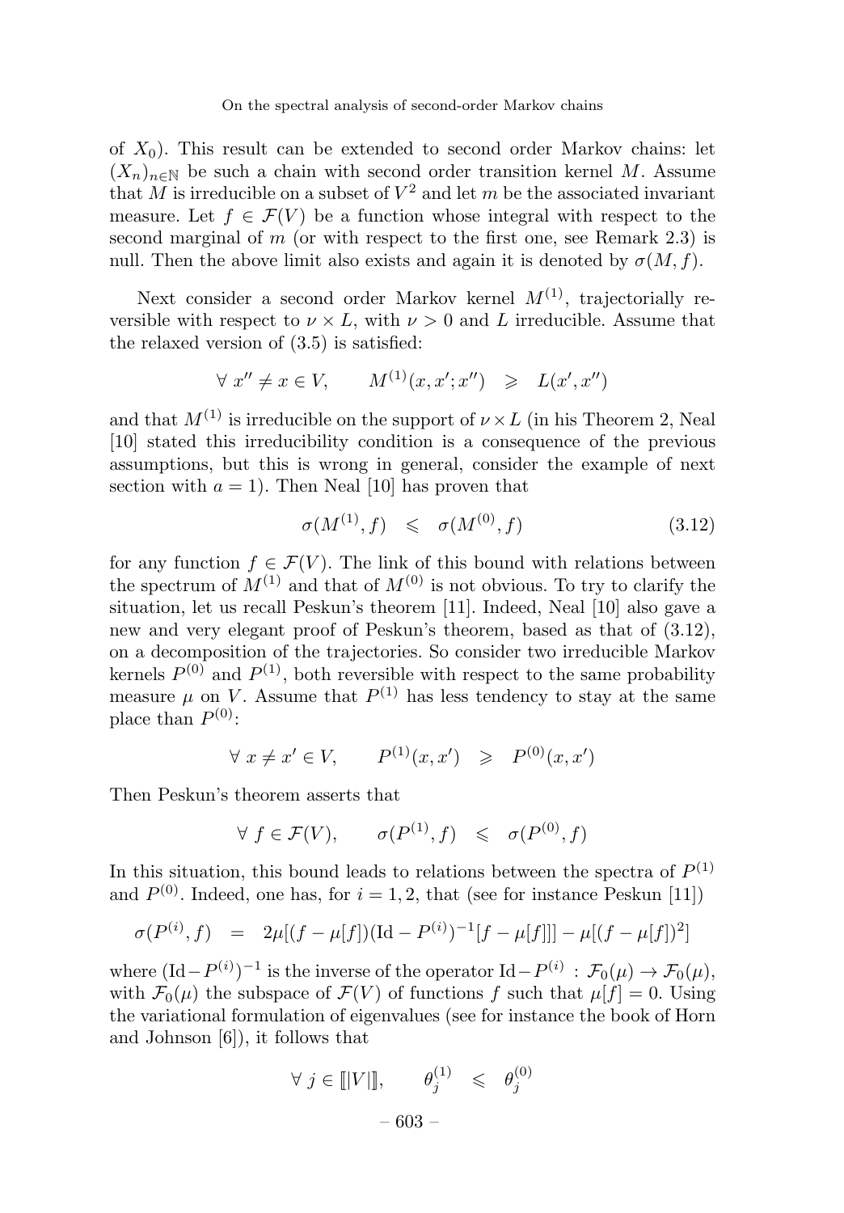of $X_0$). This result can be extended to second order Markov chains: let $(X_n)_{n\in\mathbb{N}}$ be such a chain with second order transition kernel $M$. Assume that $M$ is irreducible on a subset of $V^2$ and let $m$ be the associated invariant measure. Let $f \in \mathcal{F}(V)$ be a function whose integral with respect to the second marginal of $m$ (or with respect to the first one, see Remark 2.3) is null. Then the above limit also exists and again it is denoted by $\sigma(M, f)$.

Next consider a second order Markov kernel $M^{(1)}$, trajectorially reversible with respect to $\nu \times L$, with $\nu > 0$ and $L$ irreducible. Assume that the relaxed version of (3.5) is satisfied:

$$\forall\ x'' \neq x \in V, \qquad M^{(1)}(x, x'; x'') \quad \geqslant \quad L(x', x'')$$

and that $M^{(1)}$ is irreducible on the support of $\nu \times L$ (in his Theorem 2, Neal [10] stated this irreducibility condition is a consequence of the previous assumptions, but this is wrong in general, consider the example of next section with $a = 1$). Then Neal [10] has proven that

$$\sigma(M^{(1)}, f) \quad \leqslant \quad \sigma(M^{(0)}, f) \tag{3.12}$$

for any function $f \in \mathcal{F}(V)$. The link of this bound with relations between the spectrum of $M^{(1)}$ and that of $M^{(0)}$ is not obvious. To try to clarify the situation, let us recall Peskun's theorem [11]. Indeed, Neal [10] also gave a new and very elegant proof of Peskun's theorem, based as that of (3.12), on a decomposition of the trajectories. So consider two irreducible Markov kernels $P^{(0)}$ and $P^{(1)}$, both reversible with respect to the same probability measure $\mu$ on $V$. Assume that $P^{(1)}$ has less tendency to stay at the same place than $P^{(0)}$:

$$\forall\ x \neq x' \in V, \qquad P^{(1)}(x, x') \quad \geqslant \quad P^{(0)}(x, x')$$

Then Peskun's theorem asserts that

$$\forall\ f \in \mathcal{F}(V), \qquad \sigma(P^{(1)}, f) \quad \leqslant \quad \sigma(P^{(0)}, f)$$

In this situation, this bound leads to relations between the spectra of $P^{(1)}$ and $P^{(0)}$. Indeed, one has, for $i = 1, 2$, that (see for instance Peskun [11])

$$\sigma(P^{(i)}, f) \quad = \quad 2\mu[(f - \mu[f])(\mathrm{Id} - P^{(i)})^{-1}[f - \mu[f]]] - \mu[(f - \mu[f])^2]$$

where $(\mathrm{Id} - P^{(i)})^{-1}$ is the inverse of the operator $\mathrm{Id} - P^{(i)}\ :\ \mathcal{F}_0(\mu) \to \mathcal{F}_0(\mu)$, with $\mathcal{F}_0(\mu)$ the subspace of $\mathcal{F}(V)$ of functions $f$ such that $\mu[f] = 0$. Using the variational formulation of eigenvalues (see for instance the book of Horn and Johnson [6]), it follows that

$$\forall\ j \in [\![|V|]\!], \qquad \theta_j^{(1)} \quad \leqslant \quad \theta_j^{(0)}$$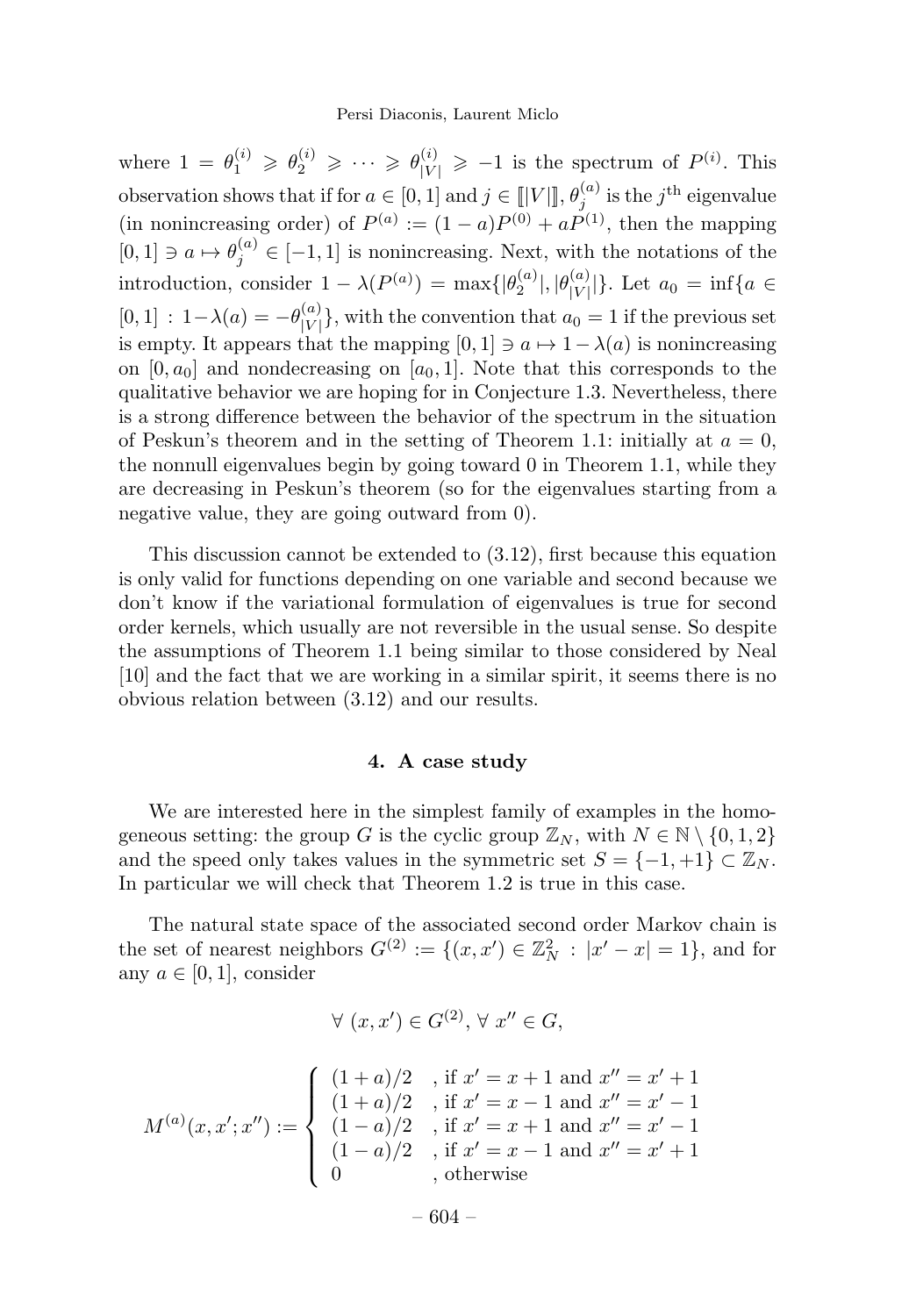where $1 = \theta_1^{(i)} \geqslant \theta_2^{(i)} \geqslant \cdots \geqslant \theta_{|V|}^{(i)} \geqslant -1$ is the spectrum of $P^{(i)}$. This observation shows that if for $a \in [0,1]$ and $j \in [\![|V|]\!]$, $\theta_j^{(a)}$ is the $j^{\text{th}}$ eigenvalue (in nonincreasing order) of $P^{(a)} := (1-a)P^{(0)} + aP^{(1)}$, then the mapping $[0,1] \ni a \mapsto \theta_j^{(a)} \in [-1,1]$ is nonincreasing. Next, with the notations of the introduction, consider $1 - \lambda(P^{(a)}) = \max\{|\theta_2^{(a)}|, |\theta_{|V|}^{(a)}|\}$. Let $a_0 = \inf\{a \in [0,1] \,:\, 1-\lambda(a) = -\theta_{|V|}^{(a)}\}$, with the convention that $a_0 = 1$ if the previous set is empty. It appears that the mapping $[0,1] \ni a \mapsto 1-\lambda(a)$ is nonincreasing on $[0, a_0]$ and nondecreasing on $[a_0, 1]$. Note that this corresponds to the qualitative behavior we are hoping for in Conjecture 1.3. Nevertheless, there is a strong difference between the behavior of the spectrum in the situation of Peskun's theorem and in the setting of Theorem 1.1: initially at $a = 0$, the nonnull eigenvalues begin by going toward 0 in Theorem 1.1, while they are decreasing in Peskun's theorem (so for the eigenvalues starting from a negative value, they are going outward from 0).

This discussion cannot be extended to (3.12), first because this equation is only valid for functions depending on one variable and second because we don't know if the variational formulation of eigenvalues is true for second order kernels, which usually are not reversible in the usual sense. So despite the assumptions of Theorem 1.1 being similar to those considered by Neal [10] and the fact that we are working in a similar spirit, it seems there is no obvious relation between (3.12) and our results.

## 4. A case study

We are interested here in the simplest family of examples in the homogeneous setting: the group $G$ is the cyclic group $\mathbb{Z}_N$, with $N \in \mathbb{N} \setminus \{0,1,2\}$ and the speed only takes values in the symmetric set $S = \{-1,+1\} \subset \mathbb{Z}_N$. In particular we will check that Theorem 1.2 is true in this case.

The natural state space of the associated second order Markov chain is the set of nearest neighbors $G^{(2)} := \{(x,x') \in \mathbb{Z}_N^2 \,:\, |x'-x| = 1\}$, and for any $a \in [0,1]$, consider

$$\forall\ (x,x') \in G^{(2)},\ \forall\ x'' \in G,$$

$$M^{(a)}(x,x';x'') := \begin{cases} (1+a)/2 & \text{, if } x' = x+1 \text{ and } x'' = x'+1 \\ (1+a)/2 & \text{, if } x' = x-1 \text{ and } x'' = x'-1 \\ (1-a)/2 & \text{, if } x' = x+1 \text{ and } x'' = x'-1 \\ (1-a)/2 & \text{, if } x' = x-1 \text{ and } x'' = x'+1 \\ 0 & \text{, otherwise} \end{cases}$$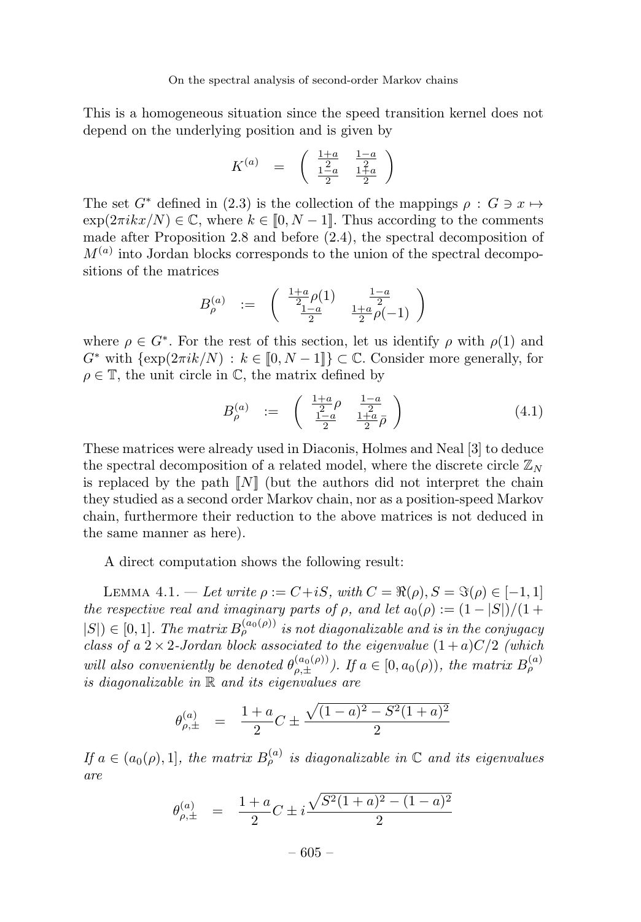This is a homogeneous situation since the speed transition kernel does not depend on the underlying position and is given by

$$K^{(a)} \quad = \quad \begin{pmatrix} \frac{1+a}{2} & \frac{1-a}{2} \\ \frac{1-a}{2} & \frac{1+a}{2} \end{pmatrix}$$

The set $G^*$ defined in (2.3) is the collection of the mappings $\rho : G \ni x \mapsto \exp(2\pi i k x/N) \in \mathbb{C}$, where $k \in [\![0, N-1]\!]$. Thus according to the comments made after Proposition 2.8 and before (2.4), the spectral decomposition of $M^{(a)}$ into Jordan blocks corresponds to the union of the spectral decompositions of the matrices

$$B_\rho^{(a)} \quad := \quad \begin{pmatrix} \frac{1+a}{2}\rho(1) & \frac{1-a}{2} \\ \frac{1-a}{2} & \frac{1+a}{2}\rho(-1) \end{pmatrix}$$

where $\rho \in G^*$. For the rest of this section, let us identify $\rho$ with $\rho(1)$ and $G^*$ with $\{\exp(2\pi i k/N) : k \in [\![0, N-1]\!]\} \subset \mathbb{C}$. Consider more generally, for $\rho \in \mathbb{T}$, the unit circle in $\mathbb{C}$, the matrix defined by

$$B_\rho^{(a)} \quad := \quad \begin{pmatrix} \frac{1+a}{2}\rho & \frac{1-a}{2} \\ \frac{1-a}{2} & \frac{1+a}{2}\bar{\rho} \end{pmatrix} \tag{4.1}$$

These matrices were already used in Diaconis, Holmes and Neal [3] to deduce the spectral decomposition of a related model, where the discrete circle $\mathbb{Z}_N$ is replaced by the path $[\![N]\!]$ (but the authors did not interpret the chain they studied as a second order Markov chain, nor as a position-speed Markov chain, furthermore their reduction to the above matrices is not deduced in the same manner as here).

A direct computation shows the following result:

Lemma 4.1. — *Let write $\rho := C + iS$, with $C = \Re(\rho), S = \Im(\rho) \in [-1, 1]$ the respective real and imaginary parts of $\rho$, and let $a_0(\rho) := (1 - |S|)/(1 + |S|) \in [0, 1]$. The matrix $B_\rho^{(a_0(\rho))}$ is not diagonalizable and is in the conjugacy class of a $2 \times 2$-Jordan block associated to the eigenvalue $(1 + a)C/2$ (which will also conveniently be denoted $\theta_{\rho,\pm}^{(a_0(\rho))}$). If $a \in [0, a_0(\rho))$, the matrix $B_\rho^{(a)}$ is diagonalizable in $\mathbb{R}$ and its eigenvalues are*

$$\theta_{\rho,\pm}^{(a)} \quad = \quad \frac{1+a}{2}C \pm \frac{\sqrt{(1-a)^2 - S^2(1+a)^2}}{2}$$

*If $a \in (a_0(\rho), 1]$, the matrix $B_\rho^{(a)}$ is diagonalizable in $\mathbb{C}$ and its eigenvalues are*

$$\theta_{\rho,\pm}^{(a)} \quad = \quad \frac{1+a}{2}C \pm i\frac{\sqrt{S^2(1+a)^2 - (1-a)^2}}{2}$$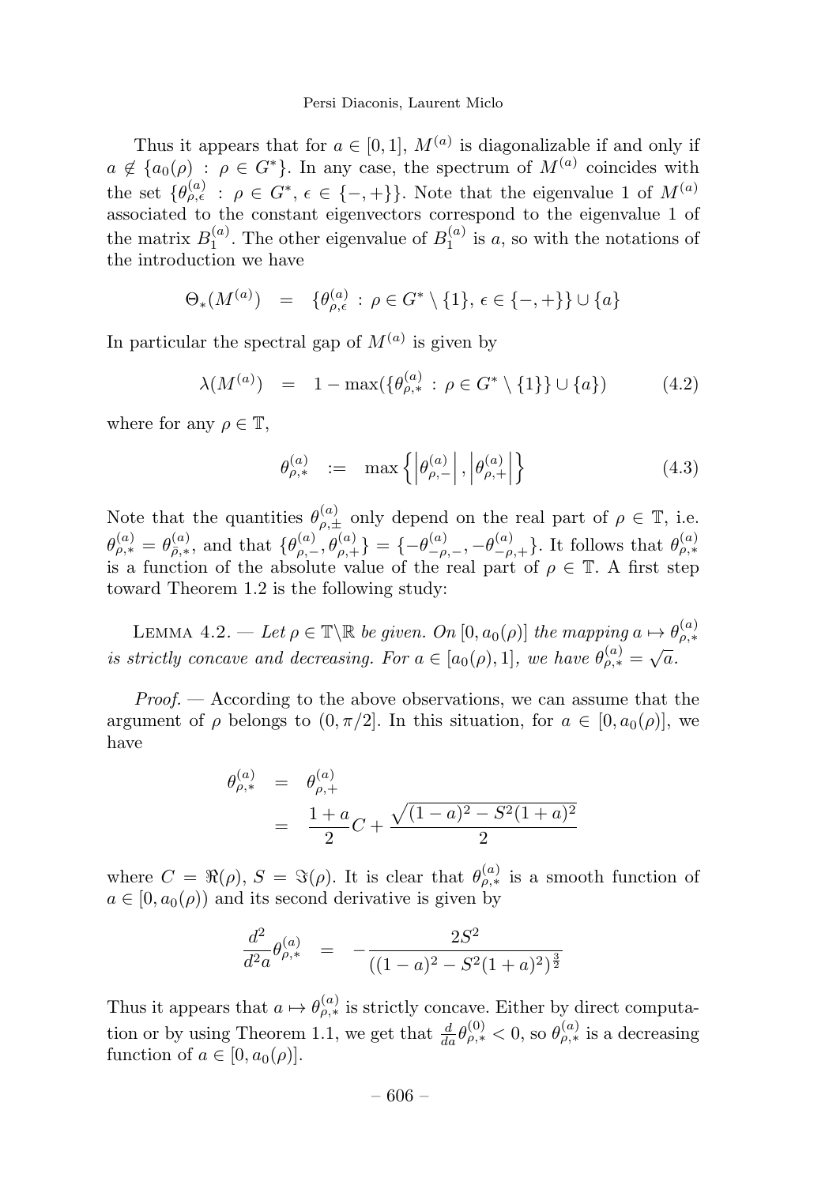Thus it appears that for $a \in [0,1]$, $M^{(a)}$ is diagonalizable if and only if $a \notin \{a_0(\rho) : \rho \in G^*\}$. In any case, the spectrum of $M^{(a)}$ coincides with the set $\{\theta^{(a)}_{\rho,\epsilon} : \rho \in G^*, \epsilon \in \{-,+\}\}$. Note that the eigenvalue 1 of $M^{(a)}$ associated to the constant eigenvectors correspond to the eigenvalue 1 of the matrix $B^{(a)}_1$. The other eigenvalue of $B^{(a)}_1$ is $a$, so with the notations of the introduction we have

$$\Theta_*(M^{(a)}) \quad = \quad \{\theta^{(a)}_{\rho,\epsilon} : \rho \in G^* \setminus \{1\}, \epsilon \in \{-,+\}\} \cup \{a\}$$

In particular the spectral gap of $M^{(a)}$ is given by

$$\lambda(M^{(a)}) \quad = \quad 1 - \max(\{\theta^{(a)}_{\rho,*} : \rho \in G^* \setminus \{1\}\} \cup \{a\}) \tag{4.2}$$

where for any $\rho \in \mathbb{T}$,

$$\theta^{(a)}_{\rho,*} \quad := \quad \max\left\{\left|\theta^{(a)}_{\rho,-}\right|, \left|\theta^{(a)}_{\rho,+}\right|\right\} \tag{4.3}$$

Note that the quantities $\theta^{(a)}_{\rho,\pm}$ only depend on the real part of $\rho \in \mathbb{T}$, i.e. $\theta^{(a)}_{\rho,*} = \theta^{(a)}_{\bar{\rho},*}$, and that $\{\theta^{(a)}_{\rho,-}, \theta^{(a)}_{\rho,+}\} = \{-\theta^{(a)}_{-\rho,-}, -\theta^{(a)}_{-\rho,+}\}$. It follows that $\theta^{(a)}_{\rho,*}$ is a function of the absolute value of the real part of $\rho \in \mathbb{T}$. A first step toward Theorem 1.2 is the following study:

Lemma 4.2. — *Let $\rho \in \mathbb{T}\setminus\mathbb{R}$ be given. On $[0, a_0(\rho)]$ the mapping $a \mapsto \theta^{(a)}_{\rho,*}$ is strictly concave and decreasing. For $a \in [a_0(\rho), 1]$, we have $\theta^{(a)}_{\rho,*} = \sqrt{a}$.*

*Proof.* — According to the above observations, we can assume that the argument of $\rho$ belongs to $(0, \pi/2]$. In this situation, for $a \in [0, a_0(\rho)]$, we have

$$\begin{aligned}
\theta^{(a)}_{\rho,*} &= \theta^{(a)}_{\rho,+} \\
&= \frac{1+a}{2}C + \frac{\sqrt{(1-a)^2 - S^2(1+a)^2}}{2}
\end{aligned}$$

where $C = \Re(\rho)$, $S = \Im(\rho)$. It is clear that $\theta^{(a)}_{\rho,*}$ is a smooth function of $a \in [0, a_0(\rho))$ and its second derivative is given by

$$\frac{d^2}{d^2 a}\theta^{(a)}_{\rho,*} \quad = \quad -\frac{2S^2}{((1-a)^2 - S^2(1+a)^2)^{\frac{3}{2}}}$$

Thus it appears that $a \mapsto \theta^{(a)}_{\rho,*}$ is strictly concave. Either by direct computation or by using Theorem 1.1, we get that $\frac{d}{da}\theta^{(0)}_{\rho,*} < 0$, so $\theta^{(a)}_{\rho,*}$ is a decreasing function of $a \in [0, a_0(\rho)]$.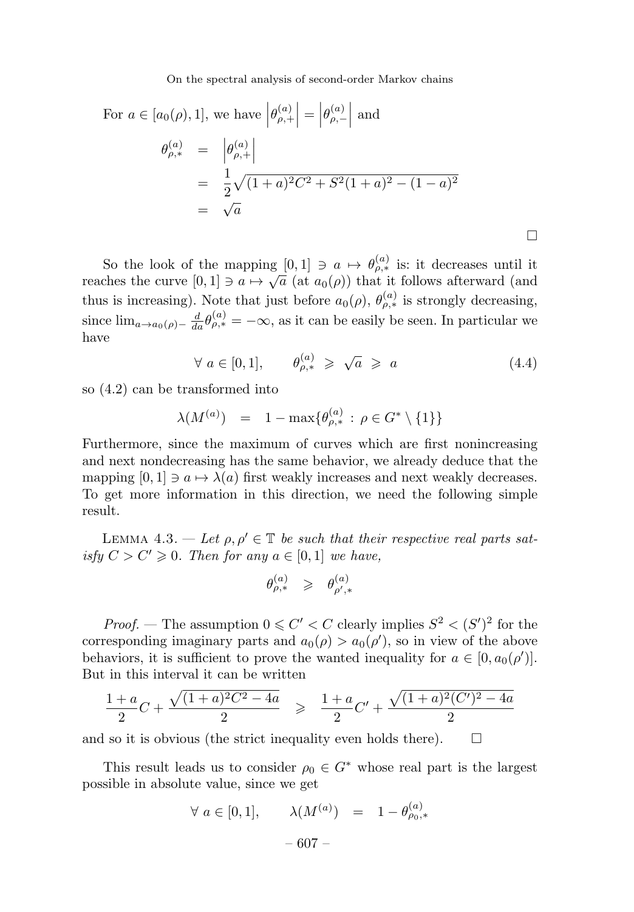For $a \in [a_0(\rho), 1]$, we have $\left|\theta_{\rho,+}^{(a)}\right| = \left|\theta_{\rho,-}^{(a)}\right|$ and

$$
\begin{aligned}
\theta_{\rho,*}^{(a)} &= \left|\theta_{\rho,+}^{(a)}\right| \\
&= \frac{1}{2}\sqrt{(1+a)^2C^2 + S^2(1+a)^2 - (1-a)^2} \\
&= \sqrt{a}
\end{aligned}
$$

□

So the look of the mapping $[0,1] \ni a \mapsto \theta_{\rho,*}^{(a)}$ is: it decreases until it reaches the curve $[0,1] \ni a \mapsto \sqrt{a}$ (at $a_0(\rho)$) that it follows afterward (and thus is increasing). Note that just before $a_0(\rho)$, $\theta_{\rho,*}^{(a)}$ is strongly decreasing, since $\lim_{a \to a_0(\rho)-} \frac{d}{da}\theta_{\rho,*}^{(a)} = -\infty$, as it can be easily be seen. In particular we have

$$
\forall\ a \in [0,1], \qquad \theta_{\rho,*}^{(a)} \ \geqslant\ \sqrt{a}\ \geqslant\ a \tag{4.4}
$$

so (4.2) can be transformed into

$$
\lambda(M^{(a)}) \quad = \quad 1 - \max\{\theta_{\rho,*}^{(a)} \,:\, \rho \in G^* \setminus \{1\}\}
$$

Furthermore, since the maximum of curves which are first nonincreasing and next nondecreasing has the same behavior, we already deduce that the mapping $[0,1] \ni a \mapsto \lambda(a)$ first weakly increases and next weakly decreases. To get more information in this direction, we need the following simple result.

Lemma 4.3. — *Let $\rho, \rho' \in \mathbb{T}$ be such that their respective real parts satisfy $C > C' \geqslant 0$. Then for any $a \in [0,1]$ we have,*

$$
\theta_{\rho,*}^{(a)} \quad \geqslant \quad \theta_{\rho',*}^{(a)}
$$

*Proof.* — The assumption $0 \leqslant C' < C$ clearly implies $S^2 < (S')^2$ for the corresponding imaginary parts and $a_0(\rho) > a_0(\rho')$, so in view of the above behaviors, it is sufficient to prove the wanted inequality for $a \in [0, a_0(\rho')]$. But in this interval it can be written

$$
\frac{1+a}{2}C + \frac{\sqrt{(1+a)^2C^2 - 4a}}{2} \quad \geqslant \quad \frac{1+a}{2}C' + \frac{\sqrt{(1+a)^2(C')^2 - 4a}}{2}
$$

and so it is obvious (the strict inequality even holds there). □

This result leads us to consider $\rho_0 \in G^*$ whose real part is the largest possible in absolute value, since we get

$$
\forall\ a \in [0,1], \qquad \lambda(M^{(a)}) \quad = \quad 1 - \theta_{\rho_0,*}^{(a)}
$$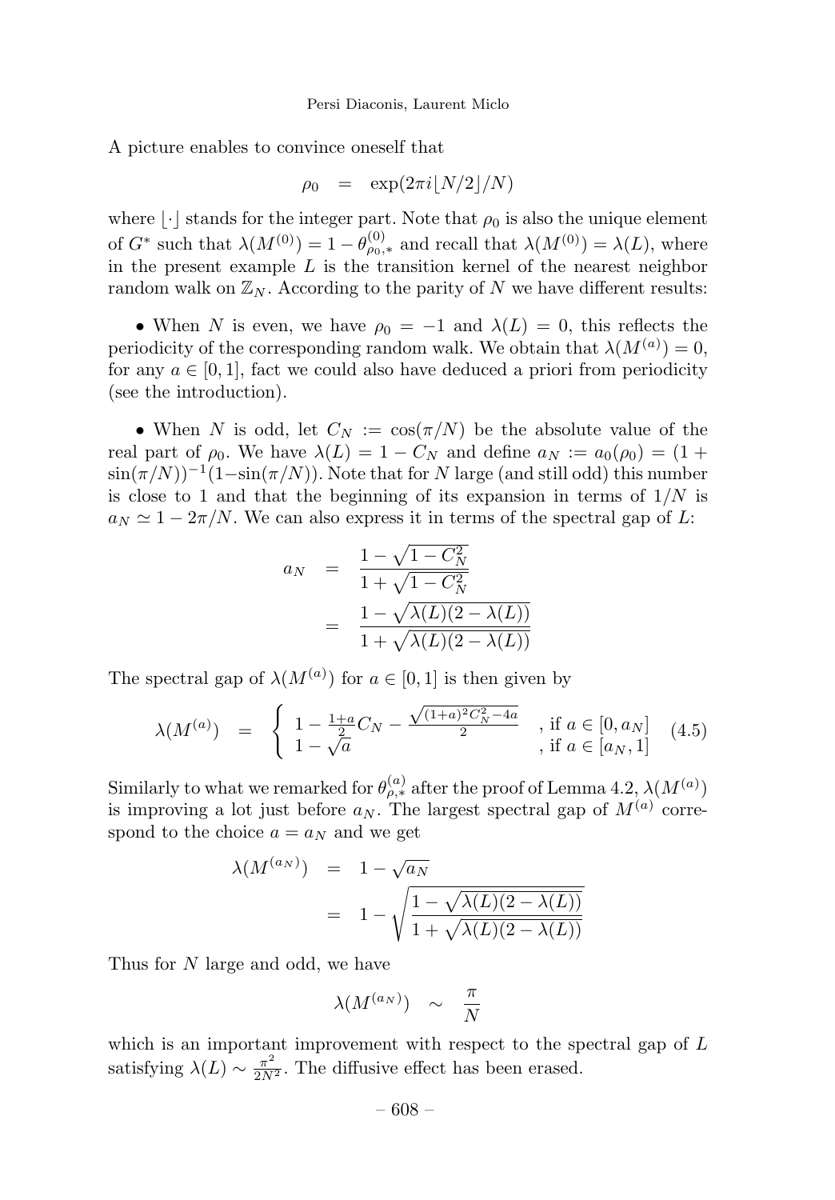A picture enables to convince oneself that

$$\rho_0 \quad = \quad \exp(2\pi i \lfloor N/2 \rfloor / N)$$

where $\lfloor \cdot \rfloor$ stands for the integer part. Note that $\rho_0$ is also the unique element of $G^*$ such that $\lambda(M^{(0)}) = 1 - \theta^{(0)}_{\rho_0,*}$ and recall that $\lambda(M^{(0)}) = \lambda(L)$, where in the present example $L$ is the transition kernel of the nearest neighbor random walk on $\mathbb{Z}_N$. According to the parity of $N$ we have different results:

• When $N$ is even, we have $\rho_0 = -1$ and $\lambda(L) = 0$, this reflects the periodicity of the corresponding random walk. We obtain that $\lambda(M^{(a)}) = 0$, for any $a \in [0,1]$, fact we could also have deduced a priori from periodicity (see the introduction).

• When $N$ is odd, let $C_N := \cos(\pi/N)$ be the absolute value of the real part of $\rho_0$. We have $\lambda(L) = 1 - C_N$ and define $a_N := a_0(\rho_0) = (1 + \sin(\pi/N))^{-1}(1 - \sin(\pi/N))$. Note that for $N$ large (and still odd) this number is close to 1 and that the beginning of its expansion in terms of $1/N$ is $a_N \simeq 1 - 2\pi/N$. We can also express it in terms of the spectral gap of $L$:

$$\begin{aligned} a_N &= \frac{1 - \sqrt{1 - C_N^2}}{1 + \sqrt{1 - C_N^2}} \\ &= \frac{1 - \sqrt{\lambda(L)(2 - \lambda(L))}}{1 + \sqrt{\lambda(L)(2 - \lambda(L))}} \end{aligned}$$

The spectral gap of $\lambda(M^{(a)})$ for $a \in [0,1]$ is then given by

$$\lambda(M^{(a)}) \quad = \quad \begin{cases} 1 - \frac{1+a}{2} C_N - \frac{\sqrt{(1+a)^2 C_N^2 - 4a}}{2} & \text{, if } a \in [0, a_N] \\ 1 - \sqrt{a} & \text{, if } a \in [a_N, 1] \end{cases} \tag{4.5}$$

Similarly to what we remarked for $\theta^{(a)}_{\rho,*}$ after the proof of Lemma 4.2, $\lambda(M^{(a)})$ is improving a lot just before $a_N$. The largest spectral gap of $M^{(a)}$ correspond to the choice $a = a_N$ and we get

$$\begin{aligned} \lambda(M^{(a_N)}) &= 1 - \sqrt{a_N} \\ &= 1 - \sqrt{\frac{1 - \sqrt{\lambda(L)(2 - \lambda(L))}}{1 + \sqrt{\lambda(L)(2 - \lambda(L))}}} \end{aligned}$$

Thus for $N$ large and odd, we have

$$\lambda(M^{(a_N)}) \quad \sim \quad \frac{\pi}{N}$$

which is an important improvement with respect to the spectral gap of $L$ satisfying $\lambda(L) \sim \frac{\pi^2}{2N^2}$. The diffusive effect has been erased.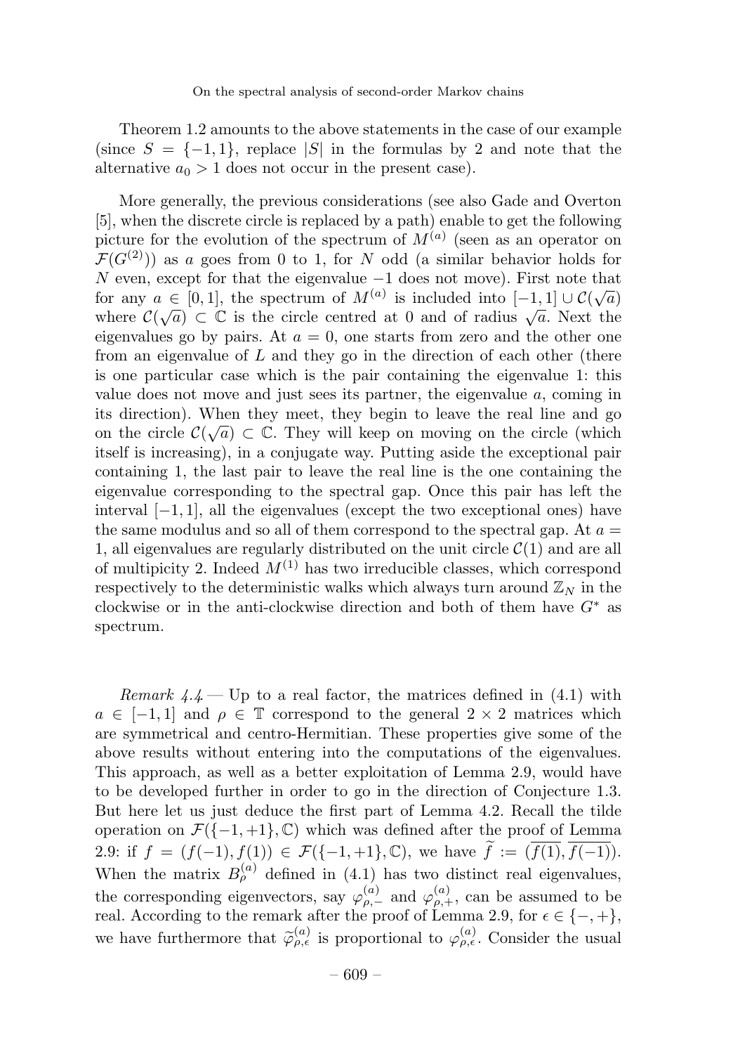Theorem 1.2 amounts to the above statements in the case of our example (since $S = \{-1, 1\}$, replace $|S|$ in the formulas by 2 and note that the alternative $a_0 > 1$ does not occur in the present case).

More generally, the previous considerations (see also Gade and Overton [5], when the discrete circle is replaced by a path) enable to get the following picture for the evolution of the spectrum of $M^{(a)}$ (seen as an operator on $\mathcal{F}(G^{(2)})$) as $a$ goes from 0 to 1, for $N$ odd (a similar behavior holds for $N$ even, except for that the eigenvalue $-1$ does not move). First note that for any $a \in [0, 1]$, the spectrum of $M^{(a)}$ is included into $[-1, 1] \cup \mathcal{C}(\sqrt{a})$ where $\mathcal{C}(\sqrt{a}) \subset \mathbb{C}$ is the circle centred at 0 and of radius $\sqrt{a}$. Next the eigenvalues go by pairs. At $a = 0$, one starts from zero and the other one from an eigenvalue of $L$ and they go in the direction of each other (there is one particular case which is the pair containing the eigenvalue 1: this value does not move and just sees its partner, the eigenvalue $a$, coming in its direction). When they meet, they begin to leave the real line and go on the circle $\mathcal{C}(\sqrt{a}) \subset \mathbb{C}$. They will keep on moving on the circle (which itself is increasing), in a conjugate way. Putting aside the exceptional pair containing 1, the last pair to leave the real line is the one containing the eigenvalue corresponding to the spectral gap. Once this pair has left the interval $[-1, 1]$, all the eigenvalues (except the two exceptional ones) have the same modulus and so all of them correspond to the spectral gap. At $a = 1$, all eigenvalues are regularly distributed on the unit circle $\mathcal{C}(1)$ and are all of multipicity 2. Indeed $M^{(1)}$ has two irreducible classes, which correspond respectively to the deterministic walks which always turn around $\mathbb{Z}_N$ in the clockwise or in the anti-clockwise direction and both of them have $G^*$ as spectrum.

*Remark 4.4* — Up to a real factor, the matrices defined in (4.1) with $a \in [-1, 1]$ and $\rho \in \mathbb{T}$ correspond to the general $2 \times 2$ matrices which are symmetrical and centro-Hermitian. These properties give some of the above results without entering into the computations of the eigenvalues. This approach, as well as a better exploitation of Lemma 2.9, would have to be developed further in order to go in the direction of Conjecture 1.3. But here let us just deduce the first part of Lemma 4.2. Recall the tilde operation on $\mathcal{F}(\{-1, +1\}, \mathbb{C})$ which was defined after the proof of Lemma 2.9: if $f = (f(-1), f(1)) \in \mathcal{F}(\{-1, +1\}, \mathbb{C})$, we have $\widetilde{f} := (\overline{f(1)}, \overline{f(-1)})$. When the matrix $B_\rho^{(a)}$ defined in (4.1) has two distinct real eigenvalues, the corresponding eigenvectors, say $\varphi_{\rho,-}^{(a)}$ and $\varphi_{\rho,+}^{(a)}$, can be assumed to be real. According to the remark after the proof of Lemma 2.9, for $\epsilon \in \{-, +\}$, we have furthermore that $\widetilde{\varphi}_{\rho,\epsilon}^{(a)}$ is proportional to $\varphi_{\rho,\epsilon}^{(a)}$. Consider the usual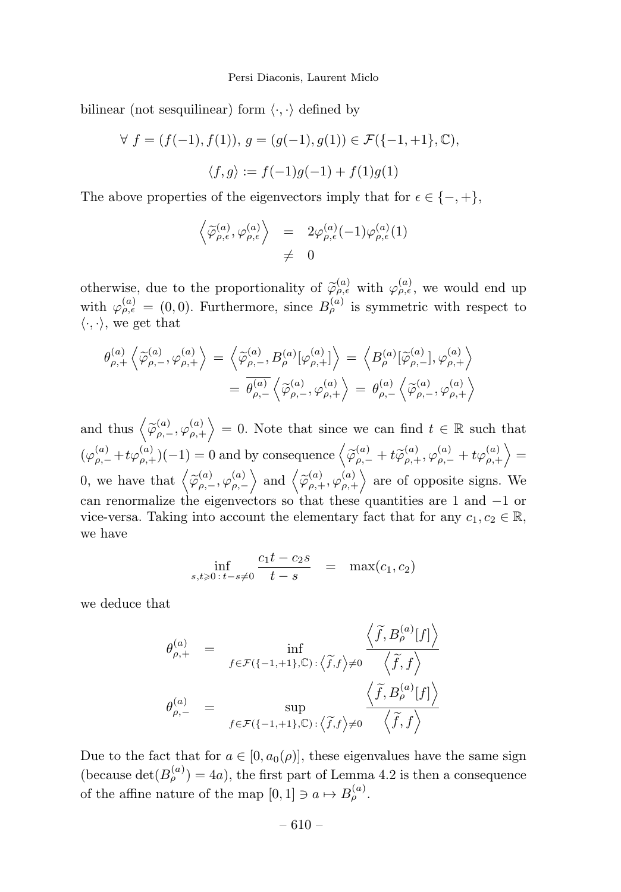bilinear (not sesquilinear) form $\langle \cdot, \cdot \rangle$ defined by

$$\forall \ f = (f(-1), f(1)), \ g = (g(-1), g(1)) \in \mathcal{F}(\{-1, +1\}, \mathbb{C}),$$

$$\langle f, g \rangle := f(-1)g(-1) + f(1)g(1)$$

The above properties of the eigenvectors imply that for $\epsilon \in \{-, +\}$,

$$\begin{aligned} \left\langle \widetilde{\varphi}_{\rho,\epsilon}^{(a)}, \varphi_{\rho,\epsilon}^{(a)} \right\rangle &= 2\varphi_{\rho,\epsilon}^{(a)}(-1)\varphi_{\rho,\epsilon}^{(a)}(1) \\ &\neq 0 \end{aligned}$$

otherwise, due to the proportionality of $\widetilde{\varphi}_{\rho,\epsilon}^{(a)}$ with $\varphi_{\rho,\epsilon}^{(a)}$, we would end up with $\varphi_{\rho,\epsilon}^{(a)} = (0, 0)$. Furthermore, since $B_\rho^{(a)}$ is symmetric with respect to $\langle \cdot, \cdot \rangle$, we get that

$$\begin{aligned} \theta_{\rho,+}^{(a)} \left\langle \widetilde{\varphi}_{\rho,-}^{(a)}, \varphi_{\rho,+}^{(a)} \right\rangle &= \left\langle \widetilde{\varphi}_{\rho,-}^{(a)}, B_\rho^{(a)}[\varphi_{\rho,+}^{(a)}] \right\rangle = \left\langle B_\rho^{(a)}[\widetilde{\varphi}_{\rho,-}^{(a)}], \varphi_{\rho,+}^{(a)} \right\rangle \\ &= \overline{\theta_{\rho,-}^{(a)}} \left\langle \widetilde{\varphi}_{\rho,-}^{(a)}, \varphi_{\rho,+}^{(a)} \right\rangle = \theta_{\rho,-}^{(a)} \left\langle \widetilde{\varphi}_{\rho,-}^{(a)}, \varphi_{\rho,+}^{(a)} \right\rangle \end{aligned}$$

and thus $\left\langle \widetilde{\varphi}_{\rho,-}^{(a)}, \varphi_{\rho,+}^{(a)} \right\rangle = 0$. Note that since we can find $t \in \mathbb{R}$ such that $(\varphi_{\rho,-}^{(a)} + t\varphi_{\rho,+}^{(a)})(-1) = 0$ and by consequence $\left\langle \widetilde{\varphi}_{\rho,-}^{(a)} + t\widetilde{\varphi}_{\rho,+}^{(a)}, \varphi_{\rho,-}^{(a)} + t\varphi_{\rho,+}^{(a)} \right\rangle = 0$, we have that $\left\langle \widetilde{\varphi}_{\rho,-}^{(a)}, \varphi_{\rho,-}^{(a)} \right\rangle$ and $\left\langle \widetilde{\varphi}_{\rho,+}^{(a)}, \varphi_{\rho,+}^{(a)} \right\rangle$ are of opposite signs. We can renormalize the eigenvectors so that these quantities are 1 and $-1$ or vice-versa. Taking into account the elementary fact that for any $c_1, c_2 \in \mathbb{R}$, we have

$$\inf_{s,t \geqslant 0 \,:\, t-s \neq 0} \frac{c_1 t - c_2 s}{t - s} = \max(c_1, c_2)$$

we deduce that

$$\begin{aligned} \theta_{\rho,+}^{(a)} &= \inf_{f \in \mathcal{F}(\{-1,+1\},\mathbb{C}) \,:\, \left\langle \widetilde{f}, f \right\rangle \neq 0} \frac{\left\langle \widetilde{f}, B_\rho^{(a)}[f] \right\rangle}{\left\langle \widetilde{f}, f \right\rangle} \\ \theta_{\rho,-}^{(a)} &= \sup_{f \in \mathcal{F}(\{-1,+1\},\mathbb{C}) \,:\, \left\langle \widetilde{f}, f \right\rangle \neq 0} \frac{\left\langle \widetilde{f}, B_\rho^{(a)}[f] \right\rangle}{\left\langle \widetilde{f}, f \right\rangle} \end{aligned}$$

Due to the fact that for $a \in [0, a_0(\rho)]$, these eigenvalues have the same sign (because $\det(B_\rho^{(a)}) = 4a$), the first part of Lemma 4.2 is then a consequence of the affine nature of the map $[0, 1] \ni a \mapsto B_\rho^{(a)}$.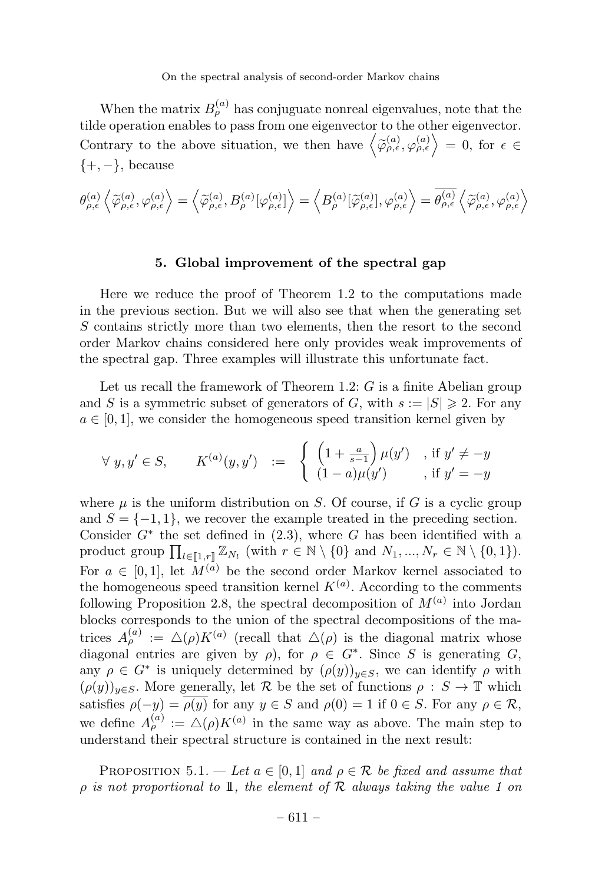When the matrix $B_\rho^{(a)}$ has conjuguate nonreal eigenvalues, note that the tilde operation enables to pass from one eigenvector to the other eigenvector. Contrary to the above situation, we then have $\left\langle \widetilde{\varphi}_{\rho,\epsilon}^{(a)}, \varphi_{\rho,\epsilon}^{(a)} \right\rangle = 0$, for $\epsilon \in \{+,-\}$, because

$$\theta_{\rho,\epsilon}^{(a)} \left\langle \widetilde{\varphi}_{\rho,\epsilon}^{(a)}, \varphi_{\rho,\epsilon}^{(a)} \right\rangle = \left\langle \widetilde{\varphi}_{\rho,\epsilon}^{(a)}, B_\rho^{(a)}[\varphi_{\rho,\epsilon}^{(a)}] \right\rangle = \left\langle B_\rho^{(a)}[\widetilde{\varphi}_{\rho,\epsilon}^{(a)}], \varphi_{\rho,\epsilon}^{(a)} \right\rangle = \overline{\theta_{\rho,\epsilon}^{(a)}} \left\langle \widetilde{\varphi}_{\rho,\epsilon}^{(a)}, \varphi_{\rho,\epsilon}^{(a)} \right\rangle$$

## 5. Global improvement of the spectral gap

Here we reduce the proof of Theorem 1.2 to the computations made in the previous section. But we will also see that when the generating set $S$ contains strictly more than two elements, then the resort to the second order Markov chains considered here only provides weak improvements of the spectral gap. Three examples will illustrate this unfortunate fact.

Let us recall the framework of Theorem 1.2: $G$ is a finite Abelian group and $S$ is a symmetric subset of generators of $G$, with $s := |S| \geqslant 2$. For any $a \in [0,1]$, we consider the homogeneous speed transition kernel given by

$$\forall\, y, y' \in S, \qquad K^{(a)}(y,y') \;\; := \;\; \begin{cases} \left(1+\frac{a}{s-1}\right)\mu(y') & \text{, if } y' \neq -y \\ (1-a)\mu(y') & \text{, if } y' = -y \end{cases}$$

where $\mu$ is the uniform distribution on $S$. Of course, if $G$ is a cyclic group and $S = \{-1, 1\}$, we recover the example treated in the preceding section. Consider $G^*$ the set defined in (2.3), where $G$ has been identified with a product group $\prod_{l \in [\![1,r]\!]} \mathbb{Z}_{N_l}$ (with $r \in \mathbb{N} \setminus \{0\}$ and $N_1, ..., N_r \in \mathbb{N} \setminus \{0,1\}$). For $a \in [0,1]$, let $M^{(a)}$ be the second order Markov kernel associated to the homogeneous speed transition kernel $K^{(a)}$. According to the comments following Proposition 2.8, the spectral decomposition of $M^{(a)}$ into Jordan blocks corresponds to the union of the spectral decompositions of the matrices $A_\rho^{(a)} := \triangle(\rho)K^{(a)}$ (recall that $\triangle(\rho)$ is the diagonal matrix whose diagonal entries are given by $\rho$), for $\rho \in G^*$. Since $S$ is generating $G$, any $\rho \in G^*$ is uniquely determined by $(\rho(y))_{y \in S}$, we can identify $\rho$ with $(\rho(y))_{y \in S}$. More generally, let $\mathcal{R}$ be the set of functions $\rho : S \to \mathbb{T}$ which satisfies $\rho(-y) = \overline{\rho(y)}$ for any $y \in S$ and $\rho(0) = 1$ if $0 \in S$. For any $\rho \in \mathcal{R}$, we define $A_\rho^{(a)} := \triangle(\rho)K^{(a)}$ in the same way as above. The main step to understand their spectral structure is contained in the next result:

Proposition 5.1. — *Let $a \in [0,1]$ and $\rho \in \mathcal{R}$ be fixed and assume that $\rho$ is not proportional to $\mathbb{1}$, the element of $\mathcal{R}$ always taking the value 1 on*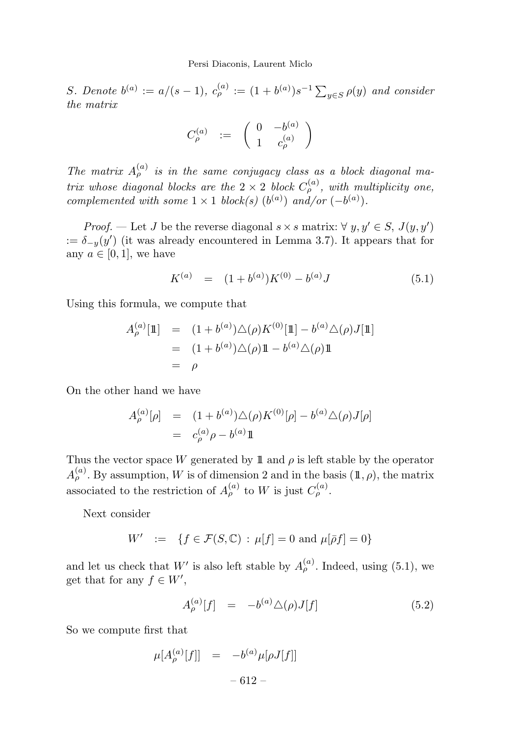*S. Denote $b^{(a)} := a/(s-1)$, $c_\rho^{(a)} := (1+b^{(a)})s^{-1}\sum_{y\in S}\rho(y)$ and consider the matrix*

$$C_\rho^{(a)} \quad := \quad \begin{pmatrix} 0 & -b^{(a)} \\ 1 & c_\rho^{(a)} \end{pmatrix}$$

*The matrix $A_\rho^{(a)}$ is in the same conjugacy class as a block diagonal matrix whose diagonal blocks are the $2\times 2$ block $C_\rho^{(a)}$, with multiplicity one, complemented with some $1\times 1$ block(s) $(b^{(a)})$ and/or $(-b^{(a)})$.*

*Proof.* — Let $J$ be the reverse diagonal $s\times s$ matrix: $\forall\ y, y'\in S$, $J(y,y') := \delta_{-y}(y')$ (it was already encountered in Lemma 3.7). It appears that for any $a\in[0,1]$, we have

$$K^{(a)} \quad = \quad (1+b^{(a)})K^{(0)} - b^{(a)}J \tag{5.1}$$

Using this formula, we compute that

$$\begin{aligned} A_\rho^{(a)}[\mathbb{1}] &= (1+b^{(a)})\triangle(\rho)K^{(0)}[\mathbb{1}] - b^{(a)}\triangle(\rho)J[\mathbb{1}] \\ &= (1+b^{(a)})\triangle(\rho)\mathbb{1} - b^{(a)}\triangle(\rho)\mathbb{1} \\ &= \rho \end{aligned}$$

On the other hand we have

$$\begin{aligned} A_\rho^{(a)}[\rho] &= (1+b^{(a)})\triangle(\rho)K^{(0)}[\rho] - b^{(a)}\triangle(\rho)J[\rho] \\ &= c_\rho^{(a)}\rho - b^{(a)}\mathbb{1} \end{aligned}$$

Thus the vector space $W$ generated by $\mathbb{1}$ and $\rho$ is left stable by the operator $A_\rho^{(a)}$. By assumption, $W$ is of dimension 2 and in the basis $(\mathbb{1},\rho)$, the matrix associated to the restriction of $A_\rho^{(a)}$ to $W$ is just $C_\rho^{(a)}$.

Next consider

$$W' \quad := \quad \{f\in\mathcal{F}(S,\mathbb{C})\ :\ \mu[f]=0 \text{ and } \mu[\bar{\rho}f]=0\}$$

and let us check that $W'$ is also left stable by $A_\rho^{(a)}$. Indeed, using (5.1), we get that for any $f\in W'$,

$$A_\rho^{(a)}[f] \quad = \quad -b^{(a)}\triangle(\rho)J[f] \tag{5.2}$$

So we compute first that

$$\mu[A_\rho^{(a)}[f]] \quad = \quad -b^{(a)}\mu[\rho J[f]]$$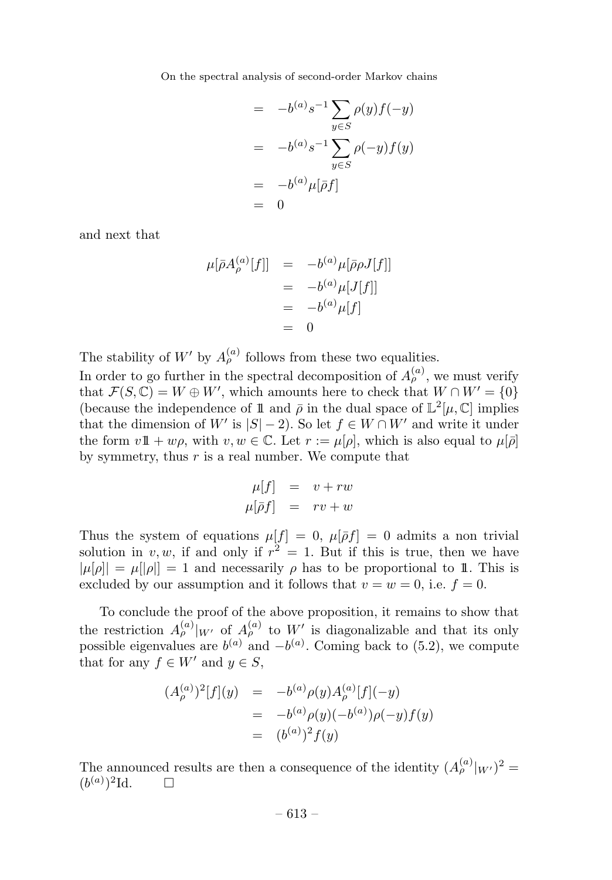$$
\begin{aligned}
&= -b^{(a)}s^{-1}\sum_{y\in S}\rho(y)f(-y)\\
&= -b^{(a)}s^{-1}\sum_{y\in S}\rho(-y)f(y)\\
&= -b^{(a)}\mu[\bar{\rho}f]\\
&= 0
\end{aligned}
$$

and next that

$$
\begin{aligned}
\mu[\bar{\rho}A_\rho^{(a)}[f]] &= -b^{(a)}\mu[\bar{\rho}\rho J[f]]\\
&= -b^{(a)}\mu[J[f]]\\
&= -b^{(a)}\mu[f]\\
&= 0
\end{aligned}
$$

The stability of $W'$ by $A_\rho^{(a)}$ follows from these two equalities.
In order to go further in the spectral decomposition of $A_\rho^{(a)}$, we must verify that $\mathcal{F}(S,\mathbb{C}) = W \oplus W'$, which amounts here to check that $W \cap W' = \{0\}$ (because the independence of $\mathbb{1}$ and $\bar{\rho}$ in the dual space of $\mathbb{L}^2[\mu,\mathbb{C}]$ implies that the dimension of $W'$ is $|S|-2$). So let $f \in W \cap W'$ and write it under the form $v\mathbb{1} + w\rho$, with $v, w \in \mathbb{C}$. Let $r := \mu[\rho]$, which is also equal to $\mu[\bar{\rho}]$ by symmetry, thus $r$ is a real number. We compute that

$$
\begin{aligned}
\mu[f] &= v + rw\\
\mu[\bar{\rho}f] &= rv + w
\end{aligned}
$$

Thus the system of equations $\mu[f] = 0$, $\mu[\bar{\rho}f] = 0$ admits a non trivial solution in $v, w$, if and only if $r^2 = 1$. But if this is true, then we have $|\mu[\rho]| = \mu[|\rho|] = 1$ and necessarily $\rho$ has to be proportional to $\mathbb{1}$. This is excluded by our assumption and it follows that $v = w = 0$, i.e. $f = 0$.

To conclude the proof of the above proposition, it remains to show that the restriction $A_\rho^{(a)}|_{W'}$ of $A_\rho^{(a)}$ to $W'$ is diagonalizable and that its only possible eigenvalues are $b^{(a)}$ and $-b^{(a)}$. Coming back to (5.2), we compute that for any $f \in W'$ and $y \in S$,

$$
\begin{aligned}
(A_\rho^{(a)})^2[f](y) &= -b^{(a)}\rho(y)A_\rho^{(a)}[f](-y)\\
&= -b^{(a)}\rho(y)(-b^{(a)})\rho(-y)f(y)\\
&= (b^{(a)})^2 f(y)
\end{aligned}
$$

The announced results are then a consequence of the identity $(A_\rho^{(a)}|_{W'})^2 = (b^{(a)})^2\mathrm{Id}$. □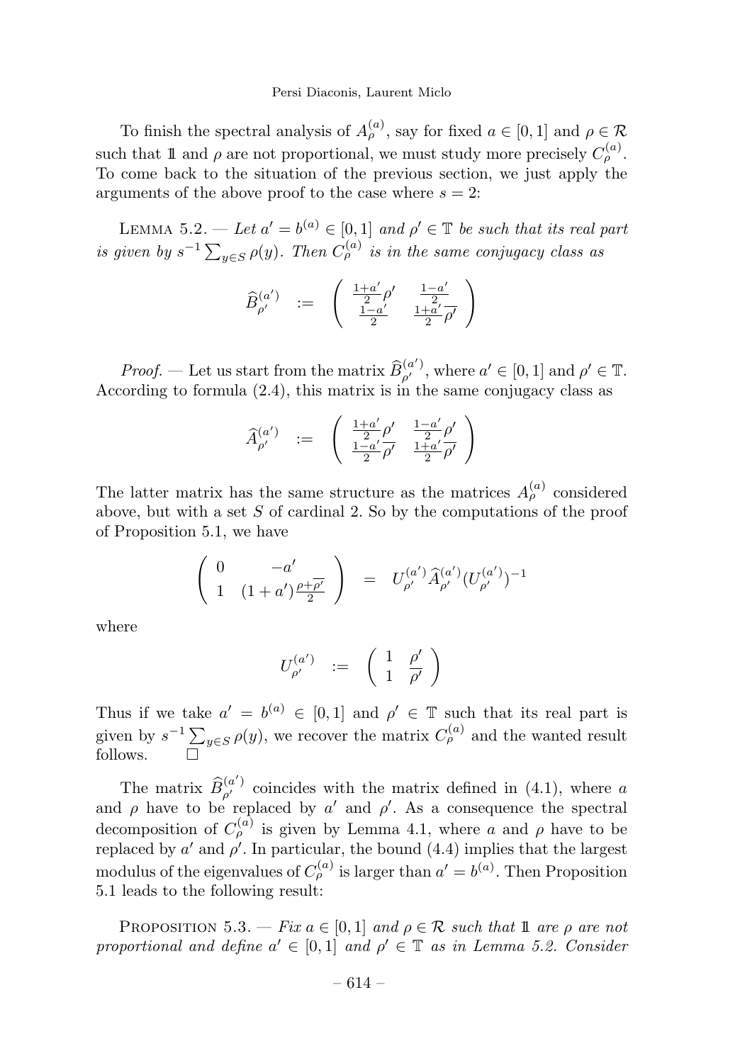To finish the spectral analysis of $A_\rho^{(a)}$, say for fixed $a \in [0,1]$ and $\rho \in \mathcal{R}$ such that $\mathbb{1}$ and $\rho$ are not proportional, we must study more precisely $C_\rho^{(a)}$. To come back to the situation of the previous section, we just apply the arguments of the above proof to the case where $s = 2$:

Lemma 5.2. — *Let $a' = b^{(a)} \in [0,1]$ and $\rho' \in \mathbb{T}$ be such that its real part is given by $s^{-1}\sum_{y\in S} \rho(y)$. Then $C_\rho^{(a)}$ is in the same conjugacy class as*

$$\widehat{B}_{\rho'}^{(a')} \quad := \quad \left(\begin{array}{cc} \frac{1+a'}{2}\rho' & \frac{1-a'}{2} \\ \frac{1-a'}{2} & \frac{1+a'}{2}\overline{\rho'} \end{array}\right)$$

*Proof.* — Let us start from the matrix $\widehat{B}_{\rho'}^{(a')}$, where $a' \in [0,1]$ and $\rho' \in \mathbb{T}$. According to formula (2.4), this matrix is in the same conjugacy class as

$$\widehat{A}_{\rho'}^{(a')} \quad := \quad \left(\begin{array}{cc} \frac{1+a'}{2}\rho' & \frac{1-a'}{2}\rho' \\ \frac{1-a'}{2}\overline{\rho'} & \frac{1+a'}{2}\overline{\rho'} \end{array}\right)$$

The latter matrix has the same structure as the matrices $A_\rho^{(a)}$ considered above, but with a set $S$ of cardinal 2. So by the computations of the proof of Proposition 5.1, we have

$$\left(\begin{array}{cc} 0 & -a' \\ 1 & (1+a')\frac{\rho+\overline{\rho'}}{2} \end{array}\right) \quad = \quad U_{\rho'}^{(a')}\widehat{A}_{\rho'}^{(a')}(U_{\rho'}^{(a')})^{-1}$$

where

$$U_{\rho'}^{(a')} \quad := \quad \left(\begin{array}{cc} 1 & \rho' \\ 1 & \overline{\rho'} \end{array}\right)$$

Thus if we take $a' = b^{(a)} \in [0,1]$ and $\rho' \in \mathbb{T}$ such that its real part is given by $s^{-1}\sum_{y\in S} \rho(y)$, we recover the matrix $C_\rho^{(a)}$ and the wanted result follows. $\square$

The matrix $\widehat{B}_{\rho'}^{(a')}$ coincides with the matrix defined in (4.1), where $a$ and $\rho$ have to be replaced by $a'$ and $\rho'$. As a consequence the spectral decomposition of $C_\rho^{(a)}$ is given by Lemma 4.1, where $a$ and $\rho$ have to be replaced by $a'$ and $\rho'$. In particular, the bound (4.4) implies that the largest modulus of the eigenvalues of $C_\rho^{(a)}$ is larger than $a' = b^{(a)}$. Then Proposition 5.1 leads to the following result:

Proposition 5.3. — *Fix $a \in [0,1]$ and $\rho \in \mathcal{R}$ such that $\mathbb{1}$ are $\rho$ are not proportional and define $a' \in [0,1]$ and $\rho' \in \mathbb{T}$ as in Lemma 5.2. Consider*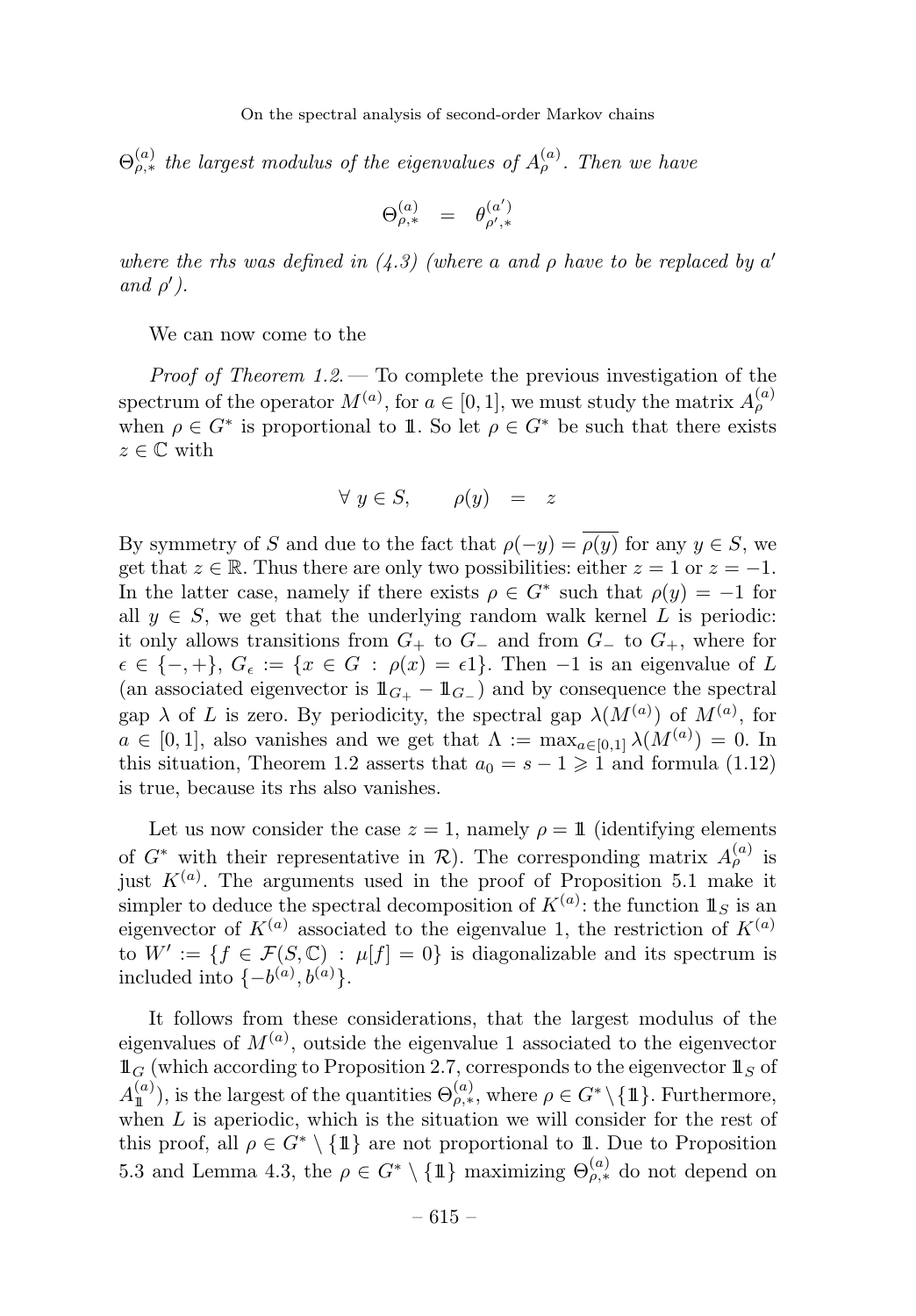$\Theta^{(a)}_{\rho,*}$ *the largest modulus of the eigenvalues of* $A^{(a)}_\rho$*. Then we have*

$$\Theta^{(a)}_{\rho,*} \quad = \quad \theta^{(a')}_{\rho',*}$$

*where the rhs was defined in (4.3) (where* $a$ *and* $\rho$ *have to be replaced by* $a'$ *and* $\rho'$*).*

We can now come to the

*Proof of Theorem 1.2.* — To complete the previous investigation of the spectrum of the operator $M^{(a)}$, for $a \in [0,1]$, we must study the matrix $A^{(a)}_\rho$ when $\rho \in G^*$ is proportional to $\mathbb{1}$. So let $\rho \in G^*$ be such that there exists $z \in \mathbb{C}$ with

$$\forall\ y \in S, \qquad \rho(y) \quad = \quad z$$

By symmetry of $S$ and due to the fact that $\rho(-y) = \overline{\rho(y)}$ for any $y \in S$, we get that $z \in \mathbb{R}$. Thus there are only two possibilities: either $z = 1$ or $z = -1$. In the latter case, namely if there exists $\rho \in G^*$ such that $\rho(y) = -1$ for all $y \in S$, we get that the underlying random walk kernel $L$ is periodic: it only allows transitions from $G_+$ to $G_-$ and from $G_-$ to $G_+$, where for $\epsilon \in \{-,+\}$, $G_\epsilon := \{x \in G\ :\ \rho(x) = \epsilon 1\}$. Then $-1$ is an eigenvalue of $L$ (an associated eigenvector is $\mathbb{1}_{G_+} - \mathbb{1}_{G_-}$) and by consequence the spectral gap $\lambda$ of $L$ is zero. By periodicity, the spectral gap $\lambda(M^{(a)})$ of $M^{(a)}$, for $a \in [0,1]$, also vanishes and we get that $\Lambda := \max_{a\in[0,1]} \lambda(M^{(a)}) = 0$. In this situation, Theorem 1.2 asserts that $a_0 = s - 1 \geqslant 1$ and formula (1.12) is true, because its rhs also vanishes.

Let us now consider the case $z = 1$, namely $\rho = \mathbb{1}$ (identifying elements of $G^*$ with their representative in $\mathcal{R}$). The corresponding matrix $A^{(a)}_\rho$ is just $K^{(a)}$. The arguments used in the proof of Proposition 5.1 make it simpler to deduce the spectral decomposition of $K^{(a)}$: the function $\mathbb{1}_S$ is an eigenvector of $K^{(a)}$ associated to the eigenvalue 1, the restriction of $K^{(a)}$ to $W' := \{f \in \mathcal{F}(S,\mathbb{C})\ :\ \mu[f] = 0\}$ is diagonalizable and its spectrum is included into $\{-b^{(a)}, b^{(a)}\}$.

It follows from these considerations, that the largest modulus of the eigenvalues of $M^{(a)}$, outside the eigenvalue 1 associated to the eigenvector $\mathbb{1}_G$ (which according to Proposition 2.7, corresponds to the eigenvector $\mathbb{1}_S$ of $A^{(a)}_{\mathbb{1}}$), is the largest of the quantities $\Theta^{(a)}_{\rho,*}$, where $\rho \in G^* \setminus \{\mathbb{1}\}$. Furthermore, when $L$ is aperiodic, which is the situation we will consider for the rest of this proof, all $\rho \in G^* \setminus \{\mathbb{1}\}$ are not proportional to $\mathbb{1}$. Due to Proposition 5.3 and Lemma 4.3, the $\rho \in G^* \setminus \{\mathbb{1}\}$ maximizing $\Theta^{(a)}_{\rho,*}$ do not depend on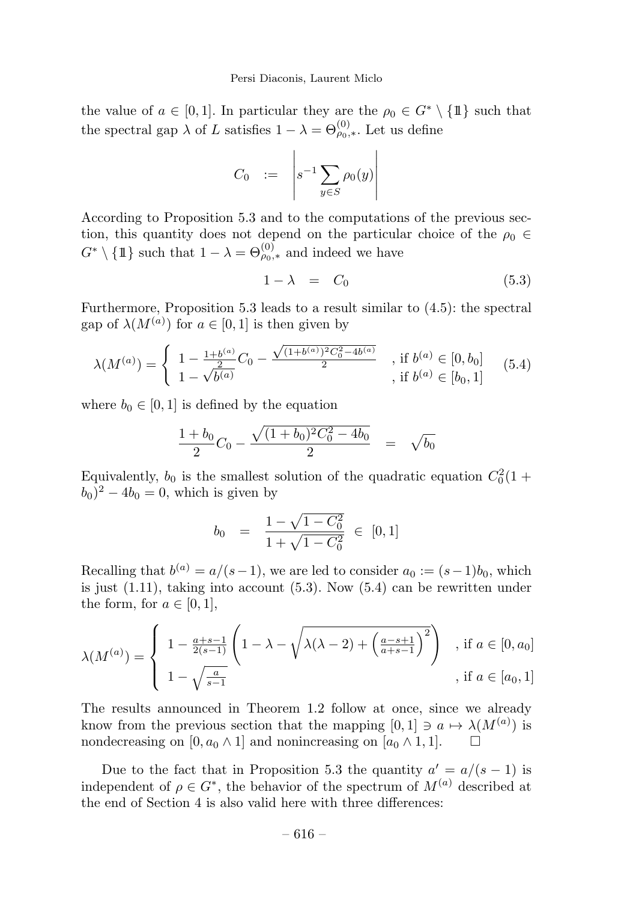the value of $a \in [0,1]$. In particular they are the $\rho_0 \in G^* \setminus \{\mathbb{1}\}$ such that the spectral gap $\lambda$ of $L$ satisfies $1-\lambda = \Theta^{(0)}_{\rho_0,*}$. Let us define

$$C_0 \quad := \quad \left| s^{-1} \sum_{y \in S} \rho_0(y) \right|$$

According to Proposition 5.3 and to the computations of the previous section, this quantity does not depend on the particular choice of the $\rho_0 \in G^* \setminus \{\mathbb{1}\}$ such that $1-\lambda = \Theta^{(0)}_{\rho_0,*}$ and indeed we have

$$1-\lambda \quad = \quad C_0 \tag{5.3}$$

Furthermore, Proposition 5.3 leads to a result similar to (4.5): the spectral gap of $\lambda(M^{(a)})$ for $a \in [0,1]$ is then given by

$$\lambda(M^{(a)}) = \begin{cases} 1 - \frac{1+b^{(a)}}{2} C_0 - \frac{\sqrt{(1+b^{(a)})^2 C_0^2 - 4b^{(a)}}}{2} & \text{, if } b^{(a)} \in [0, b_0] \\ 1 - \sqrt{b^{(a)}} & \text{, if } b^{(a)} \in [b_0, 1] \end{cases} \tag{5.4}$$

where $b_0 \in [0,1]$ is defined by the equation

$$\frac{1+b_0}{2} C_0 - \frac{\sqrt{(1+b_0)^2 C_0^2 - 4b_0}}{2} \quad = \quad \sqrt{b_0}$$

Equivalently, $b_0$ is the smallest solution of the quadratic equation $C_0^2(1+b_0)^2 - 4b_0 = 0$, which is given by

$$b_0 \quad = \quad \frac{1-\sqrt{1-C_0^2}}{1+\sqrt{1-C_0^2}} \;\in\; [0,1]$$

Recalling that $b^{(a)} = a/(s-1)$, we are led to consider $a_0 := (s-1)b_0$, which is just (1.11), taking into account (5.3). Now (5.4) can be rewritten under the form, for $a \in [0,1]$,

$$\lambda(M^{(a)}) = \begin{cases} 1 - \frac{a+s-1}{2(s-1)} \left( 1 - \lambda - \sqrt{\lambda(\lambda-2) + \left(\frac{a-s+1}{a+s-1}\right)^2} \right) & \text{, if } a \in [0, a_0] \\ 1 - \sqrt{\frac{a}{s-1}} & \text{, if } a \in [a_0, 1] \end{cases}$$

The results announced in Theorem 1.2 follow at once, since we already know from the previous section that the mapping $[0,1] \ni a \mapsto \lambda(M^{(a)})$ is nondecreasing on $[0, a_0 \wedge 1]$ and nonincreasing on $[a_0 \wedge 1, 1]$. $\square$

Due to the fact that in Proposition 5.3 the quantity $a' = a/(s-1)$ is independent of $\rho \in G^*$, the behavior of the spectrum of $M^{(a)}$ described at the end of Section 4 is also valid here with three differences: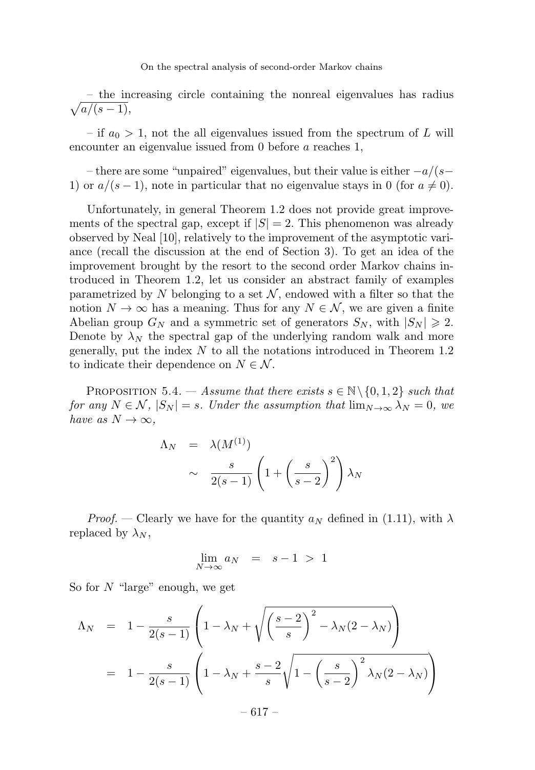– the increasing circle containing the nonreal eigenvalues has radius $\sqrt{a/(s-1)}$,

– if $a_0 > 1$, not the all eigenvalues issued from the spectrum of $L$ will encounter an eigenvalue issued from 0 before $a$ reaches 1,

– there are some "unpaired" eigenvalues, but their value is either $-a/(s-1)$ or $a/(s-1)$, note in particular that no eigenvalue stays in 0 (for $a \neq 0$).

Unfortunately, in general Theorem 1.2 does not provide great improvements of the spectral gap, except if $|S| = 2$. This phenomenon was already observed by Neal [10], relatively to the improvement of the asymptotic variance (recall the discussion at the end of Section 3). To get an idea of the improvement brought by the resort to the second order Markov chains introduced in Theorem 1.2, let us consider an abstract family of examples parametrized by $N$ belonging to a set $\mathcal{N}$, endowed with a filter so that the notion $N \to \infty$ has a meaning. Thus for any $N \in \mathcal{N}$, we are given a finite Abelian group $G_N$ and a symmetric set of generators $S_N$, with $|S_N| \geqslant 2$. Denote by $\lambda_N$ the spectral gap of the underlying random walk and more generally, put the index $N$ to all the notations introduced in Theorem 1.2 to indicate their dependence on $N \in \mathcal{N}$.

Proposition 5.4. — *Assume that there exists $s \in \mathbb{N} \setminus \{0, 1, 2\}$ such that for any $N \in \mathcal{N}$, $|S_N| = s$. Under the assumption that $\lim_{N\to\infty} \lambda_N = 0$, we have as $N \to \infty$,*

$$\begin{aligned} \Lambda_N &= \lambda(M^{(1)}) \\ &\sim \frac{s}{2(s-1)} \left(1 + \left(\frac{s}{s-2}\right)^2\right) \lambda_N \end{aligned}$$

*Proof.* — Clearly we have for the quantity $a_N$ defined in (1.11), with $\lambda$ replaced by $\lambda_N$,

$$\lim_{N\to\infty} a_N \quad = \quad s - 1 \ > \ 1$$

So for $N$ "large" enough, we get

$$\begin{aligned} \Lambda_N &= 1 - \frac{s}{2(s-1)} \left(1 - \lambda_N + \sqrt{\left(\frac{s-2}{s}\right)^2 - \lambda_N(2 - \lambda_N)}\right) \\ &= 1 - \frac{s}{2(s-1)} \left(1 - \lambda_N + \frac{s-2}{s}\sqrt{1 - \left(\frac{s}{s-2}\right)^2 \lambda_N(2 - \lambda_N)}\right) \end{aligned}$$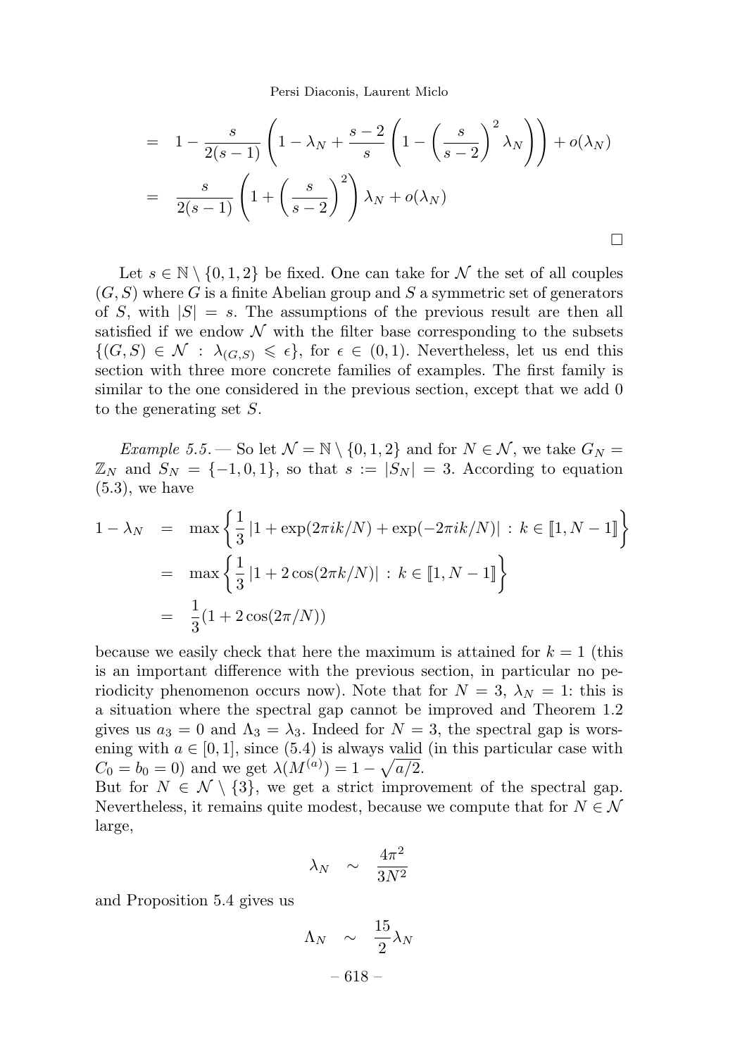$$
\begin{aligned}
&= 1 - \frac{s}{2(s-1)}\left(1 - \lambda_N + \frac{s-2}{s}\left(1 - \left(\frac{s}{s-2}\right)^2 \lambda_N\right)\right) + o(\lambda_N) \\
&= \frac{s}{2(s-1)}\left(1 + \left(\frac{s}{s-2}\right)^2\right)\lambda_N + o(\lambda_N)
\end{aligned}
$$

□

Let $s \in \mathbb{N} \setminus \{0, 1, 2\}$ be fixed. One can take for $\mathcal{N}$ the set of all couples $(G, S)$ where $G$ is a finite Abelian group and $S$ a symmetric set of generators of $S$, with $|S| = s$. The assumptions of the previous result are then all satisfied if we endow $\mathcal{N}$ with the filter base corresponding to the subsets $\{(G, S) \in \mathcal{N} : \lambda_{(G,S)} \leqslant \epsilon\}$, for $\epsilon \in (0, 1)$. Nevertheless, let us end this section with three more concrete families of examples. The first family is similar to the one considered in the previous section, except that we add 0 to the generating set $S$.

*Example 5.5.* — So let $\mathcal{N} = \mathbb{N} \setminus \{0, 1, 2\}$ and for $N \in \mathcal{N}$, we take $G_N = \mathbb{Z}_N$ and $S_N = \{-1, 0, 1\}$, so that $s := |S_N| = 3$. According to equation (5.3), we have

$$
\begin{aligned}
1 - \lambda_N &= \max\left\{\frac{1}{3}\left|1 + \exp(2\pi i k/N) + \exp(-2\pi i k/N)\right| \,:\, k \in [\![1, N-1]\!]\right\} \\
&= \max\left\{\frac{1}{3}\left|1 + 2\cos(2\pi k/N)\right| \,:\, k \in [\![1, N-1]\!]\right\} \\
&= \frac{1}{3}(1 + 2\cos(2\pi/N))
\end{aligned}
$$

because we easily check that here the maximum is attained for $k = 1$ (this is an important difference with the previous section, in particular no periodicity phenomenon occurs now). Note that for $N = 3$, $\lambda_N = 1$: this is a situation where the spectral gap cannot be improved and Theorem 1.2 gives us $a_3 = 0$ and $\Lambda_3 = \lambda_3$. Indeed for $N = 3$, the spectral gap is worsening with $a \in [0, 1]$, since (5.4) is always valid (in this particular case with $C_0 = b_0 = 0$) and we get $\lambda(M^{(a)}) = 1 - \sqrt{a/2}$.
But for $N \in \mathcal{N} \setminus \{3\}$, we get a strict improvement of the spectral gap. Nevertheless, it remains quite modest, because we compute that for $N \in \mathcal{N}$ large,

$$
\lambda_N \quad \sim \quad \frac{4\pi^2}{3N^2}
$$

and Proposition 5.4 gives us

$$
\Lambda_N \quad \sim \quad \frac{15}{2}\lambda_N
$$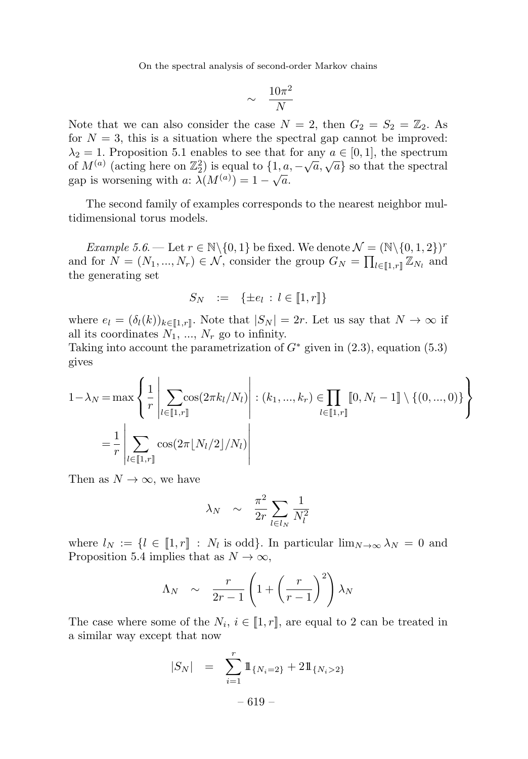$$\sim \quad \frac{10\pi^2}{N}$$

Note that we can also consider the case $N = 2$, then $G_2 = S_2 = \mathbb{Z}_2$. As for $N = 3$, this is a situation where the spectral gap cannot be improved: $\lambda_2 = 1$. Proposition 5.1 enables to see that for any $a \in [0,1]$, the spectrum of $M^{(a)}$ (acting here on $\mathbb{Z}_2^2$) is equal to $\{1, a, -\sqrt{a}, \sqrt{a}\}$ so that the spectral gap is worsening with $a$: $\lambda(M^{(a)}) = 1 - \sqrt{a}$.

The second family of examples corresponds to the nearest neighbor multidimensional torus models.

*Example 5.6.* — Let $r \in \mathbb{N}\backslash\{0,1\}$ be fixed. We denote $\mathcal{N} = (\mathbb{N}\backslash\{0,1,2\})^r$ and for $N = (N_1, \ldots, N_r) \in \mathcal{N}$, consider the group $G_N = \prod_{l \in [\![1,r]\!]} \mathbb{Z}_{N_l}$ and the generating set

$$S_N \quad := \quad \{\pm e_l \ : \ l \in [\![1,r]\!]\}$$

where $e_l = (\delta_l(k))_{k \in [\![1,r]\!]}$. Note that $|S_N| = 2r$. Let us say that $N \to \infty$ if all its coordinates $N_1$, ..., $N_r$ go to infinity.
Taking into account the parametrization of $G^*$ given in (2.3), equation (5.3) gives

$$\begin{aligned}
1 - \lambda_N &= \max\left\{ \frac{1}{r}\left|\sum_{l \in [\![1,r]\!]} \cos(2\pi k_l/N_l)\right| : (k_1, \ldots, k_r) \in \prod_{l \in [\![1,r]\!]} [\![0, N_l - 1]\!] \setminus \{(0, \ldots, 0)\}\right\} \\
&= \frac{1}{r}\left|\sum_{l \in [\![1,r]\!]} \cos(2\pi\lfloor N_l/2\rfloor/N_l)\right|
\end{aligned}$$

Then as $N \to \infty$, we have

$$\lambda_N \quad \sim \quad \frac{\pi^2}{2r}\sum_{l \in l_N}\frac{1}{N_l^2}$$

where $l_N := \{l \in [\![1,r]\!] \ : \ N_l \text{ is odd}\}$. In particular $\lim_{N\to\infty} \lambda_N = 0$ and Proposition 5.4 implies that as $N \to \infty$,

$$\Lambda_N \quad \sim \quad \frac{r}{2r-1}\left(1 + \left(\frac{r}{r-1}\right)^2\right)\lambda_N$$

The case where some of the $N_i$, $i \in [\![1,r]\!]$, are equal to 2 can be treated in a similar way except that now

$$|S_N| \quad = \quad \sum_{i=1}^{r} \mathbb{1}_{\{N_i=2\}} + 2\mathbb{1}_{\{N_i>2\}}$$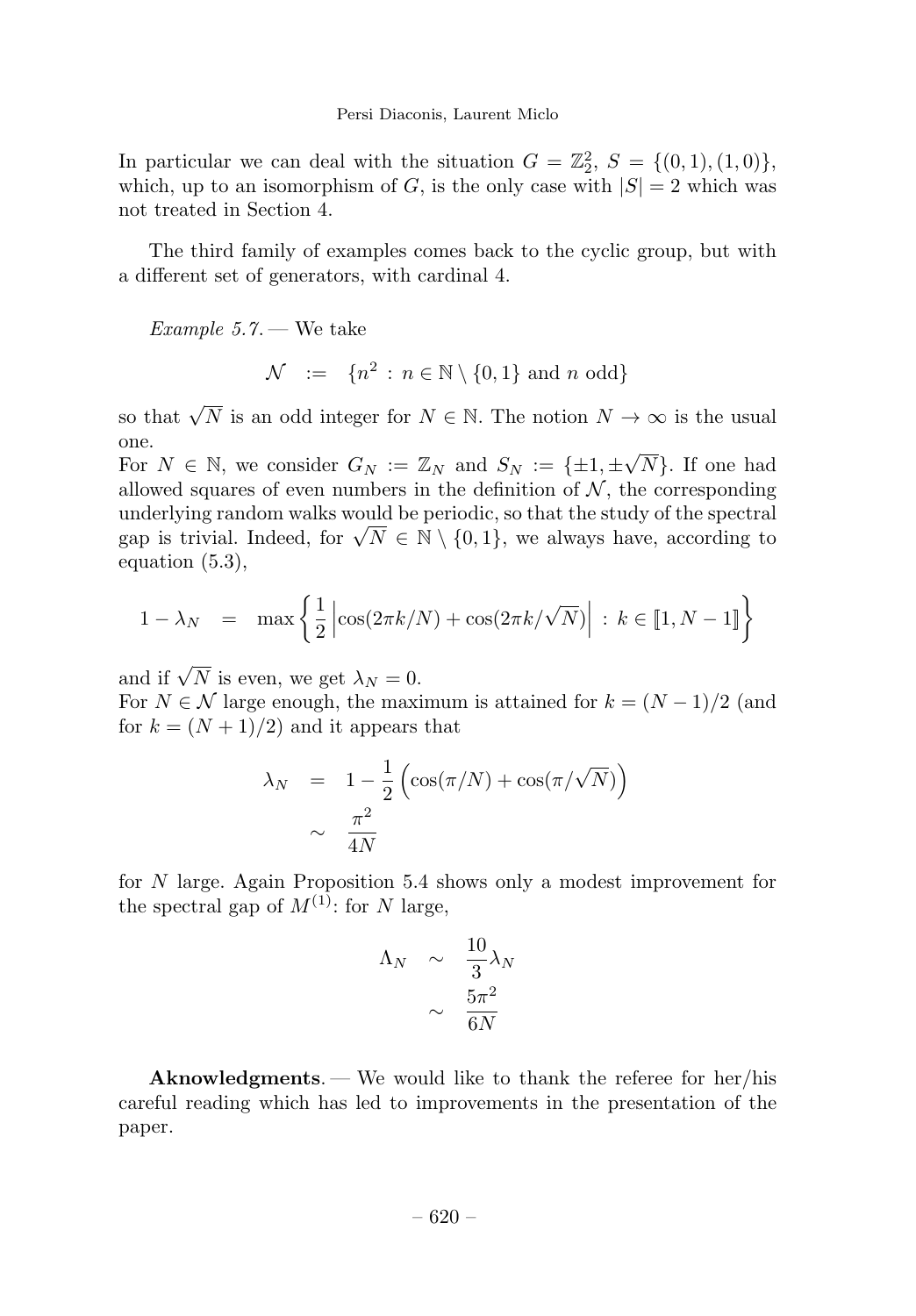In particular we can deal with the situation $G = \mathbb{Z}_2^2$, $S = \{(0,1),(1,0)\}$, which, up to an isomorphism of $G$, is the only case with $|S| = 2$ which was not treated in Section 4.

The third family of examples comes back to the cyclic group, but with a different set of generators, with cardinal 4.

*Example 5.7.* — We take

$$\mathcal{N} \quad := \quad \{n^2 \,:\, n \in \mathbb{N} \setminus \{0,1\} \text{ and } n \text{ odd}\}$$

so that $\sqrt{N}$ is an odd integer for $N \in \mathbb{N}$. The notion $N \to \infty$ is the usual one.
For $N \in \mathbb{N}$, we consider $G_N := \mathbb{Z}_N$ and $S_N := \{\pm 1, \pm\sqrt{N}\}$. If one had allowed squares of even numbers in the definition of $\mathcal{N}$, the corresponding underlying random walks would be periodic, so that the study of the spectral gap is trivial. Indeed, for $\sqrt{N} \in \mathbb{N} \setminus \{0,1\}$, we always have, according to equation (5.3),

$$1 - \lambda_N \quad = \quad \max\left\{\frac{1}{2}\left|\cos(2\pi k/N) + \cos(2\pi k/\sqrt{N})\right| \,:\, k \in [\![1, N-1]\!]\right\}$$

and if $\sqrt{N}$ is even, we get $\lambda_N = 0$.
For $N \in \mathcal{N}$ large enough, the maximum is attained for $k = (N-1)/2$ (and for $k = (N+1)/2$) and it appears that

$$\begin{aligned}
\lambda_N \quad &= \quad 1 - \frac{1}{2}\left(\cos(\pi/N) + \cos(\pi/\sqrt{N})\right) \\
&\sim \quad \frac{\pi^2}{4N}
\end{aligned}$$

for $N$ large. Again Proposition 5.4 shows only a modest improvement for the spectral gap of $M^{(1)}$: for $N$ large,

$$\begin{aligned}
\Lambda_N \quad &\sim \quad \frac{10}{3}\lambda_N \\
&\sim \quad \frac{5\pi^2}{6N}
\end{aligned}$$

**Aknowledgments**. — We would like to thank the referee for her/his careful reading which has led to improvements in the presentation of the paper.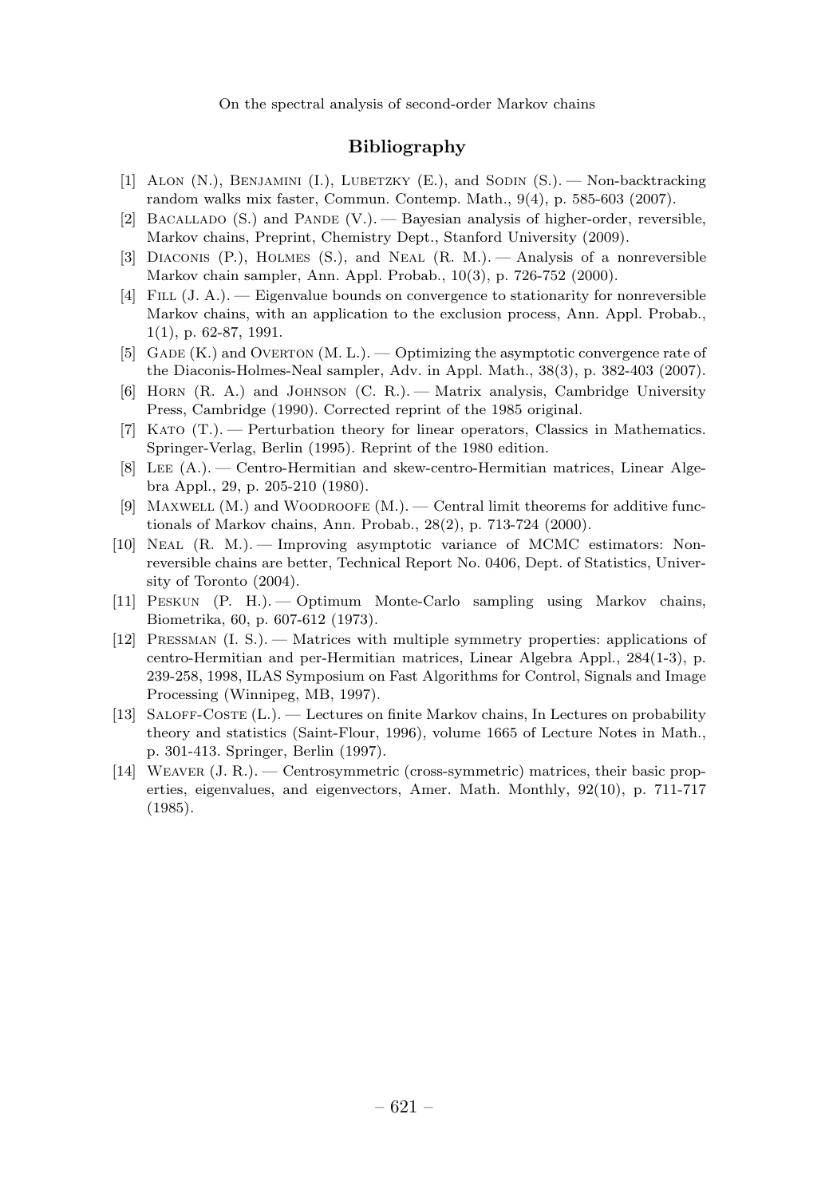## Bibliography

[1] Alon (N.), Benjamini (I.), Lubetzky (E.), and Sodin (S.). — Non-backtracking random walks mix faster, Commun. Contemp. Math., 9(4), p. 585-603 (2007).

[2] Bacallado (S.) and Pande (V.). — Bayesian analysis of higher-order, reversible, Markov chains, Preprint, Chemistry Dept., Stanford University (2009).

[3] Diaconis (P.), Holmes (S.), and Neal (R. M.). — Analysis of a nonreversible Markov chain sampler, Ann. Appl. Probab., 10(3), p. 726-752 (2000).

[4] Fill (J. A.). — Eigenvalue bounds on convergence to stationarity for nonreversible Markov chains, with an application to the exclusion process, Ann. Appl. Probab., 1(1), p. 62-87, 1991.

[5] Gade (K.) and Overton (M. L.). — Optimizing the asymptotic convergence rate of the Diaconis-Holmes-Neal sampler, Adv. in Appl. Math., 38(3), p. 382-403 (2007).

[6] Horn (R. A.) and Johnson (C. R.). — Matrix analysis, Cambridge University Press, Cambridge (1990). Corrected reprint of the 1985 original.

[7] Kato (T.). — Perturbation theory for linear operators, Classics in Mathematics. Springer-Verlag, Berlin (1995). Reprint of the 1980 edition.

[8] Lee (A.). — Centro-Hermitian and skew-centro-Hermitian matrices, Linear Algebra Appl., 29, p. 205-210 (1980).

[9] Maxwell (M.) and Woodroofe (M.). — Central limit theorems for additive functionals of Markov chains, Ann. Probab., 28(2), p. 713-724 (2000).

[10] Neal (R. M.). — Improving asymptotic variance of MCMC estimators: Non-reversible chains are better, Technical Report No. 0406, Dept. of Statistics, University of Toronto (2004).

[11] Peskun (P. H.). — Optimum Monte-Carlo sampling using Markov chains, Biometrika, 60, p. 607-612 (1973).

[12] Pressman (I. S.). — Matrices with multiple symmetry properties: applications of centro-Hermitian and per-Hermitian matrices, Linear Algebra Appl., 284(1-3), p. 239-258, 1998, ILAS Symposium on Fast Algorithms for Control, Signals and Image Processing (Winnipeg, MB, 1997).

[13] Saloff-Coste (L.). — Lectures on finite Markov chains, In Lectures on probability theory and statistics (Saint-Flour, 1996), volume 1665 of Lecture Notes in Math., p. 301-413. Springer, Berlin (1997).

[14] Weaver (J. R.). — Centrosymmetric (cross-symmetric) matrices, their basic properties, eigenvalues, and eigenvectors, Amer. Math. Monthly, 92(10), p. 711-717 (1985).